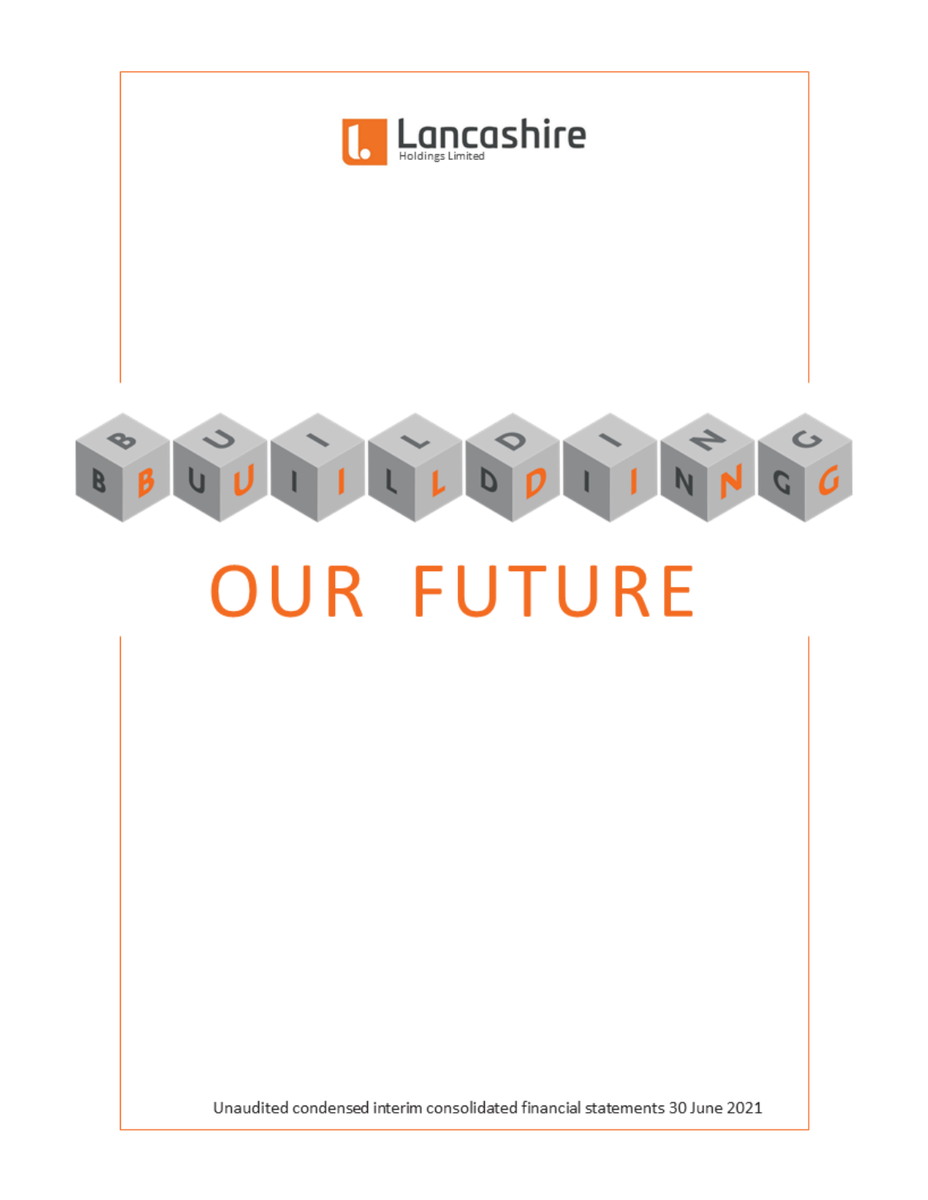Lancashire
Holdings Limited

# BUILDING OUR FUTURE

Unaudited condensed interim consolidated financial statements 30 June 2021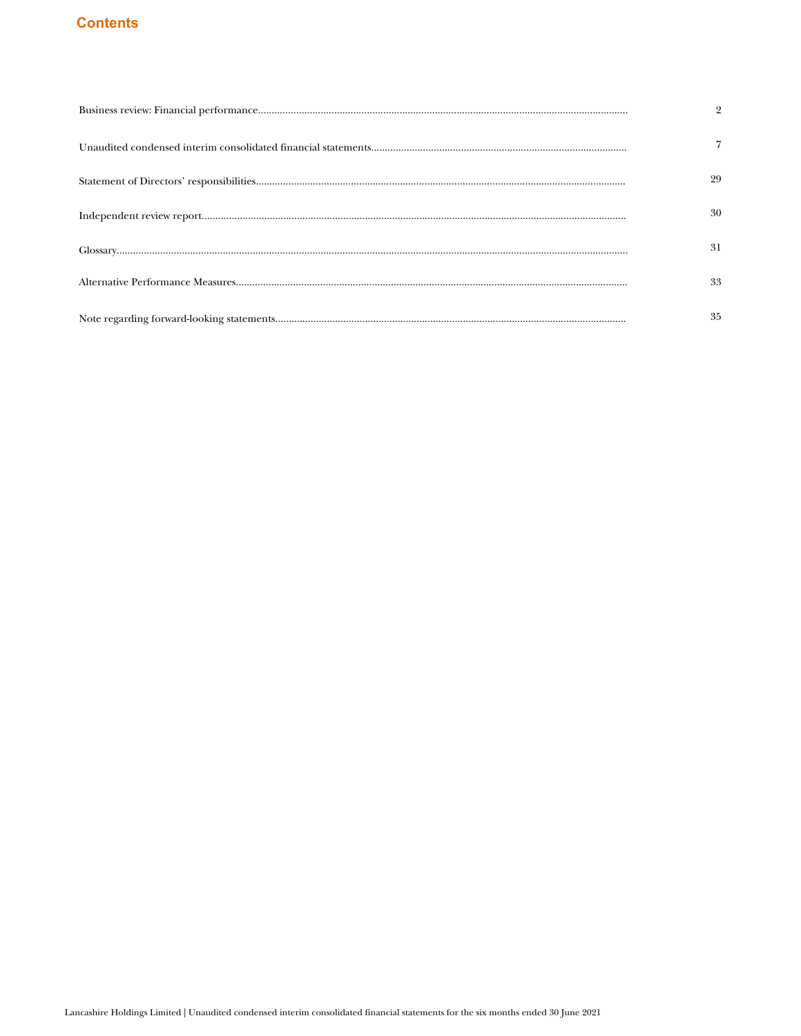# Contents

| | |
|---|---|
| Business review: Financial performance | 2 |
| Unaudited condensed interim consolidated financial statements | 7 |
| Statement of Directors' responsibilities | 29 |
| Independent review report | 30 |
| Glossary | 31 |
| Alternative Performance Measures | 33 |
| Note regarding forward-looking statements | 35 |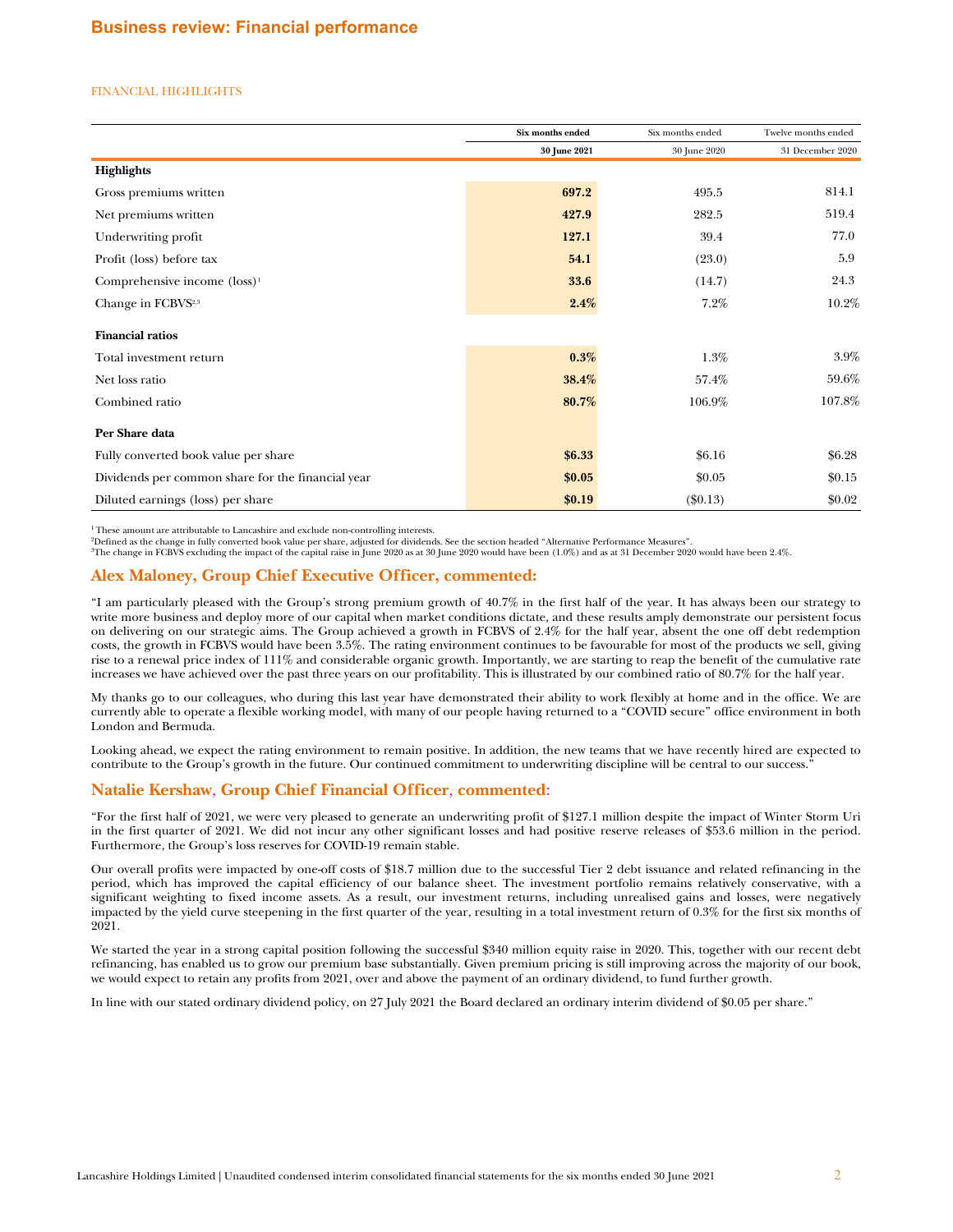# Business review: Financial performance

FINANCIAL HIGHLIGHTS

| | Six months ended 30 June 2021 | Six months ended 30 June 2020 | Twelve months ended 31 December 2020 |
|---|---|---|---|
| **Highlights** | | | |
| Gross premiums written | **697.2** | 495.5 | 814.1 |
| Net premiums written | **427.9** | 282.5 | 519.4 |
| Underwriting profit | **127.1** | 39.4 | 77.0 |
| Profit (loss) before tax | **54.1** | (23.0) | 5.9 |
| Comprehensive income (loss)[1] | **33.6** | (14.7) | 24.3 |
| Change in FCBVS[2,3] | **2.4%** | 7.2% | 10.2% |
| **Financial ratios** | | | |
| Total investment return | **0.3%** | 1.3% | 3.9% |
| Net loss ratio | **38.4%** | 57.4% | 59.6% |
| Combined ratio | **80.7%** | 106.9% | 107.8% |
| **Per Share data** | | | |
| Fully converted book value per share | **$6.33** | $6.16 | $6.28 |
| Dividends per common share for the financial year | **$0.05** | $0.05 | $0.15 |
| Diluted earnings (loss) per share | **$0.19** | ($0.13) | $0.02 |

[1] These amount are attributable to Lancashire and exclude non-controlling interests.
[2] Defined as the change in fully converted book value per share, adjusted for dividends. See the section headed "Alternative Performance Measures".
[3] The change in FCBVS excluding the impact of the capital raise in June 2020 as at 30 June 2020 would have been (1.0%) and as at 31 December 2020 would have been 2.4%.

## Alex Maloney, Group Chief Executive Officer, commented:

"I am particularly pleased with the Group's strong premium growth of 40.7% in the first half of the year. It has always been our strategy to write more business and deploy more of our capital when market conditions dictate, and these results amply demonstrate our persistent focus on delivering on our strategic aims. The Group achieved a growth in FCBVS of 2.4% for the half year, absent the one off debt redemption costs, the growth in FCBVS would have been 3.5%. The rating environment continues to be favourable for most of the products we sell, giving rise to a renewal price index of 111% and considerable organic growth. Importantly, we are starting to reap the benefit of the cumulative rate increases we have achieved over the past three years on our profitability. This is illustrated by our combined ratio of 80.7% for the half year.

My thanks go to our colleagues, who during this last year have demonstrated their ability to work flexibly at home and in the office. We are currently able to operate a flexible working model, with many of our people having returned to a "COVID secure" office environment in both London and Bermuda.

Looking ahead, we expect the rating environment to remain positive. In addition, the new teams that we have recently hired are expected to contribute to the Group's growth in the future. Our continued commitment to underwriting discipline will be central to our success."

## Natalie Kershaw, Group Chief Financial Officer, commented:

"For the first half of 2021, we were very pleased to generate an underwriting profit of $127.1 million despite the impact of Winter Storm Uri in the first quarter of 2021. We did not incur any other significant losses and had positive reserve releases of $53.6 million in the period. Furthermore, the Group's loss reserves for COVID-19 remain stable.

Our overall profits were impacted by one-off costs of $18.7 million due to the successful Tier 2 debt issuance and related refinancing in the period, which has improved the capital efficiency of our balance sheet. The investment portfolio remains relatively conservative, with a significant weighting to fixed income assets. As a result, our investment returns, including unrealised gains and losses, were negatively impacted by the yield curve steepening in the first quarter of the year, resulting in a total investment return of 0.3% for the first six months of 2021.

We started the year in a strong capital position following the successful $340 million equity raise in 2020. This, together with our recent debt refinancing, has enabled us to grow our premium base substantially. Given premium pricing is still improving across the majority of our book, we would expect to retain any profits from 2021, over and above the payment of an ordinary dividend, to fund further growth.

In line with our stated ordinary dividend policy, on 27 July 2021 the Board declared an ordinary interim dividend of $0.05 per share."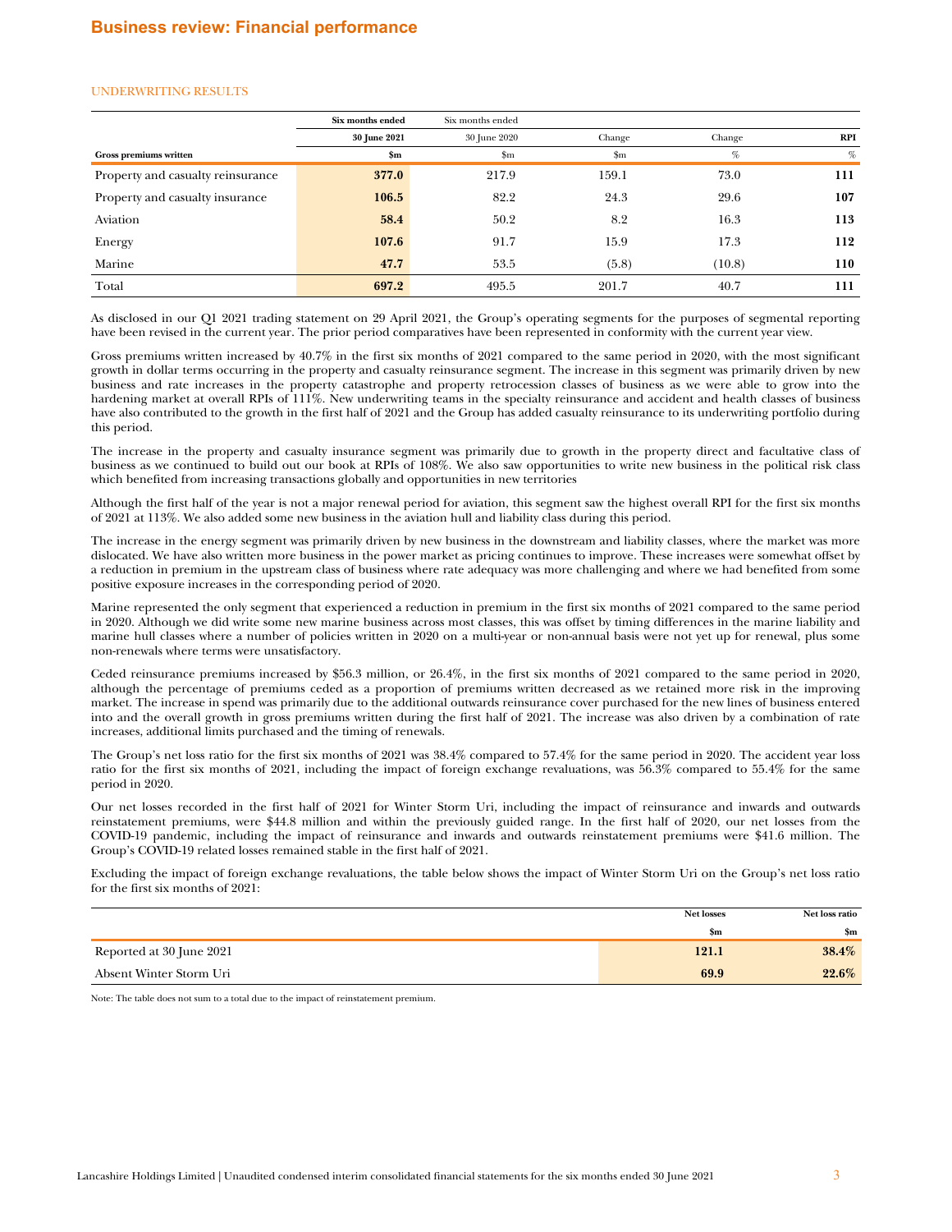# Business review: Financial performance

## UNDERWRITING RESULTS

| | Six months ended 30 June 2021 | Six months ended 30 June 2020 | Change | Change | RPI |
|---|---|---|---|---|---|
| **Gross premiums written** | **$m** | $m | $m | % | % |
| Property and casualty reinsurance | **377.0** | 217.9 | 159.1 | 73.0 | **111** |
| Property and casualty insurance | **106.5** | 82.2 | 24.3 | 29.6 | **107** |
| Aviation | **58.4** | 50.2 | 8.2 | 16.3 | **113** |
| Energy | **107.6** | 91.7 | 15.9 | 17.3 | **112** |
| Marine | **47.7** | 53.5 | (5.8) | (10.8) | **110** |
| Total | **697.2** | 495.5 | 201.7 | 40.7 | **111** |

As disclosed in our Q1 2021 trading statement on 29 April 2021, the Group's operating segments for the purposes of segmental reporting have been revised in the current year. The prior period comparatives have been represented in conformity with the current year view.

Gross premiums written increased by 40.7% in the first six months of 2021 compared to the same period in 2020, with the most significant growth in dollar terms occurring in the property and casualty reinsurance segment. The increase in this segment was primarily driven by new business and rate increases in the property catastrophe and property retrocession classes of business as we were able to grow into the hardening market at overall RPIs of 111%. New underwriting teams in the specialty reinsurance and accident and health classes of business have also contributed to the growth in the first half of 2021 and the Group has added casualty reinsurance to its underwriting portfolio during this period.

The increase in the property and casualty insurance segment was primarily due to growth in the property direct and facultative class of business as we continued to build out our book at RPIs of 108%. We also saw opportunities to write new business in the political risk class which benefited from increasing transactions globally and opportunities in new territories

Although the first half of the year is not a major renewal period for aviation, this segment saw the highest overall RPI for the first six months of 2021 at 113%. We also added some new business in the aviation hull and liability class during this period.

The increase in the energy segment was primarily driven by new business in the downstream and liability classes, where the market was more dislocated. We have also written more business in the power market as pricing continues to improve. These increases were somewhat offset by a reduction in premium in the upstream class of business where rate adequacy was more challenging and where we had benefited from some positive exposure increases in the corresponding period of 2020.

Marine represented the only segment that experienced a reduction in premium in the first six months of 2021 compared to the same period in 2020. Although we did write some new marine business across most classes, this was offset by timing differences in the marine liability and marine hull classes where a number of policies written in 2020 on a multi-year or non-annual basis were not yet up for renewal, plus some non-renewals where terms were unsatisfactory.

Ceded reinsurance premiums increased by $56.3 million, or 26.4%, in the first six months of 2021 compared to the same period in 2020, although the percentage of premiums ceded as a proportion of premiums written decreased as we retained more risk in the improving market. The increase in spend was primarily due to the additional outwards reinsurance cover purchased for the new lines of business entered into and the overall growth in gross premiums written during the first half of 2021. The increase was also driven by a combination of rate increases, additional limits purchased and the timing of renewals.

The Group's net loss ratio for the first six months of 2021 was 38.4% compared to 57.4% for the same period in 2020. The accident year loss ratio for the first six months of 2021, including the impact of foreign exchange revaluations, was 56.3% compared to 55.4% for the same period in 2020.

Our net losses recorded in the first half of 2021 for Winter Storm Uri, including the impact of reinsurance and inwards and outwards reinstatement premiums, were $44.8 million and within the previously guided range. In the first half of 2020, our net losses from the COVID-19 pandemic, including the impact of reinsurance and inwards and outwards reinstatement premiums were $41.6 million. The Group's COVID-19 related losses remained stable in the first half of 2021.

Excluding the impact of foreign exchange revaluations, the table below shows the impact of Winter Storm Uri on the Group's net loss ratio for the first six months of 2021:

| | Net losses | Net loss ratio |
|---|---|---|
| | $m | $m |
| Reported at 30 June 2021 | **121.1** | **38.4%** |
| Absent Winter Storm Uri | **69.9** | **22.6%** |

Note: The table does not sum to a total due to the impact of reinstatement premium.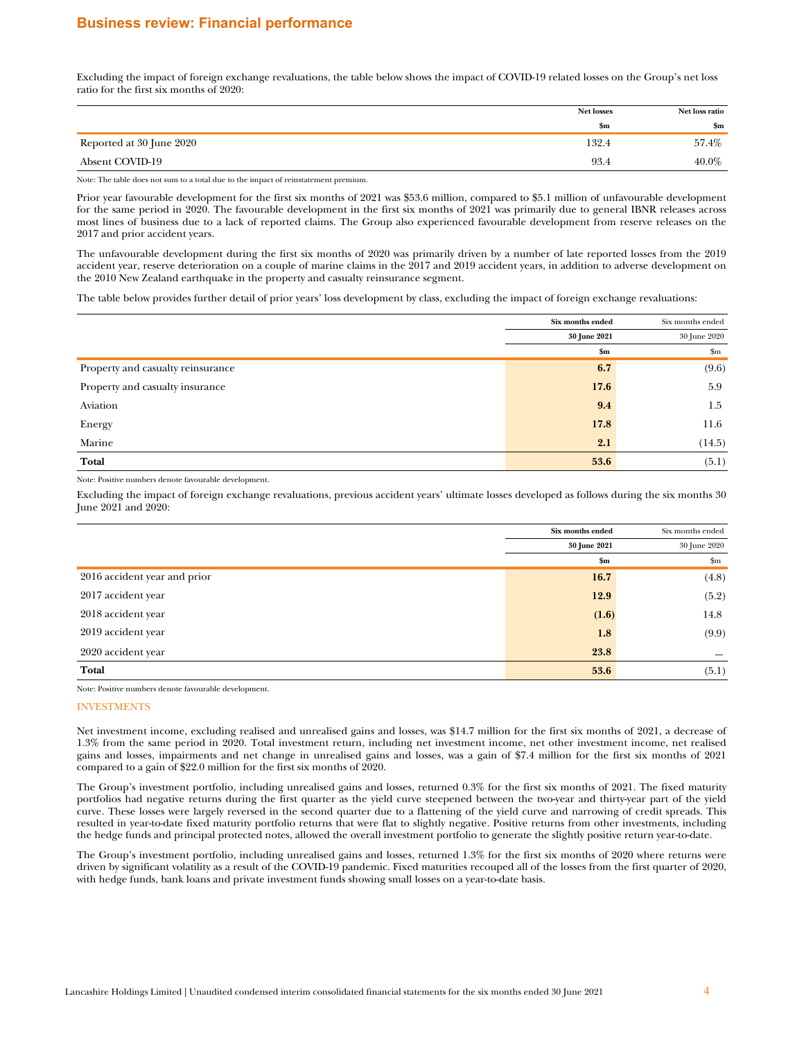## Business review: Financial performance

Excluding the impact of foreign exchange revaluations, the table below shows the impact of COVID-19 related losses on the Group's net loss ratio for the first six months of 2020:

| | Net losses<br>$m | Net loss ratio<br>$m |
|---|---|---|
| Reported at 30 June 2020 | 132.4 | 57.4% |
| Absent COVID-19 | 93.4 | 40.0% |

Note: The table does not sum to a total due to the impact of reinstatement premium.

Prior year favourable development for the first six months of 2021 was $53.6 million, compared to $5.1 million of unfavourable development for the same period in 2020. The favourable development in the first six months of 2021 was primarily due to general IBNR releases across most lines of business due to a lack of reported claims. The Group also experienced favourable development from reserve releases on the 2017 and prior accident years.

The unfavourable development during the first six months of 2020 was primarily driven by a number of late reported losses from the 2019 accident year, reserve deterioration on a couple of marine claims in the 2017 and 2019 accident years, in addition to adverse development on the 2010 New Zealand earthquake in the property and casualty reinsurance segment.

The table below provides further detail of prior years' loss development by class, excluding the impact of foreign exchange revaluations:

| | Six months ended<br>30 June 2021<br>$m | Six months ended<br>30 June 2020<br>$m |
|---|---|---|
| Property and casualty reinsurance | **6.7** | (9.6) |
| Property and casualty insurance | **17.6** | 5.9 |
| Aviation | **9.4** | 1.5 |
| Energy | **17.8** | 11.6 |
| Marine | **2.1** | (14.5) |
| **Total** | **53.6** | (5.1) |

Note: Positive numbers denote favourable development.

Excluding the impact of foreign exchange revaluations, previous accident years' ultimate losses developed as follows during the six months 30 June 2021 and 2020:

| | Six months ended<br>30 June 2021<br>$m | Six months ended<br>30 June 2020<br>$m |
|---|---|---|
| 2016 accident year and prior | **16.7** | (4.8) |
| 2017 accident year | **12.9** | (5.2) |
| 2018 accident year | **(1.6)** | 14.8 |
| 2019 accident year | **1.8** | (9.9) |
| 2020 accident year | **23.8** | — |
| **Total** | **53.6** | (5.1) |

Note: Positive numbers denote favourable development.

### INVESTMENTS

Net investment income, excluding realised and unrealised gains and losses, was $14.7 million for the first six months of 2021, a decrease of 1.3% from the same period in 2020. Total investment return, including net investment income, net other investment income, net realised gains and losses, impairments and net change in unrealised gains and losses, was a gain of $7.4 million for the first six months of 2021 compared to a gain of $22.0 million for the first six months of 2020.

The Group's investment portfolio, including unrealised gains and losses, returned 0.3% for the first six months of 2021. The fixed maturity portfolios had negative returns during the first quarter as the yield curve steepened between the two-year and thirty-year part of the yield curve. These losses were largely reversed in the second quarter due to a flattening of the yield curve and narrowing of credit spreads. This resulted in year-to-date fixed maturity portfolio returns that were flat to slightly negative. Positive returns from other investments, including the hedge funds and principal protected notes, allowed the overall investment portfolio to generate the slightly positive return year-to-date.

The Group's investment portfolio, including unrealised gains and losses, returned 1.3% for the first six months of 2020 where returns were driven by significant volatility as a result of the COVID-19 pandemic. Fixed maturities recouped all of the losses from the first quarter of 2020, with hedge funds, bank loans and private investment funds showing small losses on a year-to-date basis.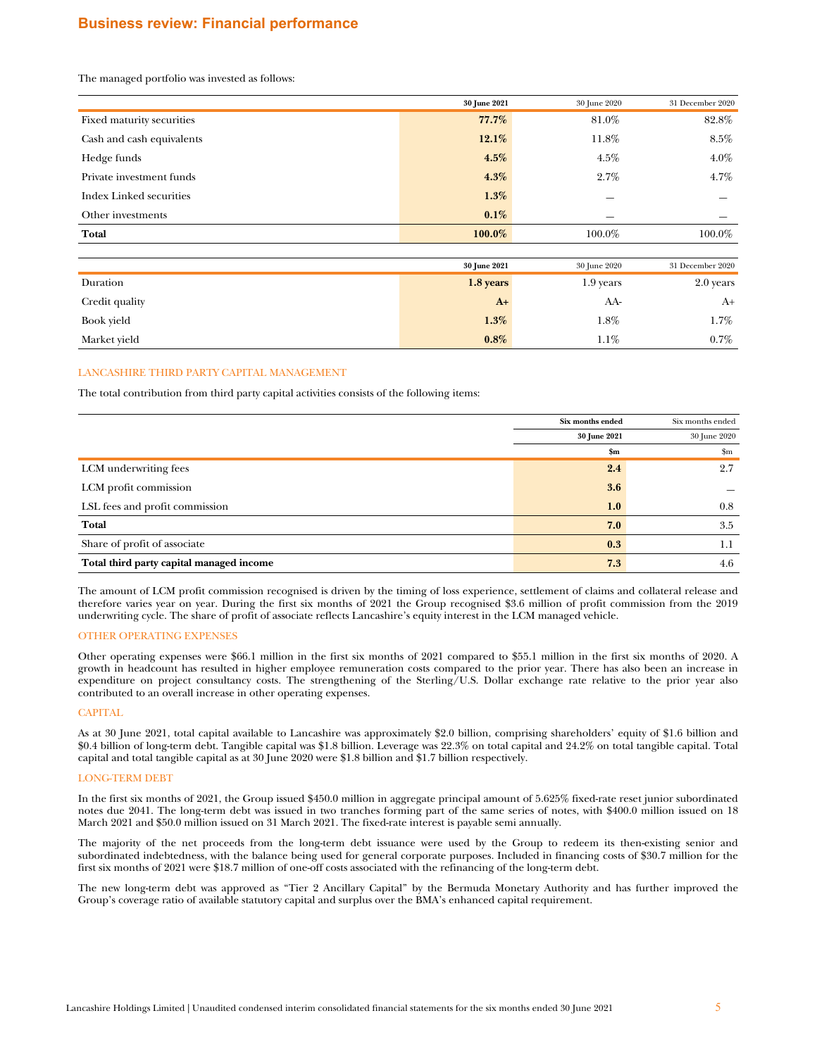## Business review: Financial performance

The managed portfolio was invested as follows:

| | **30 June 2021** | 30 June 2020 | 31 December 2020 |
|---|---|---|---|
| Fixed maturity securities | **77.7%** | 81.0% | 82.8% |
| Cash and cash equivalents | **12.1%** | 11.8% | 8.5% |
| Hedge funds | **4.5%** | 4.5% | 4.0% |
| Private investment funds | **4.3%** | 2.7% | 4.7% |
| Index Linked securities | **1.3%** | — | — |
| Other investments | **0.1%** | — | — |
| **Total** | **100.0%** | 100.0% | 100.0% |

| | **30 June 2021** | 30 June 2020 | 31 December 2020 |
|---|---|---|---|
| Duration | **1.8 years** | 1.9 years | 2.0 years |
| Credit quality | **A+** | AA- | A+ |
| Book yield | **1.3%** | 1.8% | 1.7% |
| Market yield | **0.8%** | 1.1% | 0.7% |

### LANCASHIRE THIRD PARTY CAPITAL MANAGEMENT

The total contribution from third party capital activities consists of the following items:

| | **Six months ended** | Six months ended |
|---|---|---|
| | **30 June 2021** | 30 June 2020 |
| | **$m** | $m |
| LCM underwriting fees | **2.4** | 2.7 |
| LCM profit commission | **3.6** | — |
| LSL fees and profit commission | **1.0** | 0.8 |
| **Total** | **7.0** | 3.5 |
| Share of profit of associate | **0.3** | 1.1 |
| **Total third party capital managed income** | **7.3** | 4.6 |

The amount of LCM profit commission recognised is driven by the timing of loss experience, settlement of claims and collateral release and therefore varies year on year. During the first six months of 2021 the Group recognised $3.6 million of profit commission from the 2019 underwriting cycle. The share of profit of associate reflects Lancashire's equity interest in the LCM managed vehicle.

### OTHER OPERATING EXPENSES

Other operating expenses were $66.1 million in the first six months of 2021 compared to $55.1 million in the first six months of 2020. A growth in headcount has resulted in higher employee remuneration costs compared to the prior year. There has also been an increase in expenditure on project consultancy costs. The strengthening of the Sterling/U.S. Dollar exchange rate relative to the prior year also contributed to an overall increase in other operating expenses.

### CAPITAL

As at 30 June 2021, total capital available to Lancashire was approximately $2.0 billion, comprising shareholders' equity of $1.6 billion and $0.4 billion of long-term debt. Tangible capital was $1.8 billion. Leverage was 22.3% on total capital and 24.2% on total tangible capital. Total capital and total tangible capital as at 30 June 2020 were $1.8 billion and $1.7 billion respectively.

### LONG-TERM DEBT

In the first six months of 2021, the Group issued $450.0 million in aggregate principal amount of 5.625% fixed-rate reset junior subordinated notes due 2041. The long-term debt was issued in two tranches forming part of the same series of notes, with $400.0 million issued on 18 March 2021 and $50.0 million issued on 31 March 2021. The fixed-rate interest is payable semi annually.

The majority of the net proceeds from the long-term debt issuance were used by the Group to redeem its then-existing senior and subordinated indebtedness, with the balance being used for general corporate purposes. Included in financing costs of $30.7 million for the first six months of 2021 were $18.7 million of one-off costs associated with the refinancing of the long-term debt.

The new long-term debt was approved as "Tier 2 Ancillary Capital" by the Bermuda Monetary Authority and has further improved the Group's coverage ratio of available statutory capital and surplus over the BMA's enhanced capital requirement.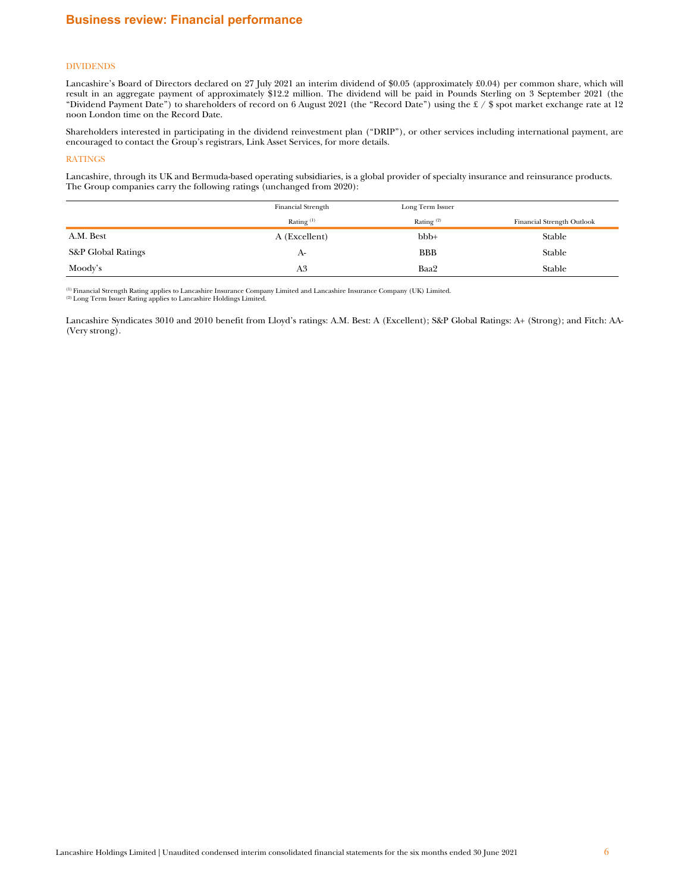# Business review: Financial performance

## DIVIDENDS

Lancashire's Board of Directors declared on 27 July 2021 an interim dividend of $0.05 (approximately £0.04) per common share, which will result in an aggregate payment of approximately $12.2 million. The dividend will be paid in Pounds Sterling on 3 September 2021 (the "Dividend Payment Date") to shareholders of record on 6 August 2021 (the "Record Date") using the £ / $ spot market exchange rate at 12 noon London time on the Record Date.

Shareholders interested in participating in the dividend reinvestment plan ("DRIP"), or other services including international payment, are encouraged to contact the Group's registrars, Link Asset Services, for more details.

## RATINGS

Lancashire, through its UK and Bermuda-based operating subsidiaries, is a global provider of specialty insurance and reinsurance products. The Group companies carry the following ratings (unchanged from 2020):

| | Financial Strength Rating [1] | Long Term Issuer Rating [2] | Financial Strength Outlook |
|---|---|---|---|
| A.M. Best | A (Excellent) | bbb+ | Stable |
| S&P Global Ratings | A- | BBB | Stable |
| Moody's | A3 | Baa2 | Stable |

[1] Financial Strength Rating applies to Lancashire Insurance Company Limited and Lancashire Insurance Company (UK) Limited.
[2] Long Term Issuer Rating applies to Lancashire Holdings Limited.

Lancashire Syndicates 3010 and 2010 benefit from Lloyd's ratings: A.M. Best: A (Excellent); S&P Global Ratings: A+ (Strong); and Fitch: AA- (Very strong).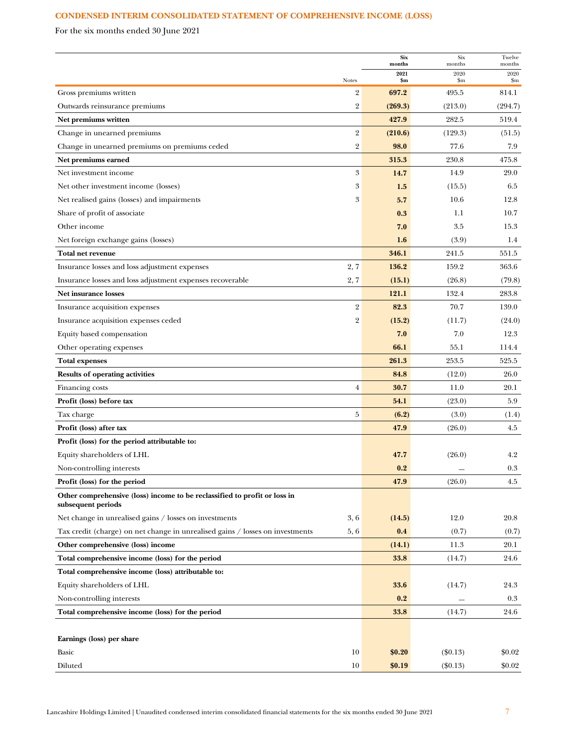## CONDENSED INTERIM CONSOLIDATED STATEMENT OF COMPREHENSIVE INCOME (LOSS)

For the six months ended 30 June 2021

| | Notes | **Six months 2021 $m** | Six months 2020 $m | Twelve months 2020 $m |
|---|---|---|---|---|
| Gross premiums written | 2 | **697.2** | 495.5 | 814.1 |
| Outwards reinsurance premiums | 2 | **(269.3)** | (213.0) | (294.7) |
| **Net premiums written** | | **427.9** | 282.5 | 519.4 |
| Change in unearned premiums | 2 | **(210.6)** | (129.3) | (51.5) |
| Change in unearned premiums on premiums ceded | 2 | **98.0** | 77.6 | 7.9 |
| **Net premiums earned** | | **315.3** | 230.8 | 475.8 |
| Net investment income | 3 | **14.7** | 14.9 | 29.0 |
| Net other investment income (losses) | 3 | **1.5** | (15.5) | 6.5 |
| Net realised gains (losses) and impairments | 3 | **5.7** | 10.6 | 12.8 |
| Share of profit of associate | | **0.3** | 1.1 | 10.7 |
| Other income | | **7.0** | 3.5 | 15.3 |
| Net foreign exchange gains (losses) | | **1.6** | (3.9) | 1.4 |
| **Total net revenue** | | **346.1** | 241.5 | 551.5 |
| Insurance losses and loss adjustment expenses | 2, 7 | **136.2** | 159.2 | 363.6 |
| Insurance losses and loss adjustment expenses recoverable | 2, 7 | **(15.1)** | (26.8) | (79.8) |
| **Net insurance losses** | | **121.1** | 132.4 | 283.8 |
| Insurance acquisition expenses | 2 | **82.3** | 70.7 | 139.0 |
| Insurance acquisition expenses ceded | 2 | **(15.2)** | (11.7) | (24.0) |
| Equity based compensation | | **7.0** | 7.0 | 12.3 |
| Other operating expenses | | **66.1** | 55.1 | 114.4 |
| **Total expenses** | | **261.3** | 253.5 | 525.5 |
| **Results of operating activities** | | **84.8** | (12.0) | 26.0 |
| Financing costs | 4 | **30.7** | 11.0 | 20.1 |
| **Profit (loss) before tax** | | **54.1** | (23.0) | 5.9 |
| Tax charge | 5 | **(6.2)** | (3.0) | (1.4) |
| **Profit (loss) after tax** | | **47.9** | (26.0) | 4.5 |
| **Profit (loss) for the period attributable to:** | | | | |
| Equity shareholders of LHL | | **47.7** | (26.0) | 4.2 |
| Non-controlling interests | | **0.2** | — | 0.3 |
| **Profit (loss) for the period** | | **47.9** | (26.0) | 4.5 |
| **Other comprehensive (loss) income to be reclassified to profit or loss in subsequent periods** | | | | |
| Net change in unrealised gains / losses on investments | 3, 6 | **(14.5)** | 12.0 | 20.8 |
| Tax credit (charge) on net change in unrealised gains / losses on investments | 5, 6 | **0.4** | (0.7) | (0.7) |
| **Other comprehensive (loss) income** | | **(14.1)** | 11.3 | 20.1 |
| **Total comprehensive income (loss) for the period** | | **33.8** | (14.7) | 24.6 |
| **Total comprehensive income (loss) attributable to:** | | | | |
| Equity shareholders of LHL | | **33.6** | (14.7) | 24.3 |
| Non-controlling interests | | **0.2** | — | 0.3 |
| **Total comprehensive income (loss) for the period** | | **33.8** | (14.7) | 24.6 |
| | | | | |
| **Earnings (loss) per share** | | | | |
| Basic | 10 | **$0.20** | ($0.13) | $0.02 |
| Diluted | 10 | **$0.19** | ($0.13) | $0.02 |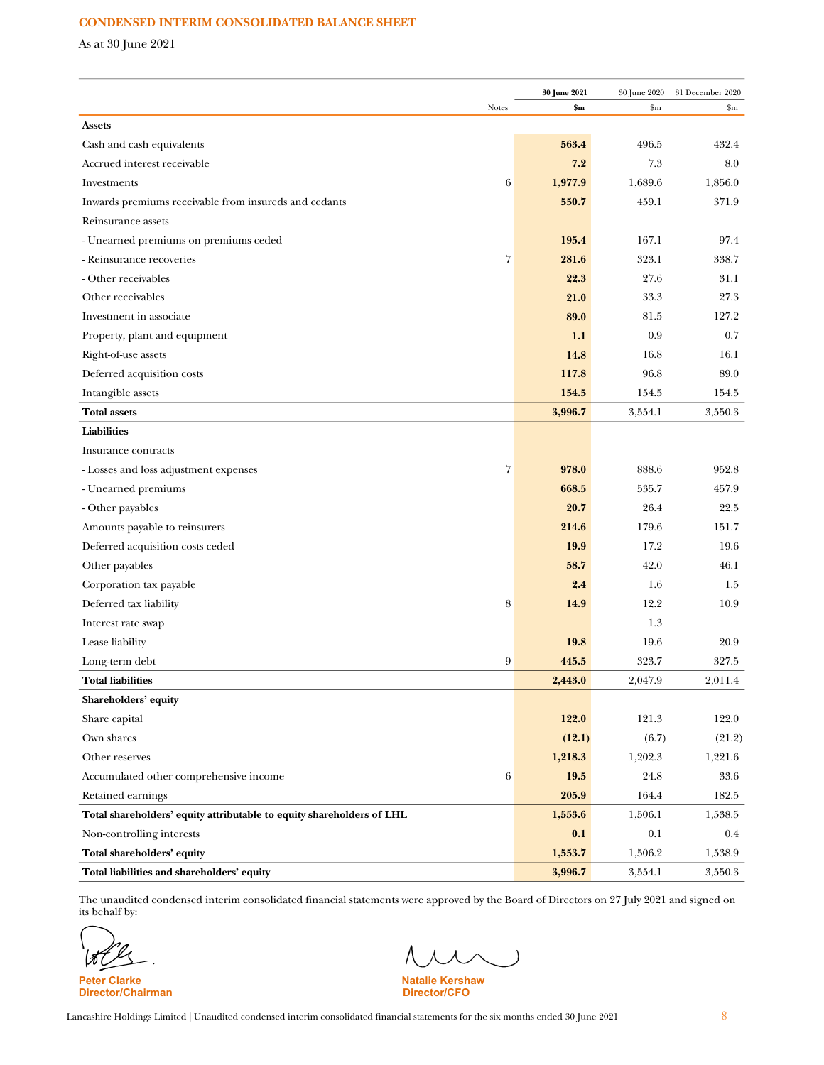## CONDENSED INTERIM CONSOLIDATED BALANCE SHEET

As at 30 June 2021

| | Notes | 30 June 2021 $m | 30 June 2020 $m | 31 December 2020 $m |
|---|---|---|---|---|
| **Assets** | | | | |
| Cash and cash equivalents | | **563.4** | 496.5 | 432.4 |
| Accrued interest receivable | | **7.2** | 7.3 | 8.0 |
| Investments | 6 | **1,977.9** | 1,689.6 | 1,856.0 |
| Inwards premiums receivable from insureds and cedants | | **550.7** | 459.1 | 371.9 |
| Reinsurance assets | | | | |
| - Unearned premiums on premiums ceded | | **195.4** | 167.1 | 97.4 |
| - Reinsurance recoveries | 7 | **281.6** | 323.1 | 338.7 |
| - Other receivables | | **22.3** | 27.6 | 31.1 |
| Other receivables | | **21.0** | 33.3 | 27.3 |
| Investment in associate | | **89.0** | 81.5 | 127.2 |
| Property, plant and equipment | | **1.1** | 0.9 | 0.7 |
| Right-of-use assets | | **14.8** | 16.8 | 16.1 |
| Deferred acquisition costs | | **117.8** | 96.8 | 89.0 |
| Intangible assets | | **154.5** | 154.5 | 154.5 |
| **Total assets** | | **3,996.7** | 3,554.1 | 3,550.3 |
| **Liabilities** | | | | |
| Insurance contracts | | | | |
| - Losses and loss adjustment expenses | 7 | **978.0** | 888.6 | 952.8 |
| - Unearned premiums | | **668.5** | 535.7 | 457.9 |
| - Other payables | | **20.7** | 26.4 | 22.5 |
| Amounts payable to reinsurers | | **214.6** | 179.6 | 151.7 |
| Deferred acquisition costs ceded | | **19.9** | 17.2 | 19.6 |
| Other payables | | **58.7** | 42.0 | 46.1 |
| Corporation tax payable | | **2.4** | 1.6 | 1.5 |
| Deferred tax liability | 8 | **14.9** | 12.2 | 10.9 |
| Interest rate swap | | **—** | 1.3 | — |
| Lease liability | | **19.8** | 19.6 | 20.9 |
| Long-term debt | 9 | **445.5** | 323.7 | 327.5 |
| **Total liabilities** | | **2,443.0** | 2,047.9 | 2,011.4 |
| **Shareholders' equity** | | | | |
| Share capital | | **122.0** | 121.3 | 122.0 |
| Own shares | | **(12.1)** | (6.7) | (21.2) |
| Other reserves | | **1,218.3** | 1,202.3 | 1,221.6 |
| Accumulated other comprehensive income | 6 | **19.5** | 24.8 | 33.6 |
| Retained earnings | | **205.9** | 164.4 | 182.5 |
| **Total shareholders' equity attributable to equity shareholders of LHL** | | **1,553.6** | 1,506.1 | 1,538.5 |
| Non-controlling interests | | **0.1** | 0.1 | 0.4 |
| **Total shareholders' equity** | | **1,553.7** | 1,506.2 | 1,538.9 |
| **Total liabilities and shareholders' equity** | | **3,996.7** | 3,554.1 | 3,550.3 |

The unaudited condensed interim consolidated financial statements were approved by the Board of Directors on 27 July 2021 and signed on its behalf by:

**Peter Clarke**
**Director/Chairman**

**Natalie Kershaw**
**Director/CFO**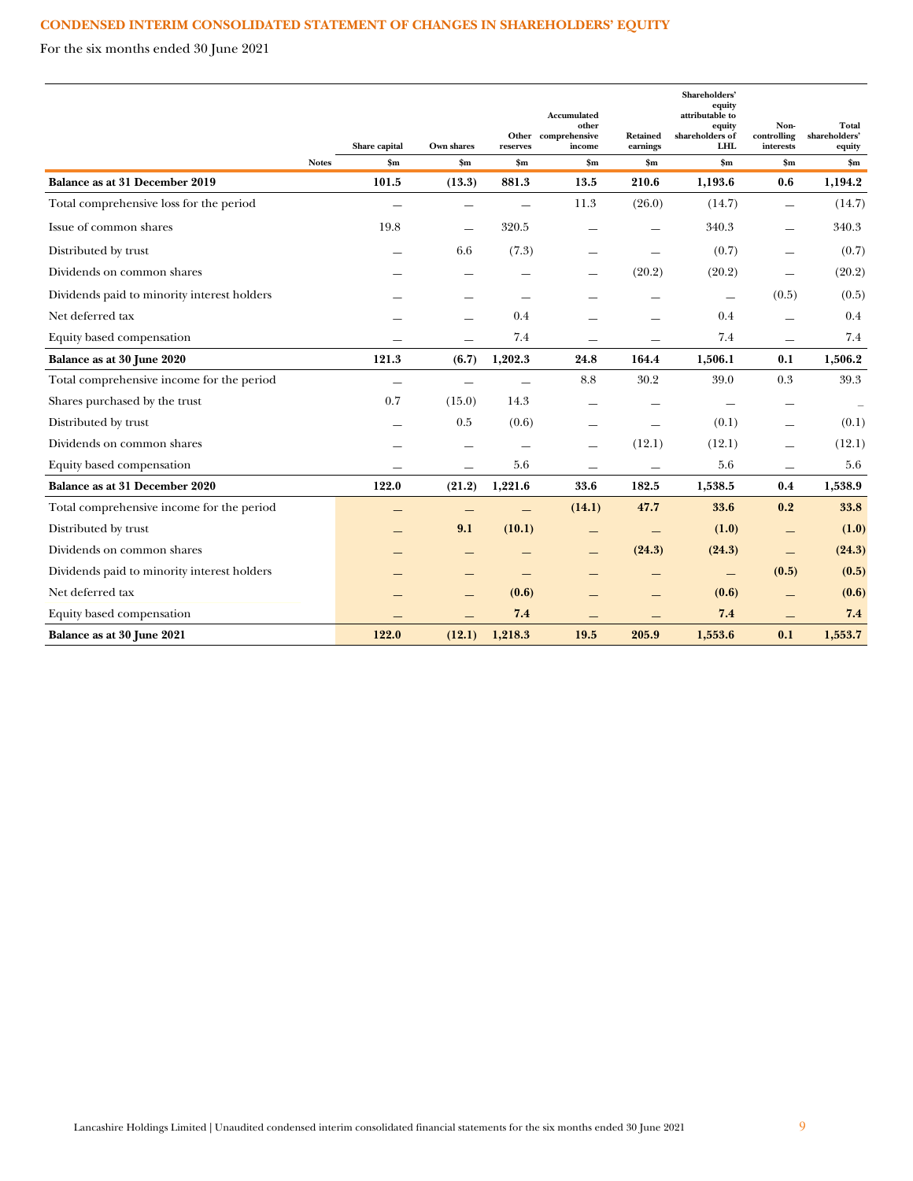## CONDENSED INTERIM CONSOLIDATED STATEMENT OF CHANGES IN SHAREHOLDERS' EQUITY

For the six months ended 30 June 2021

| | Notes | Share capital | Own shares | Other reserves | Accumulated other comprehensive income | Retained earnings | Shareholders' equity attributable to equity shareholders of LHL | Non-controlling interests | Total shareholders' equity |
|---|---|---|---|---|---|---|---|---|---|
| | | $m | $m | $m | $m | $m | $m | $m | $m |
| **Balance as at 31 December 2019** | | **101.5** | **(13.3)** | **881.3** | **13.5** | **210.6** | **1,193.6** | **0.6** | **1,194.2** |
| Total comprehensive loss for the period | | — | — | — | 11.3 | (26.0) | (14.7) | — | (14.7) |
| Issue of common shares | | 19.8 | — | 320.5 | — | — | 340.3 | — | 340.3 |
| Distributed by trust | | — | 6.6 | (7.3) | — | — | (0.7) | — | (0.7) |
| Dividends on common shares | | — | — | — | — | (20.2) | (20.2) | — | (20.2) |
| Dividends paid to minority interest holders | | — | — | — | — | — | — | (0.5) | (0.5) |
| Net deferred tax | | — | — | 0.4 | — | — | 0.4 | — | 0.4 |
| Equity based compensation | | — | — | 7.4 | — | — | 7.4 | — | 7.4 |
| **Balance as at 30 June 2020** | | **121.3** | **(6.7)** | **1,202.3** | **24.8** | **164.4** | **1,506.1** | **0.1** | **1,506.2** |
| Total comprehensive income for the period | | — | — | — | 8.8 | 30.2 | 39.0 | 0.3 | 39.3 |
| Shares purchased by the trust | | 0.7 | (15.0) | 14.3 | — | — | — | — | — |
| Distributed by trust | | — | 0.5 | (0.6) | — | — | (0.1) | — | (0.1) |
| Dividends on common shares | | — | — | — | — | (12.1) | (12.1) | — | (12.1) |
| Equity based compensation | | — | — | 5.6 | — | — | 5.6 | — | 5.6 |
| **Balance as at 31 December 2020** | | **122.0** | **(21.2)** | **1,221.6** | **33.6** | **182.5** | **1,538.5** | **0.4** | **1,538.9** |
| Total comprehensive income for the period | | **—** | **—** | **—** | **(14.1)** | **47.7** | **33.6** | **0.2** | **33.8** |
| Distributed by trust | | **—** | **9.1** | **(10.1)** | **—** | **—** | **(1.0)** | **—** | **(1.0)** |
| Dividends on common shares | | **—** | **—** | **—** | **—** | **(24.3)** | **(24.3)** | **—** | **(24.3)** |
| Dividends paid to minority interest holders | | **—** | **—** | **—** | **—** | **—** | **—** | **(0.5)** | **(0.5)** |
| Net deferred tax | | **—** | **—** | **(0.6)** | **—** | **—** | **(0.6)** | **—** | **(0.6)** |
| Equity based compensation | | **—** | **—** | **7.4** | **—** | **—** | **7.4** | **—** | **7.4** |
| **Balance as at 30 June 2021** | | **122.0** | **(12.1)** | **1,218.3** | **19.5** | **205.9** | **1,553.6** | **0.1** | **1,553.7** |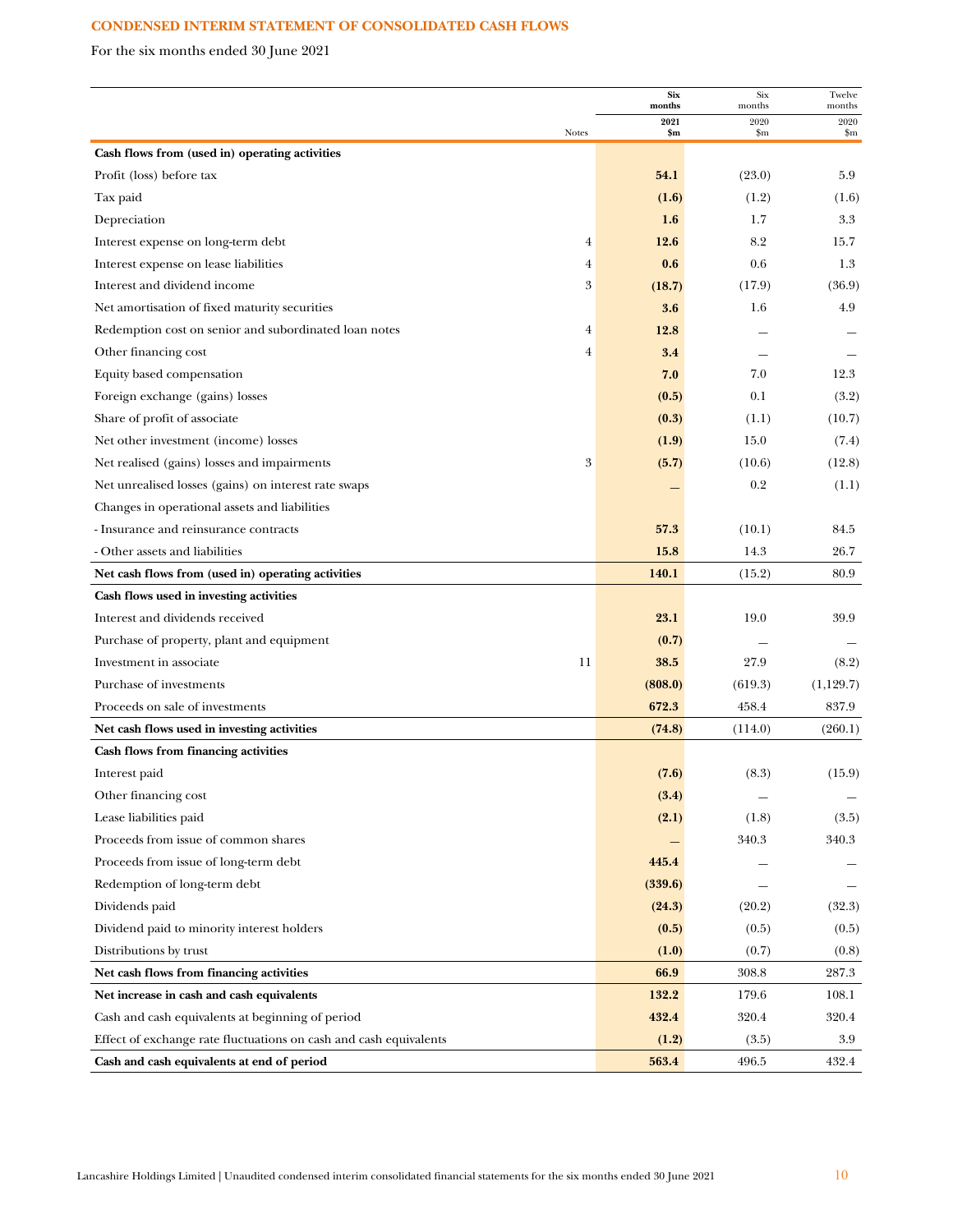## CONDENSED INTERIM STATEMENT OF CONSOLIDATED CASH FLOWS

For the six months ended 30 June 2021

| | Notes | Six months 2021 $m | Six months 2020 $m | Twelve months 2020 $m |
|---|---|---|---|---|
| **Cash flows from (used in) operating activities** | | | | |
| Profit (loss) before tax | | **54.1** | (23.0) | 5.9 |
| Tax paid | | **(1.6)** | (1.2) | (1.6) |
| Depreciation | | **1.6** | 1.7 | 3.3 |
| Interest expense on long-term debt | 4 | **12.6** | 8.2 | 15.7 |
| Interest expense on lease liabilities | 4 | **0.6** | 0.6 | 1.3 |
| Interest and dividend income | 3 | **(18.7)** | (17.9) | (36.9) |
| Net amortisation of fixed maturity securities | | **3.6** | 1.6 | 4.9 |
| Redemption cost on senior and subordinated loan notes | 4 | **12.8** | — | — |
| Other financing cost | 4 | **3.4** | — | — |
| Equity based compensation | | **7.0** | 7.0 | 12.3 |
| Foreign exchange (gains) losses | | **(0.5)** | 0.1 | (3.2) |
| Share of profit of associate | | **(0.3)** | (1.1) | (10.7) |
| Net other investment (income) losses | | **(1.9)** | 15.0 | (7.4) |
| Net realised (gains) losses and impairments | 3 | **(5.7)** | (10.6) | (12.8) |
| Net unrealised losses (gains) on interest rate swaps | | **—** | 0.2 | (1.1) |
| Changes in operational assets and liabilities | | | | |
| - Insurance and reinsurance contracts | | **57.3** | (10.1) | 84.5 |
| - Other assets and liabilities | | **15.8** | 14.3 | 26.7 |
| **Net cash flows from (used in) operating activities** | | **140.1** | (15.2) | 80.9 |
| **Cash flows used in investing activities** | | | | |
| Interest and dividends received | | **23.1** | 19.0 | 39.9 |
| Purchase of property, plant and equipment | | **(0.7)** | — | — |
| Investment in associate | 11 | **38.5** | 27.9 | (8.2) |
| Purchase of investments | | **(808.0)** | (619.3) | (1,129.7) |
| Proceeds on sale of investments | | **672.3** | 458.4 | 837.9 |
| **Net cash flows used in investing activities** | | **(74.8)** | (114.0) | (260.1) |
| **Cash flows from financing activities** | | | | |
| Interest paid | | **(7.6)** | (8.3) | (15.9) |
| Other financing cost | | **(3.4)** | — | — |
| Lease liabilities paid | | **(2.1)** | (1.8) | (3.5) |
| Proceeds from issue of common shares | | **—** | 340.3 | 340.3 |
| Proceeds from issue of long-term debt | | **445.4** | — | — |
| Redemption of long-term debt | | **(339.6)** | — | — |
| Dividends paid | | **(24.3)** | (20.2) | (32.3) |
| Dividend paid to minority interest holders | | **(0.5)** | (0.5) | (0.5) |
| Distributions by trust | | **(1.0)** | (0.7) | (0.8) |
| **Net cash flows from financing activities** | | **66.9** | 308.8 | 287.3 |
| **Net increase in cash and cash equivalents** | | **132.2** | 179.6 | 108.1 |
| Cash and cash equivalents at beginning of period | | **432.4** | 320.4 | 320.4 |
| Effect of exchange rate fluctuations on cash and cash equivalents | | **(1.2)** | (3.5) | 3.9 |
| **Cash and cash equivalents at end of period** | | **563.4** | 496.5 | 432.4 |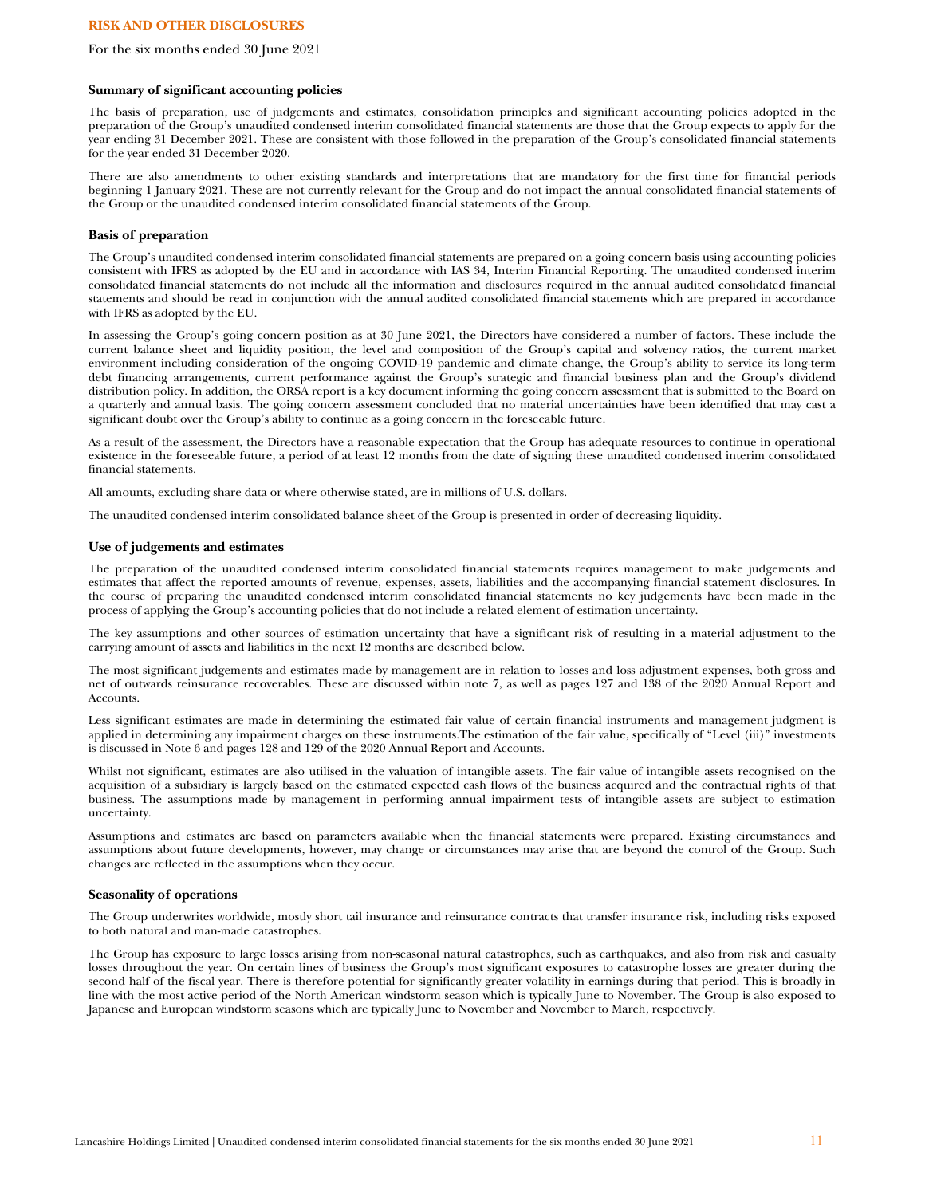## RISK AND OTHER DISCLOSURES

For the six months ended 30 June 2021

### Summary of significant accounting policies

The basis of preparation, use of judgements and estimates, consolidation principles and significant accounting policies adopted in the preparation of the Group's unaudited condensed interim consolidated financial statements are those that the Group expects to apply for the year ending 31 December 2021. These are consistent with those followed in the preparation of the Group's consolidated financial statements for the year ended 31 December 2020.

There are also amendments to other existing standards and interpretations that are mandatory for the first time for financial periods beginning 1 January 2021. These are not currently relevant for the Group and do not impact the annual consolidated financial statements of the Group or the unaudited condensed interim consolidated financial statements of the Group.

### Basis of preparation

The Group's unaudited condensed interim consolidated financial statements are prepared on a going concern basis using accounting policies consistent with IFRS as adopted by the EU and in accordance with IAS 34, Interim Financial Reporting. The unaudited condensed interim consolidated financial statements do not include all the information and disclosures required in the annual audited consolidated financial statements and should be read in conjunction with the annual audited consolidated financial statements which are prepared in accordance with IFRS as adopted by the EU.

In assessing the Group's going concern position as at 30 June 2021, the Directors have considered a number of factors. These include the current balance sheet and liquidity position, the level and composition of the Group's capital and solvency ratios, the current market environment including consideration of the ongoing COVID-19 pandemic and climate change, the Group's ability to service its long-term debt financing arrangements, current performance against the Group's strategic and financial business plan and the Group's dividend distribution policy. In addition, the ORSA report is a key document informing the going concern assessment that is submitted to the Board on a quarterly and annual basis. The going concern assessment concluded that no material uncertainties have been identified that may cast a significant doubt over the Group's ability to continue as a going concern in the foreseeable future.

As a result of the assessment, the Directors have a reasonable expectation that the Group has adequate resources to continue in operational existence in the foreseeable future, a period of at least 12 months from the date of signing these unaudited condensed interim consolidated financial statements.

All amounts, excluding share data or where otherwise stated, are in millions of U.S. dollars.

The unaudited condensed interim consolidated balance sheet of the Group is presented in order of decreasing liquidity.

### Use of judgements and estimates

The preparation of the unaudited condensed interim consolidated financial statements requires management to make judgements and estimates that affect the reported amounts of revenue, expenses, assets, liabilities and the accompanying financial statement disclosures. In the course of preparing the unaudited condensed interim consolidated financial statements no key judgements have been made in the process of applying the Group's accounting policies that do not include a related element of estimation uncertainty.

The key assumptions and other sources of estimation uncertainty that have a significant risk of resulting in a material adjustment to the carrying amount of assets and liabilities in the next 12 months are described below.

The most significant judgements and estimates made by management are in relation to losses and loss adjustment expenses, both gross and net of outwards reinsurance recoverables. These are discussed within note 7, as well as pages 127 and 138 of the 2020 Annual Report and Accounts.

Less significant estimates are made in determining the estimated fair value of certain financial instruments and management judgment is applied in determining any impairment charges on these instruments.The estimation of the fair value, specifically of "Level (iii)" investments is discussed in Note 6 and pages 128 and 129 of the 2020 Annual Report and Accounts.

Whilst not significant, estimates are also utilised in the valuation of intangible assets. The fair value of intangible assets recognised on the acquisition of a subsidiary is largely based on the estimated expected cash flows of the business acquired and the contractual rights of that business. The assumptions made by management in performing annual impairment tests of intangible assets are subject to estimation uncertainty.

Assumptions and estimates are based on parameters available when the financial statements were prepared. Existing circumstances and assumptions about future developments, however, may change or circumstances may arise that are beyond the control of the Group. Such changes are reflected in the assumptions when they occur.

### Seasonality of operations

The Group underwrites worldwide, mostly short tail insurance and reinsurance contracts that transfer insurance risk, including risks exposed to both natural and man-made catastrophes.

The Group has exposure to large losses arising from non-seasonal natural catastrophes, such as earthquakes, and also from risk and casualty losses throughout the year. On certain lines of business the Group's most significant exposures to catastrophe losses are greater during the second half of the fiscal year. There is therefore potential for significantly greater volatility in earnings during that period. This is broadly in line with the most active period of the North American windstorm season which is typically June to November. The Group is also exposed to Japanese and European windstorm seasons which are typically June to November and November to March, respectively.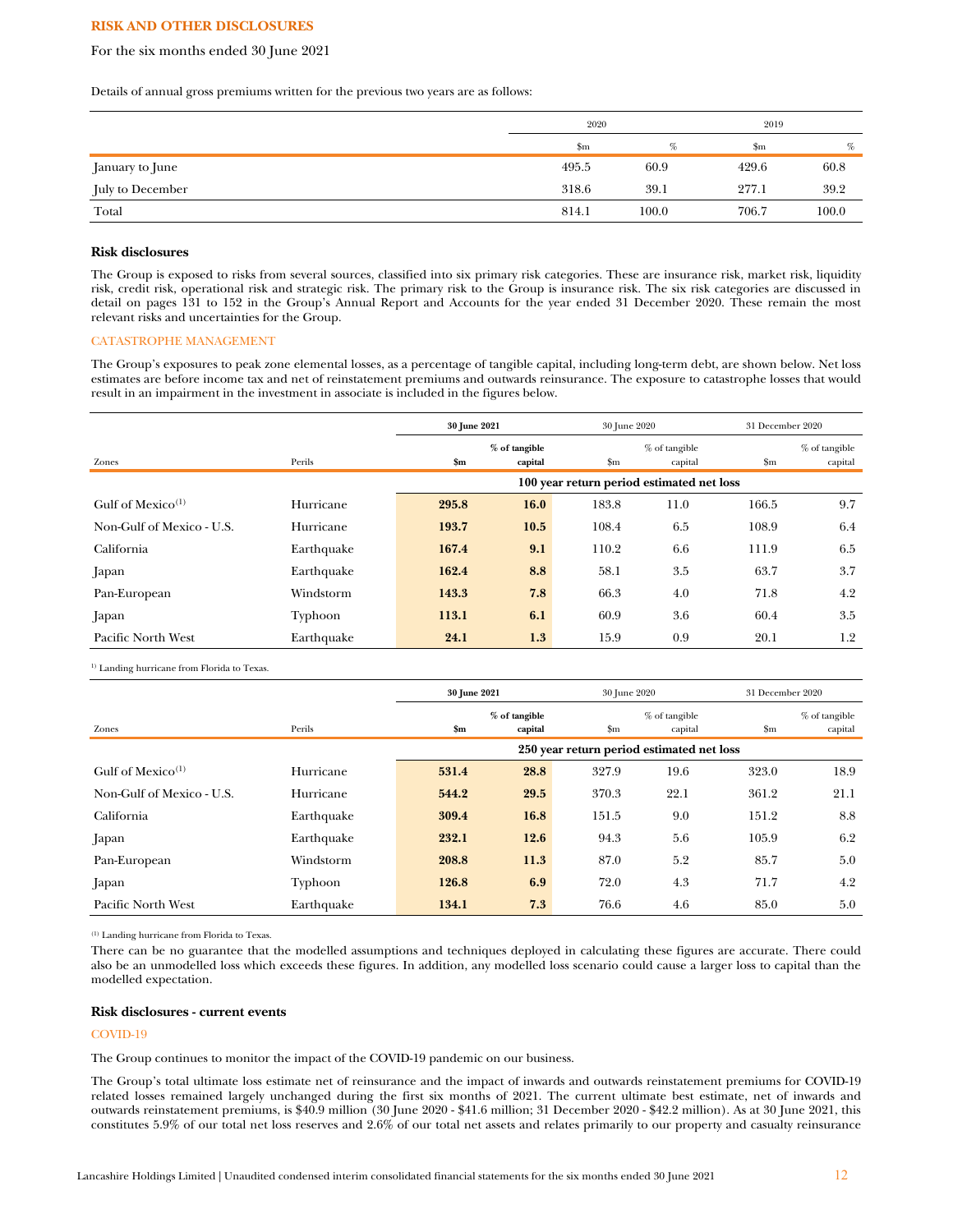## RISK AND OTHER DISCLOSURES

For the six months ended 30 June 2021

Details of annual gross premiums written for the previous two years are as follows:

| | 2020 | | 2019 | |
|---|---|---|---|---|
| | $m | % | $m | % |
| January to June | 495.5 | 60.9 | 429.6 | 60.8 |
| July to December | 318.6 | 39.1 | 277.1 | 39.2 |
| Total | 814.1 | 100.0 | 706.7 | 100.0 |

### Risk disclosures

The Group is exposed to risks from several sources, classified into six primary risk categories. These are insurance risk, market risk, liquidity risk, credit risk, operational risk and strategic risk. The primary risk to the Group is insurance risk. The six risk categories are discussed in detail on pages 131 to 152 in the Group's Annual Report and Accounts for the year ended 31 December 2020. These remain the most relevant risks and uncertainties for the Group.

#### CATASTROPHE MANAGEMENT

The Group's exposures to peak zone elemental losses, as a percentage of tangible capital, including long-term debt, are shown below. Net loss estimates are before income tax and net of reinstatement premiums and outwards reinsurance. The exposure to catastrophe losses that would result in an impairment in the investment in associate is included in the figures below.

| | | **30 June 2021** | | 30 June 2020 | | 31 December 2020 | |
|---|---|---|---|---|---|---|---|
| Zones | Perils | **$m** | **% of tangible capital** | $m | % of tangible capital | $m | % of tangible capital |
| | | **100 year return period estimated net loss** | | | | | |
| Gulf of Mexico[1] | Hurricane | **295.8** | **16.0** | 183.8 | 11.0 | 166.5 | 9.7 |
| Non-Gulf of Mexico - U.S. | Hurricane | **193.7** | **10.5** | 108.4 | 6.5 | 108.9 | 6.4 |
| California | Earthquake | **167.4** | **9.1** | 110.2 | 6.6 | 111.9 | 6.5 |
| Japan | Earthquake | **162.4** | **8.8** | 58.1 | 3.5 | 63.7 | 3.7 |
| Pan-European | Windstorm | **143.3** | **7.8** | 66.3 | 4.0 | 71.8 | 4.2 |
| Japan | Typhoon | **113.1** | **6.1** | 60.9 | 3.6 | 60.4 | 3.5 |
| Pacific North West | Earthquake | **24.1** | **1.3** | 15.9 | 0.9 | 20.1 | 1.2 |

[1] Landing hurricane from Florida to Texas.

| | | **30 June 2021** | | 30 June 2020 | | 31 December 2020 | |
|---|---|---|---|---|---|---|---|
| Zones | Perils | **$m** | **% of tangible capital** | $m | % of tangible capital | $m | % of tangible capital |
| | | **250 year return period estimated net loss** | | | | | |
| Gulf of Mexico[1] | Hurricane | **531.4** | **28.8** | 327.9 | 19.6 | 323.0 | 18.9 |
| Non-Gulf of Mexico - U.S. | Hurricane | **544.2** | **29.5** | 370.3 | 22.1 | 361.2 | 21.1 |
| California | Earthquake | **309.4** | **16.8** | 151.5 | 9.0 | 151.2 | 8.8 |
| Japan | Earthquake | **232.1** | **12.6** | 94.3 | 5.6 | 105.9 | 6.2 |
| Pan-European | Windstorm | **208.8** | **11.3** | 87.0 | 5.2 | 85.7 | 5.0 |
| Japan | Typhoon | **126.8** | **6.9** | 72.0 | 4.3 | 71.7 | 4.2 |
| Pacific North West | Earthquake | **134.1** | **7.3** | 76.6 | 4.6 | 85.0 | 5.0 |

[1] Landing hurricane from Florida to Texas.

There can be no guarantee that the modelled assumptions and techniques deployed in calculating these figures are accurate. There could also be an unmodelled loss which exceeds these figures. In addition, any modelled loss scenario could cause a larger loss to capital than the modelled expectation.

### Risk disclosures - current events

#### COVID-19

The Group continues to monitor the impact of the COVID-19 pandemic on our business.

The Group's total ultimate loss estimate net of reinsurance and the impact of inwards and outwards reinstatement premiums for COVID-19 related losses remained largely unchanged during the first six months of 2021. The current ultimate best estimate, net of inwards and outwards reinstatement premiums, is $40.9 million (30 June 2020 - $41.6 million; 31 December 2020 - $42.2 million). As at 30 June 2021, this constitutes 5.9% of our total net loss reserves and 2.6% of our total net assets and relates primarily to our property and casualty reinsurance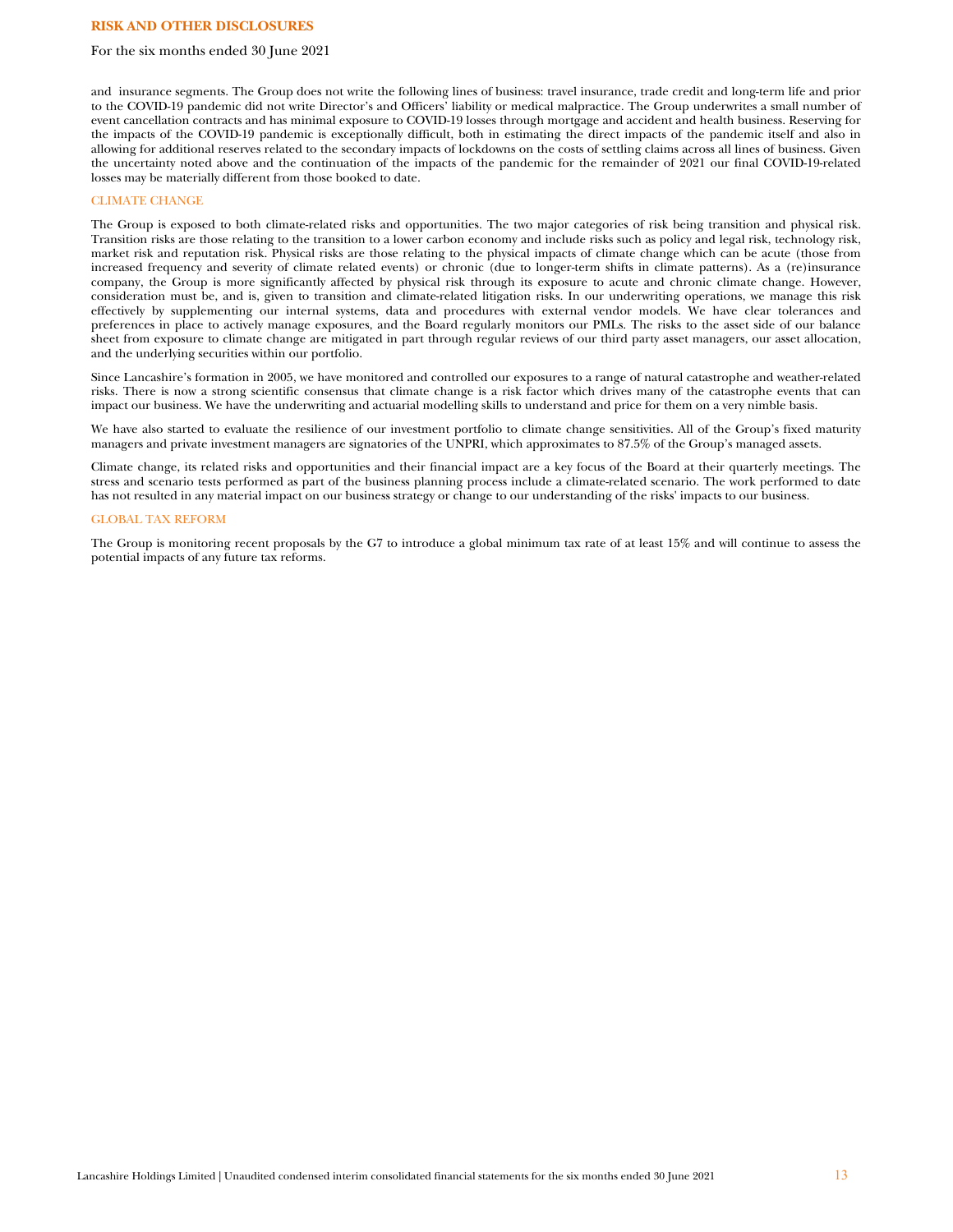and insurance segments. The Group does not write the following lines of business: travel insurance, trade credit and long-term life and prior to the COVID-19 pandemic did not write Director's and Officers' liability or medical malpractice. The Group underwrites a small number of event cancellation contracts and has minimal exposure to COVID-19 losses through mortgage and accident and health business. Reserving for the impacts of the COVID-19 pandemic is exceptionally difficult, both in estimating the direct impacts of the pandemic itself and also in allowing for additional reserves related to the secondary impacts of lockdowns on the costs of settling claims across all lines of business. Given the uncertainty noted above and the continuation of the impacts of the pandemic for the remainder of 2021 our final COVID-19-related losses may be materially different from those booked to date.

## CLIMATE CHANGE

The Group is exposed to both climate-related risks and opportunities. The two major categories of risk being transition and physical risk. Transition risks are those relating to the transition to a lower carbon economy and include risks such as policy and legal risk, technology risk, market risk and reputation risk. Physical risks are those relating to the physical impacts of climate change which can be acute (those from increased frequency and severity of climate related events) or chronic (due to longer-term shifts in climate patterns). As a (re)insurance company, the Group is more significantly affected by physical risk through its exposure to acute and chronic climate change. However, consideration must be, and is, given to transition and climate-related litigation risks. In our underwriting operations, we manage this risk effectively by supplementing our internal systems, data and procedures with external vendor models. We have clear tolerances and preferences in place to actively manage exposures, and the Board regularly monitors our PMLs. The risks to the asset side of our balance sheet from exposure to climate change are mitigated in part through regular reviews of our third party asset managers, our asset allocation, and the underlying securities within our portfolio.

Since Lancashire's formation in 2005, we have monitored and controlled our exposures to a range of natural catastrophe and weather-related risks. There is now a strong scientific consensus that climate change is a risk factor which drives many of the catastrophe events that can impact our business. We have the underwriting and actuarial modelling skills to understand and price for them on a very nimble basis.

We have also started to evaluate the resilience of our investment portfolio to climate change sensitivities. All of the Group's fixed maturity managers and private investment managers are signatories of the UNPRI, which approximates to 87.5% of the Group's managed assets.

Climate change, its related risks and opportunities and their financial impact are a key focus of the Board at their quarterly meetings. The stress and scenario tests performed as part of the business planning process include a climate-related scenario. The work performed to date has not resulted in any material impact on our business strategy or change to our understanding of the risks' impacts to our business.

## GLOBAL TAX REFORM

The Group is monitoring recent proposals by the G7 to introduce a global minimum tax rate of at least 15% and will continue to assess the potential impacts of any future tax reforms.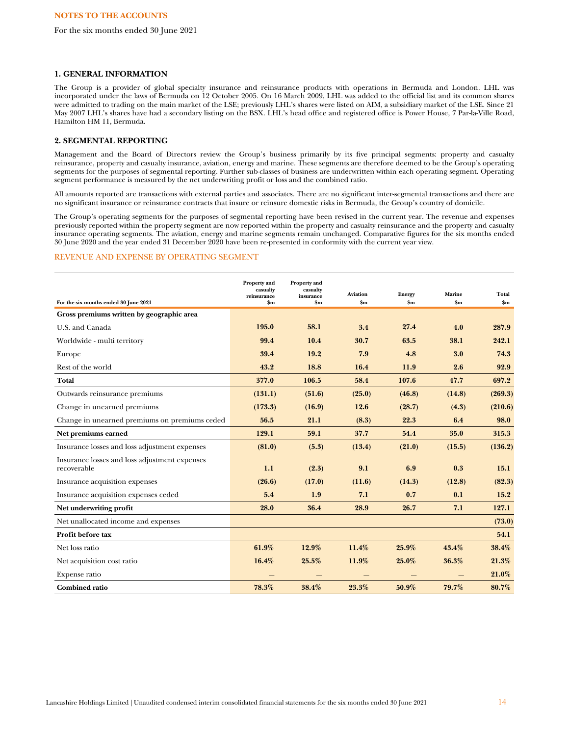NOTES TO THE ACCOUNTS

For the six months ended 30 June 2021

## 1. GENERAL INFORMATION

The Group is a provider of global specialty insurance and reinsurance products with operations in Bermuda and London. LHL was incorporated under the laws of Bermuda on 12 October 2005. On 16 March 2009, LHL was added to the official list and its common shares were admitted to trading on the main market of the LSE; previously LHL's shares were listed on AIM, a subsidiary market of the LSE. Since 21 May 2007 LHL's shares have had a secondary listing on the BSX. LHL's head office and registered office is Power House, 7 Par-la-Ville Road, Hamilton HM 11, Bermuda.

## 2. SEGMENTAL REPORTING

Management and the Board of Directors review the Group's business primarily by its five principal segments: property and casualty reinsurance, property and casualty insurance, aviation, energy and marine. These segments are therefore deemed to be the Group's operating segments for the purposes of segmental reporting. Further sub-classes of business are underwritten within each operating segment. Operating segment performance is measured by the net underwriting profit or loss and the combined ratio.

All amounts reported are transactions with external parties and associates. There are no significant inter-segmental transactions and there are no significant insurance or reinsurance contracts that insure or reinsure domestic risks in Bermuda, the Group's country of domicile.

The Group's operating segments for the purposes of segmental reporting have been revised in the current year. The revenue and expenses previously reported within the property segment are now reported within the property and casualty reinsurance and the property and casualty insurance operating segments. The aviation, energy and marine segments remain unchanged. Comparative figures for the six months ended 30 June 2020 and the year ended 31 December 2020 have been re-presented in conformity with the current year view.

### REVENUE AND EXPENSE BY OPERATING SEGMENT

| For the six months ended 30 June 2021 | Property and casualty reinsurance $m | Property and casualty insurance $m | Aviation $m | Energy $m | Marine $m | Total $m |
|---|---|---|---|---|---|---|
| **Gross premiums written by geographic area** | | | | | | |
| U.S. and Canada | **195.0** | **58.1** | **3.4** | **27.4** | **4.0** | **287.9** |
| Worldwide - multi territory | **99.4** | **10.4** | **30.7** | **63.5** | **38.1** | **242.1** |
| Europe | **39.4** | **19.2** | **7.9** | **4.8** | **3.0** | **74.3** |
| Rest of the world | **43.2** | **18.8** | **16.4** | **11.9** | **2.6** | **92.9** |
| **Total** | **377.0** | **106.5** | **58.4** | **107.6** | **47.7** | **697.2** |
| Outwards reinsurance premiums | **(131.1)** | **(51.6)** | **(25.0)** | **(46.8)** | **(14.8)** | **(269.3)** |
| Change in unearned premiums | **(173.3)** | **(16.9)** | **12.6** | **(28.7)** | **(4.3)** | **(210.6)** |
| Change in unearned premiums on premiums ceded | **56.5** | **21.1** | **(8.3)** | **22.3** | **6.4** | **98.0** |
| **Net premiums earned** | **129.1** | **59.1** | **37.7** | **54.4** | **35.0** | **315.3** |
| Insurance losses and loss adjustment expenses | **(81.0)** | **(5.3)** | **(13.4)** | **(21.0)** | **(15.5)** | **(136.2)** |
| Insurance losses and loss adjustment expenses recoverable | **1.1** | **(2.3)** | **9.1** | **6.9** | **0.3** | **15.1** |
| Insurance acquisition expenses | **(26.6)** | **(17.0)** | **(11.6)** | **(14.3)** | **(12.8)** | **(82.3)** |
| Insurance acquisition expenses ceded | **5.4** | **1.9** | **7.1** | **0.7** | **0.1** | **15.2** |
| **Net underwriting profit** | **28.0** | **36.4** | **28.9** | **26.7** | **7.1** | **127.1** |
| Net unallocated income and expenses | | | | | | **(73.0)** |
| **Profit before tax** | | | | | | **54.1** |
| Net loss ratio | **61.9%** | **12.9%** | **11.4%** | **25.9%** | **43.4%** | **38.4%** |
| Net acquisition cost ratio | **16.4%** | **25.5%** | **11.9%** | **25.0%** | **36.3%** | **21.3%** |
| Expense ratio | **—** | **—** | **—** | **—** | **—** | **21.0%** |
| **Combined ratio** | **78.3%** | **38.4%** | **23.3%** | **50.9%** | **79.7%** | **80.7%** |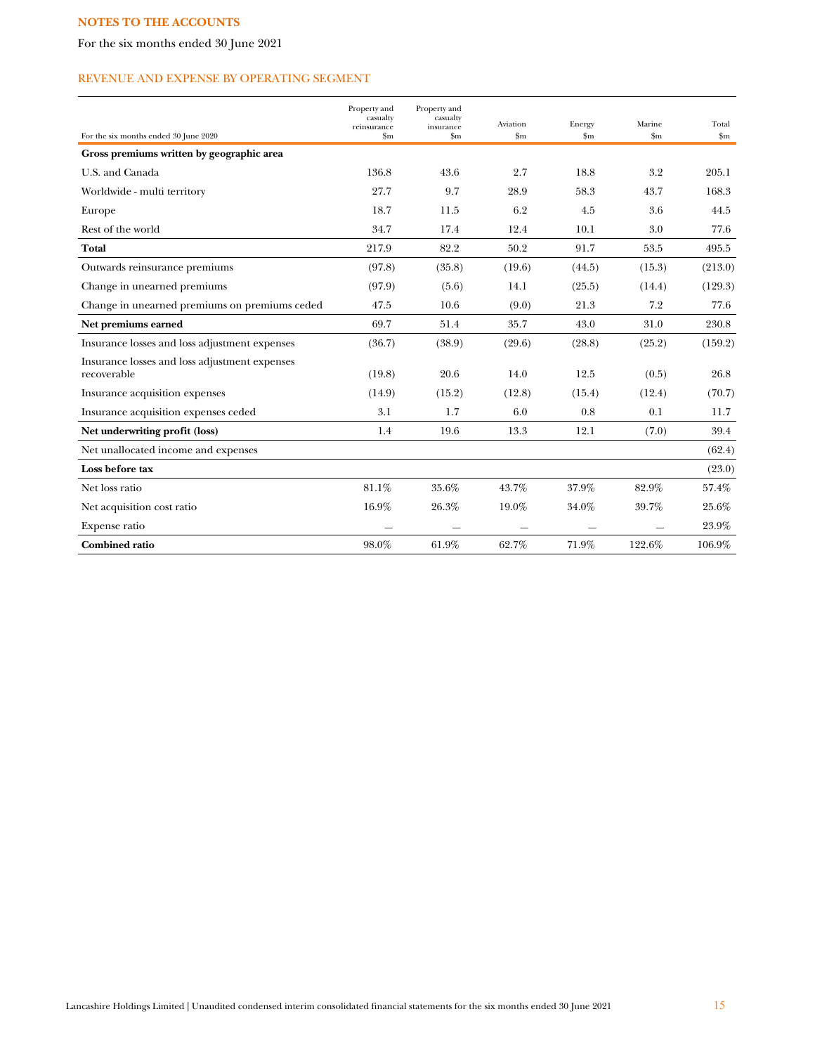**NOTES TO THE ACCOUNTS**

For the six months ended 30 June 2021

## REVENUE AND EXPENSE BY OPERATING SEGMENT

| For the six months ended 30 June 2020 | Property and casualty reinsurance $m | Property and casualty insurance $m | Aviation $m | Energy $m | Marine $m | Total $m |
|---|---|---|---|---|---|---|
| **Gross premiums written by geographic area** | | | | | | |
| U.S. and Canada | 136.8 | 43.6 | 2.7 | 18.8 | 3.2 | 205.1 |
| Worldwide - multi territory | 27.7 | 9.7 | 28.9 | 58.3 | 43.7 | 168.3 |
| Europe | 18.7 | 11.5 | 6.2 | 4.5 | 3.6 | 44.5 |
| Rest of the world | 34.7 | 17.4 | 12.4 | 10.1 | 3.0 | 77.6 |
| **Total** | 217.9 | 82.2 | 50.2 | 91.7 | 53.5 | 495.5 |
| Outwards reinsurance premiums | (97.8) | (35.8) | (19.6) | (44.5) | (15.3) | (213.0) |
| Change in unearned premiums | (97.9) | (5.6) | 14.1 | (25.5) | (14.4) | (129.3) |
| Change in unearned premiums on premiums ceded | 47.5 | 10.6 | (9.0) | 21.3 | 7.2 | 77.6 |
| **Net premiums earned** | 69.7 | 51.4 | 35.7 | 43.0 | 31.0 | 230.8 |
| Insurance losses and loss adjustment expenses | (36.7) | (38.9) | (29.6) | (28.8) | (25.2) | (159.2) |
| Insurance losses and loss adjustment expenses recoverable | (19.8) | 20.6 | 14.0 | 12.5 | (0.5) | 26.8 |
| Insurance acquisition expenses | (14.9) | (15.2) | (12.8) | (15.4) | (12.4) | (70.7) |
| Insurance acquisition expenses ceded | 3.1 | 1.7 | 6.0 | 0.8 | 0.1 | 11.7 |
| **Net underwriting profit (loss)** | 1.4 | 19.6 | 13.3 | 12.1 | (7.0) | 39.4 |
| Net unallocated income and expenses | | | | | | (62.4) |
| **Loss before tax** | | | | | | (23.0) |
| Net loss ratio | 81.1% | 35.6% | 43.7% | 37.9% | 82.9% | 57.4% |
| Net acquisition cost ratio | 16.9% | 26.3% | 19.0% | 34.0% | 39.7% | 25.6% |
| Expense ratio | — | — | — | — | — | 23.9% |
| **Combined ratio** | 98.0% | 61.9% | 62.7% | 71.9% | 122.6% | 106.9% |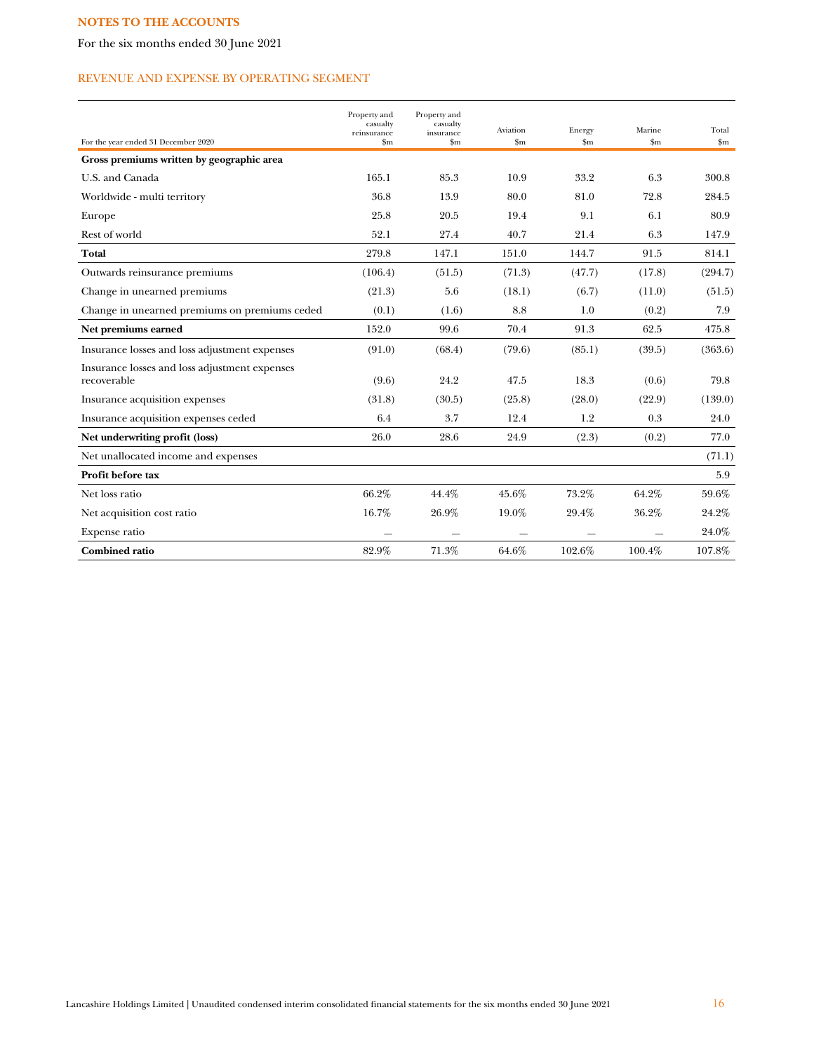**NOTES TO THE ACCOUNTS**

For the six months ended 30 June 2021

REVENUE AND EXPENSE BY OPERATING SEGMENT

| For the year ended 31 December 2020 | Property and casualty reinsurance $m | Property and casualty insurance $m | Aviation $m | Energy $m | Marine $m | Total $m |
|---|---|---|---|---|---|---|
| **Gross premiums written by geographic area** | | | | | | |
| U.S. and Canada | 165.1 | 85.3 | 10.9 | 33.2 | 6.3 | 300.8 |
| Worldwide - multi territory | 36.8 | 13.9 | 80.0 | 81.0 | 72.8 | 284.5 |
| Europe | 25.8 | 20.5 | 19.4 | 9.1 | 6.1 | 80.9 |
| Rest of world | 52.1 | 27.4 | 40.7 | 21.4 | 6.3 | 147.9 |
| **Total** | 279.8 | 147.1 | 151.0 | 144.7 | 91.5 | 814.1 |
| Outwards reinsurance premiums | (106.4) | (51.5) | (71.3) | (47.7) | (17.8) | (294.7) |
| Change in unearned premiums | (21.3) | 5.6 | (18.1) | (6.7) | (11.0) | (51.5) |
| Change in unearned premiums on premiums ceded | (0.1) | (1.6) | 8.8 | 1.0 | (0.2) | 7.9 |
| **Net premiums earned** | 152.0 | 99.6 | 70.4 | 91.3 | 62.5 | 475.8 |
| Insurance losses and loss adjustment expenses | (91.0) | (68.4) | (79.6) | (85.1) | (39.5) | (363.6) |
| Insurance losses and loss adjustment expenses recoverable | (9.6) | 24.2 | 47.5 | 18.3 | (0.6) | 79.8 |
| Insurance acquisition expenses | (31.8) | (30.5) | (25.8) | (28.0) | (22.9) | (139.0) |
| Insurance acquisition expenses ceded | 6.4 | 3.7 | 12.4 | 1.2 | 0.3 | 24.0 |
| **Net underwriting profit (loss)** | 26.0 | 28.6 | 24.9 | (2.3) | (0.2) | 77.0 |
| Net unallocated income and expenses | | | | | | (71.1) |
| **Profit before tax** | | | | | | 5.9 |
| Net loss ratio | 66.2% | 44.4% | 45.6% | 73.2% | 64.2% | 59.6% |
| Net acquisition cost ratio | 16.7% | 26.9% | 19.0% | 29.4% | 36.2% | 24.2% |
| Expense ratio | — | — | — | — | — | 24.0% |
| **Combined ratio** | 82.9% | 71.3% | 64.6% | 102.6% | 100.4% | 107.8% |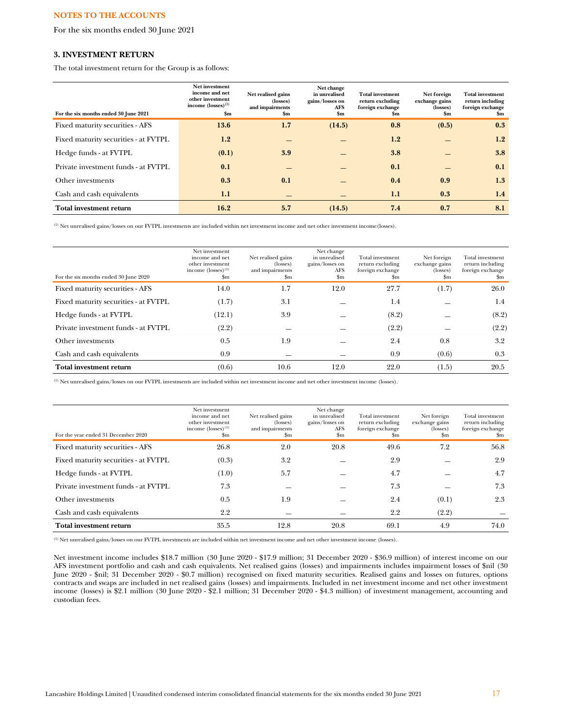**NOTES TO THE ACCOUNTS**

For the six months ended 30 June 2021

### 3. INVESTMENT RETURN

The total investment return for the Group is as follows:

| For the six months ended 30 June 2021 | Net investment income and net other investment income (losses)[(1)] $m | Net realised gains (losses) and impairments $m | Net change in unrealised gains/losses on AFS $m | Total investment return excluding foreign exchange $m | Net foreign exchange gains (losses) $m | Total investment return including foreign exchange $m |
|---|---|---|---|---|---|---|
| Fixed maturity securities - AFS | **13.6** | **1.7** | **(14.5)** | **0.8** | **(0.5)** | **0.3** |
| Fixed maturity securities - at FVTPL | **1.2** | — | — | **1.2** | — | **1.2** |
| Hedge funds - at FVTPL | **(0.1)** | **3.9** | — | **3.8** | — | **3.8** |
| Private investment funds - at FVTPL | **0.1** | — | — | **0.1** | — | **0.1** |
| Other investments | **0.3** | **0.1** | — | **0.4** | **0.9** | **1.3** |
| Cash and cash equivalents | **1.1** | — | — | **1.1** | **0.3** | **1.4** |
| **Total investment return** | **16.2** | **5.7** | **(14.5)** | **7.4** | **0.7** | **8.1** |

(1) Net unrealised gains/losses on our FVTPL investments are included within net investment income and net other investment income (losses).

| For the six months ended 30 June 2020 | Net investment income and net other investment income (losses)[(1)] $m | Net realised gains (losses) and impairments $m | Net change in unrealised gains/losses on AFS $m | Total investment return excluding foreign exchange $m | Net foreign exchange gains (losses) $m | Total investment return including foreign exchange $m |
|---|---|---|---|---|---|---|
| Fixed maturity securities - AFS | 14.0 | 1.7 | 12.0 | 27.7 | (1.7) | 26.0 |
| Fixed maturity securities - at FVTPL | (1.7) | 3.1 | — | 1.4 | — | 1.4 |
| Hedge funds - at FVTPL | (12.1) | 3.9 | — | (8.2) | — | (8.2) |
| Private investment funds - at FVTPL | (2.2) | — | — | (2.2) | — | (2.2) |
| Other investments | 0.5 | 1.9 | — | 2.4 | 0.8 | 3.2 |
| Cash and cash equivalents | 0.9 | — | — | 0.9 | (0.6) | 0.3 |
| **Total investment return** | (0.6) | 10.6 | 12.0 | 22.0 | (1.5) | 20.5 |

(1) Net unrealised gains/losses on our FVTPL investments are included within net investment income and net other investment income (losses).

| For the year ended 31 December 2020 | Net investment income and net other investment income (losses)[(1)] $m | Net realised gains (losses) and impairments $m | Net change in unrealised gains/losses on AFS $m | Total investment return excluding foreign exchange $m | Net foreign exchange gains (losses) $m | Total investment return including foreign exchange $m |
|---|---|---|---|---|---|---|
| Fixed maturity securities - AFS | 26.8 | 2.0 | 20.8 | 49.6 | 7.2 | 56.8 |
| Fixed maturity securities - at FVTPL | (0.3) | 3.2 | — | 2.9 | — | 2.9 |
| Hedge funds - at FVTPL | (1.0) | 5.7 | — | 4.7 | — | 4.7 |
| Private investment funds - at FVTPL | 7.3 | — | — | 7.3 | — | 7.3 |
| Other investments | 0.5 | 1.9 | — | 2.4 | (0.1) | 2.3 |
| Cash and cash equivalents | 2.2 | — | — | 2.2 | (2.2) | — |
| **Total investment return** | 35.5 | 12.8 | 20.8 | 69.1 | 4.9 | 74.0 |

(1) Net unrealised gains/losses on our FVTPL investments are included within net investment income and net other investment income (losses).

Net investment income includes $18.7 million (30 June 2020 - $17.9 million; 31 December 2020 - $36.9 million) of interest income on our AFS investment portfolio and cash and cash equivalents. Net realised gains (losses) and impairments includes impairment losses of $nil (30 June 2020 - $nil; 31 December 2020 - $0.7 million) recognised on fixed maturity securities. Realised gains and losses on futures, options contracts and swaps are included in net realised gains (losses) and impairments. Included in net investment income and net other investment income (losses) is $2.1 million (30 June 2020 - $2.1 million; 31 December 2020 - $4.3 million) of investment management, accounting and custodian fees.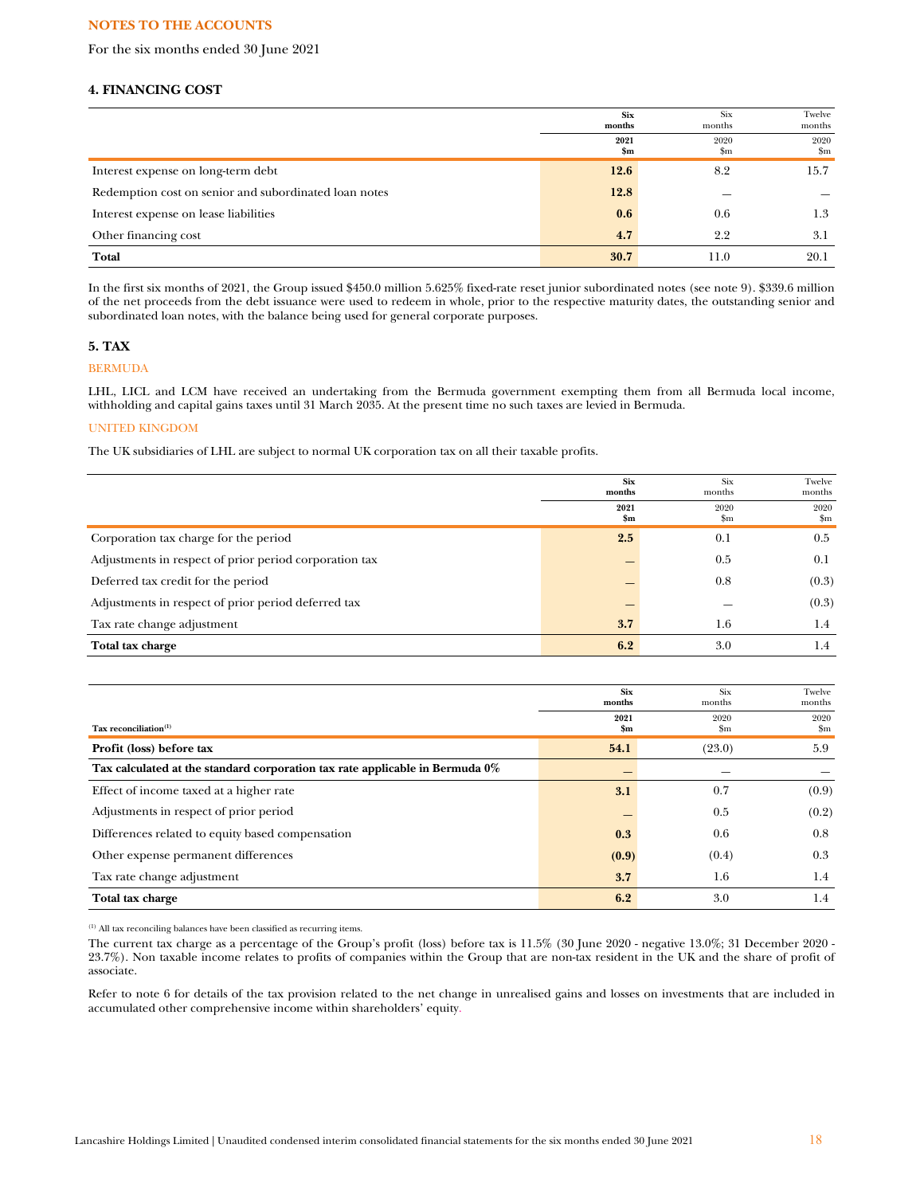**NOTES TO THE ACCOUNTS**

For the six months ended 30 June 2021

## 4. FINANCING COST

| | Six months 2021 $m | Six months 2020 $m | Twelve months 2020 $m |
|---|---|---|---|
| Interest expense on long-term debt | **12.6** | 8.2 | 15.7 |
| Redemption cost on senior and subordinated loan notes | **12.8** | — | — |
| Interest expense on lease liabilities | **0.6** | 0.6 | 1.3 |
| Other financing cost | **4.7** | 2.2 | 3.1 |
| **Total** | **30.7** | 11.0 | 20.1 |

In the first six months of 2021, the Group issued $450.0 million 5.625% fixed-rate reset junior subordinated notes (see note 9). $339.6 million of the net proceeds from the debt issuance were used to redeem in whole, prior to the respective maturity dates, the outstanding senior and subordinated loan notes, with the balance being used for general corporate purposes.

## 5. TAX

### BERMUDA

LHL, LICL and LCM have received an undertaking from the Bermuda government exempting them from all Bermuda local income, withholding and capital gains taxes until 31 March 2035. At the present time no such taxes are levied in Bermuda.

### UNITED KINGDOM

The UK subsidiaries of LHL are subject to normal UK corporation tax on all their taxable profits.

| | Six months 2021 $m | Six months 2020 $m | Twelve months 2020 $m |
|---|---|---|---|
| Corporation tax charge for the period | **2.5** | 0.1 | 0.5 |
| Adjustments in respect of prior period corporation tax | **—** | 0.5 | 0.1 |
| Deferred tax credit for the period | **—** | 0.8 | (0.3) |
| Adjustments in respect of prior period deferred tax | **—** | — | (0.3) |
| Tax rate change adjustment | **3.7** | 1.6 | 1.4 |
| **Total tax charge** | **6.2** | 3.0 | 1.4 |

| Tax reconciliation[1] | Six months 2021 $m | Six months 2020 $m | Twelve months 2020 $m |
|---|---|---|---|
| **Profit (loss) before tax** | **54.1** | (23.0) | 5.9 |
| **Tax calculated at the standard corporation tax rate applicable in Bermuda 0%** | **—** | — | — |
| Effect of income taxed at a higher rate | **3.1** | 0.7 | (0.9) |
| Adjustments in respect of prior period | **—** | 0.5 | (0.2) |
| Differences related to equity based compensation | **0.3** | 0.6 | 0.8 |
| Other expense permanent differences | **(0.9)** | (0.4) | 0.3 |
| Tax rate change adjustment | **3.7** | 1.6 | 1.4 |
| **Total tax charge** | **6.2** | 3.0 | 1.4 |

[1] All tax reconciling balances have been classified as recurring items.

The current tax charge as a percentage of the Group's profit (loss) before tax is 11.5% (30 June 2020 - negative 13.0%; 31 December 2020 - 23.7%). Non taxable income relates to profits of companies within the Group that are non-tax resident in the UK and the share of profit of associate.

Refer to note 6 for details of the tax provision related to the net change in unrealised gains and losses on investments that are included in accumulated other comprehensive income within shareholders' equity.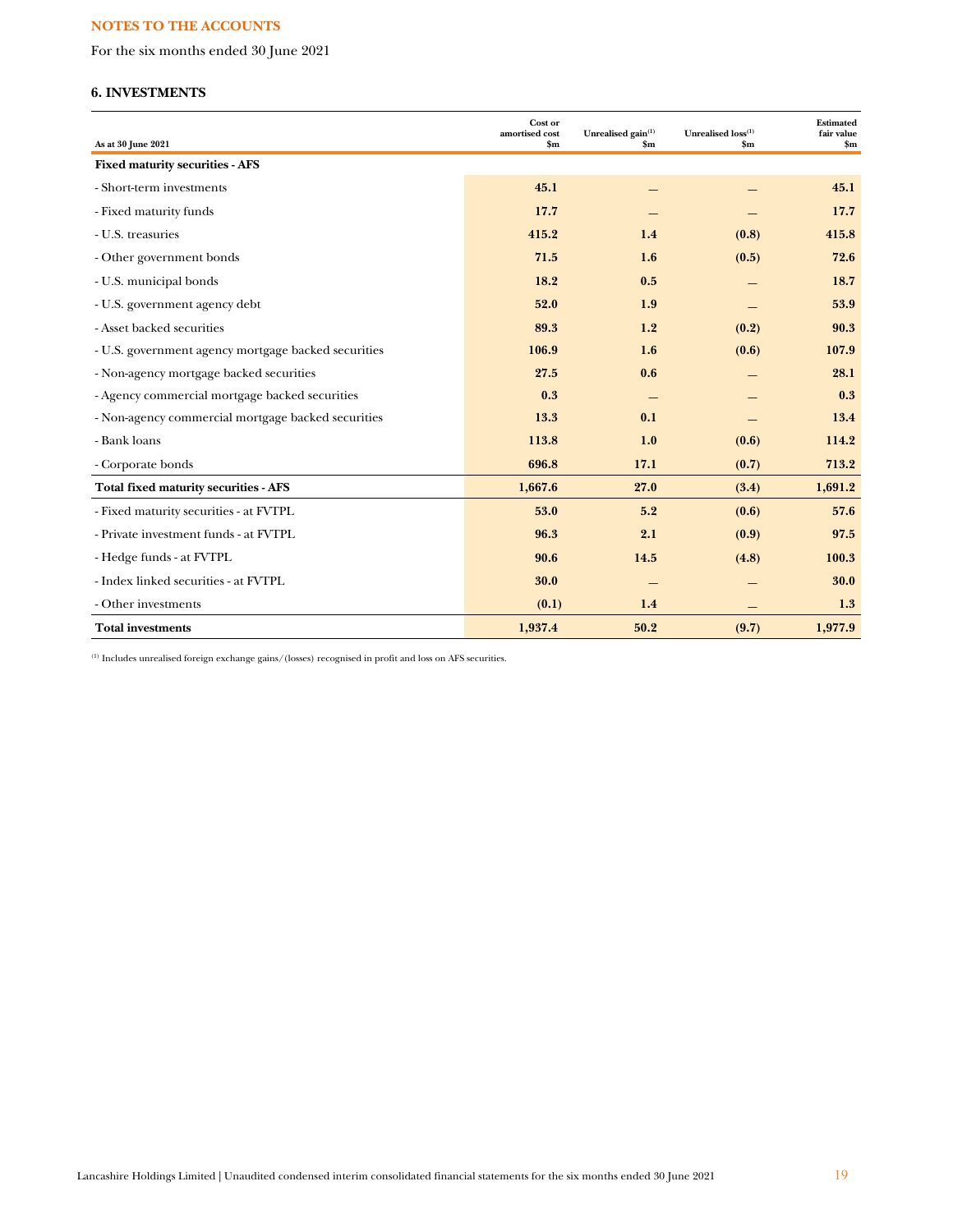## NOTES TO THE ACCOUNTS

For the six months ended 30 June 2021

### 6. INVESTMENTS

| As at 30 June 2021 | Cost or amortised cost $m | Unrealised gain[(1)] $m | Unrealised loss[(1)] $m | Estimated fair value $m |
|---|---|---|---|---|
| **Fixed maturity securities - AFS** | | | | |
| - Short-term investments | **45.1** | — | — | **45.1** |
| - Fixed maturity funds | **17.7** | — | — | **17.7** |
| - U.S. treasuries | **415.2** | **1.4** | **(0.8)** | **415.8** |
| - Other government bonds | **71.5** | **1.6** | **(0.5)** | **72.6** |
| - U.S. municipal bonds | **18.2** | **0.5** | — | **18.7** |
| - U.S. government agency debt | **52.0** | **1.9** | — | **53.9** |
| - Asset backed securities | **89.3** | **1.2** | **(0.2)** | **90.3** |
| - U.S. government agency mortgage backed securities | **106.9** | **1.6** | **(0.6)** | **107.9** |
| - Non-agency mortgage backed securities | **27.5** | **0.6** | — | **28.1** |
| - Agency commercial mortgage backed securities | **0.3** | — | — | **0.3** |
| - Non-agency commercial mortgage backed securities | **13.3** | **0.1** | — | **13.4** |
| - Bank loans | **113.8** | **1.0** | **(0.6)** | **114.2** |
| - Corporate bonds | **696.8** | **17.1** | **(0.7)** | **713.2** |
| **Total fixed maturity securities - AFS** | **1,667.6** | **27.0** | **(3.4)** | **1,691.2** |
| - Fixed maturity securities - at FVTPL | **53.0** | **5.2** | **(0.6)** | **57.6** |
| - Private investment funds - at FVTPL | **96.3** | **2.1** | **(0.9)** | **97.5** |
| - Hedge funds - at FVTPL | **90.6** | **14.5** | **(4.8)** | **100.3** |
| - Index linked securities - at FVTPL | **30.0** | — | — | **30.0** |
| - Other investments | **(0.1)** | **1.4** | — | **1.3** |
| **Total investments** | **1,937.4** | **50.2** | **(9.7)** | **1,977.9** |

(1) Includes unrealised foreign exchange gains/(losses) recognised in profit and loss on AFS securities.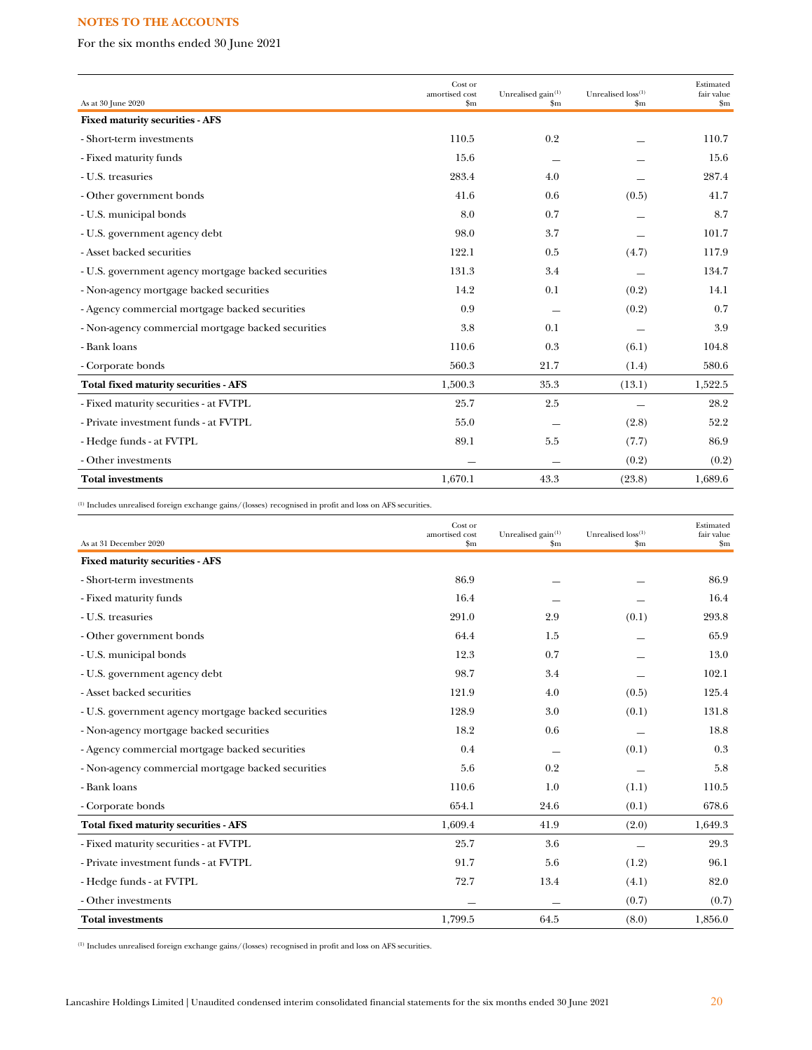## NOTES TO THE ACCOUNTS

For the six months ended 30 June 2021

| As at 30 June 2020 | Cost or amortised cost $m | Unrealised gain[(1)] $m | Unrealised loss[(1)] $m | Estimated fair value $m |
|---|---|---|---|---|
| **Fixed maturity securities - AFS** | | | | |
| - Short-term investments | 110.5 | 0.2 | — | 110.7 |
| - Fixed maturity funds | 15.6 | — | — | 15.6 |
| - U.S. treasuries | 283.4 | 4.0 | — | 287.4 |
| - Other government bonds | 41.6 | 0.6 | (0.5) | 41.7 |
| - U.S. municipal bonds | 8.0 | 0.7 | — | 8.7 |
| - U.S. government agency debt | 98.0 | 3.7 | — | 101.7 |
| - Asset backed securities | 122.1 | 0.5 | (4.7) | 117.9 |
| - U.S. government agency mortgage backed securities | 131.3 | 3.4 | — | 134.7 |
| - Non-agency mortgage backed securities | 14.2 | 0.1 | (0.2) | 14.1 |
| - Agency commercial mortgage backed securities | 0.9 | — | (0.2) | 0.7 |
| - Non-agency commercial mortgage backed securities | 3.8 | 0.1 | — | 3.9 |
| - Bank loans | 110.6 | 0.3 | (6.1) | 104.8 |
| - Corporate bonds | 560.3 | 21.7 | (1.4) | 580.6 |
| **Total fixed maturity securities - AFS** | 1,500.3 | 35.3 | (13.1) | 1,522.5 |
| - Fixed maturity securities - at FVTPL | 25.7 | 2.5 | — | 28.2 |
| - Private investment funds - at FVTPL | 55.0 | — | (2.8) | 52.2 |
| - Hedge funds - at FVTPL | 89.1 | 5.5 | (7.7) | 86.9 |
| - Other investments | — | — | (0.2) | (0.2) |
| **Total investments** | 1,670.1 | 43.3 | (23.8) | 1,689.6 |

(1) Includes unrealised foreign exchange gains/(losses) recognised in profit and loss on AFS securities.

| As at 31 December 2020 | Cost or amortised cost $m | Unrealised gain[(1)] $m | Unrealised loss[(1)] $m | Estimated fair value $m |
|---|---|---|---|---|
| **Fixed maturity securities - AFS** | | | | |
| - Short-term investments | 86.9 | — | — | 86.9 |
| - Fixed maturity funds | 16.4 | — | — | 16.4 |
| - U.S. treasuries | 291.0 | 2.9 | (0.1) | 293.8 |
| - Other government bonds | 64.4 | 1.5 | — | 65.9 |
| - U.S. municipal bonds | 12.3 | 0.7 | — | 13.0 |
| - U.S. government agency debt | 98.7 | 3.4 | — | 102.1 |
| - Asset backed securities | 121.9 | 4.0 | (0.5) | 125.4 |
| - U.S. government agency mortgage backed securities | 128.9 | 3.0 | (0.1) | 131.8 |
| - Non-agency mortgage backed securities | 18.2 | 0.6 | — | 18.8 |
| - Agency commercial mortgage backed securities | 0.4 | — | (0.1) | 0.3 |
| - Non-agency commercial mortgage backed securities | 5.6 | 0.2 | — | 5.8 |
| - Bank loans | 110.6 | 1.0 | (1.1) | 110.5 |
| - Corporate bonds | 654.1 | 24.6 | (0.1) | 678.6 |
| **Total fixed maturity securities - AFS** | 1,609.4 | 41.9 | (2.0) | 1,649.3 |
| - Fixed maturity securities - at FVTPL | 25.7 | 3.6 | — | 29.3 |
| - Private investment funds - at FVTPL | 91.7 | 5.6 | (1.2) | 96.1 |
| - Hedge funds - at FVTPL | 72.7 | 13.4 | (4.1) | 82.0 |
| - Other investments | — | — | (0.7) | (0.7) |
| **Total investments** | 1,799.5 | 64.5 | (8.0) | 1,856.0 |

(1) Includes unrealised foreign exchange gains/(losses) recognised in profit and loss on AFS securities.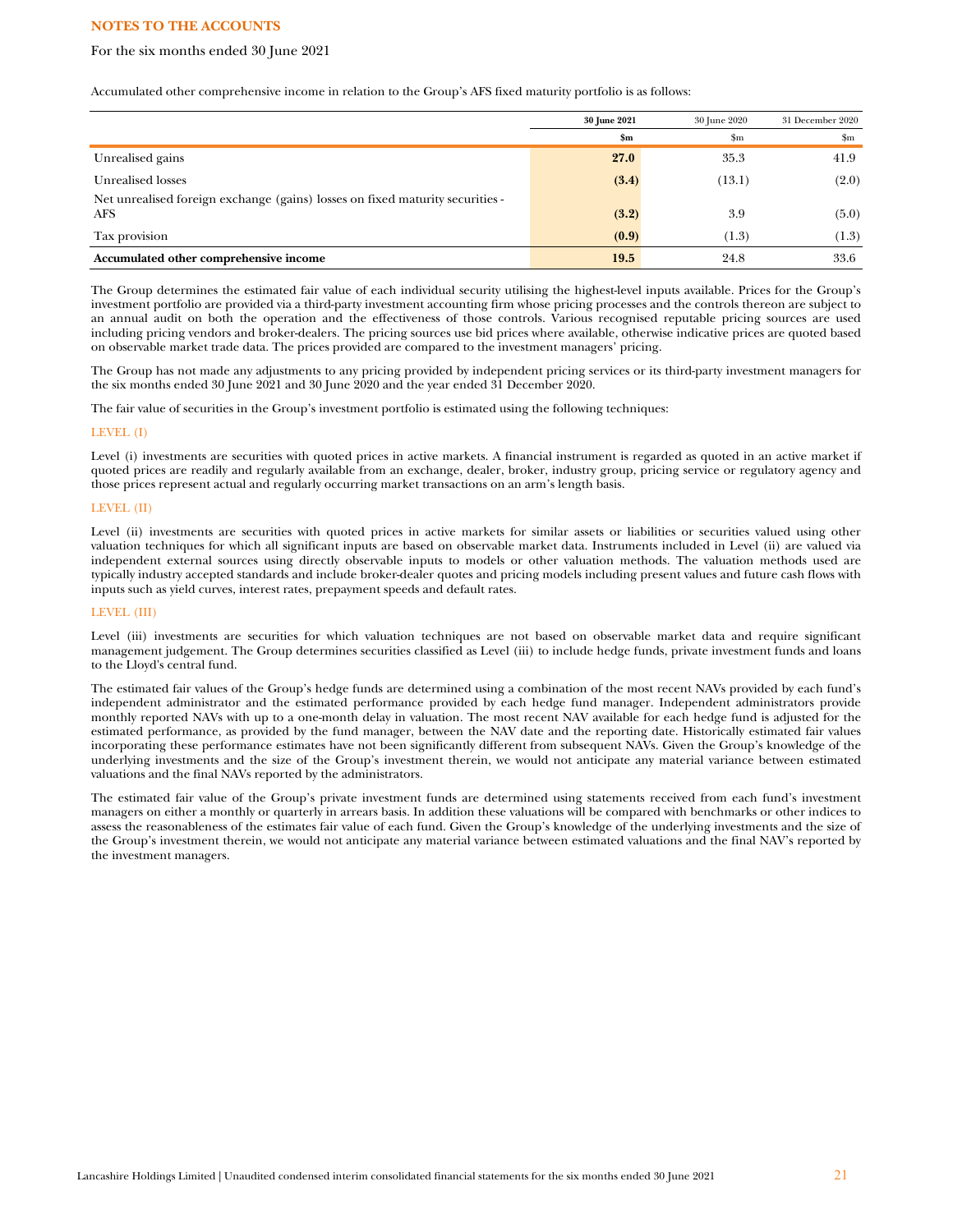## NOTES TO THE ACCOUNTS

For the six months ended 30 June 2021

Accumulated other comprehensive income in relation to the Group's AFS fixed maturity portfolio is as follows:

| | **30 June 2021** | 30 June 2020 | 31 December 2020 |
|---|---|---|---|
| | **$m** | $m | $m |
| Unrealised gains | **27.0** | 35.3 | 41.9 |
| Unrealised losses | **(3.4)** | (13.1) | (2.0) |
| Net unrealised foreign exchange (gains) losses on fixed maturity securities - AFS | **(3.2)** | 3.9 | (5.0) |
| Tax provision | **(0.9)** | (1.3) | (1.3) |
| **Accumulated other comprehensive income** | **19.5** | 24.8 | 33.6 |

The Group determines the estimated fair value of each individual security utilising the highest-level inputs available. Prices for the Group's investment portfolio are provided via a third-party investment accounting firm whose pricing processes and the controls thereon are subject to an annual audit on both the operation and the effectiveness of those controls. Various recognised reputable pricing sources are used including pricing vendors and broker-dealers. The pricing sources use bid prices where available, otherwise indicative prices are quoted based on observable market trade data. The prices provided are compared to the investment managers' pricing.

The Group has not made any adjustments to any pricing provided by independent pricing services or its third-party investment managers for the six months ended 30 June 2021 and 30 June 2020 and the year ended 31 December 2020.

The fair value of securities in the Group's investment portfolio is estimated using the following techniques:

### LEVEL (I)

Level (i) investments are securities with quoted prices in active markets. A financial instrument is regarded as quoted in an active market if quoted prices are readily and regularly available from an exchange, dealer, broker, industry group, pricing service or regulatory agency and those prices represent actual and regularly occurring market transactions on an arm's length basis.

### LEVEL (II)

Level (ii) investments are securities with quoted prices in active markets for similar assets or liabilities or securities valued using other valuation techniques for which all significant inputs are based on observable market data. Instruments included in Level (ii) are valued via independent external sources using directly observable inputs to models or other valuation methods. The valuation methods used are typically industry accepted standards and include broker-dealer quotes and pricing models including present values and future cash flows with inputs such as yield curves, interest rates, prepayment speeds and default rates.

### LEVEL (III)

Level (iii) investments are securities for which valuation techniques are not based on observable market data and require significant management judgement. The Group determines securities classified as Level (iii) to include hedge funds, private investment funds and loans to the Lloyd's central fund.

The estimated fair values of the Group's hedge funds are determined using a combination of the most recent NAVs provided by each fund's independent administrator and the estimated performance provided by each hedge fund manager. Independent administrators provide monthly reported NAVs with up to a one-month delay in valuation. The most recent NAV available for each hedge fund is adjusted for the estimated performance, as provided by the fund manager, between the NAV date and the reporting date. Historically estimated fair values incorporating these performance estimates have not been significantly different from subsequent NAVs. Given the Group's knowledge of the underlying investments and the size of the Group's investment therein, we would not anticipate any material variance between estimated valuations and the final NAVs reported by the administrators.

The estimated fair value of the Group's private investment funds are determined using statements received from each fund's investment managers on either a monthly or quarterly in arrears basis. In addition these valuations will be compared with benchmarks or other indices to assess the reasonableness of the estimates fair value of each fund. Given the Group's knowledge of the underlying investments and the size of the Group's investment therein, we would not anticipate any material variance between estimated valuations and the final NAV's reported by the investment managers.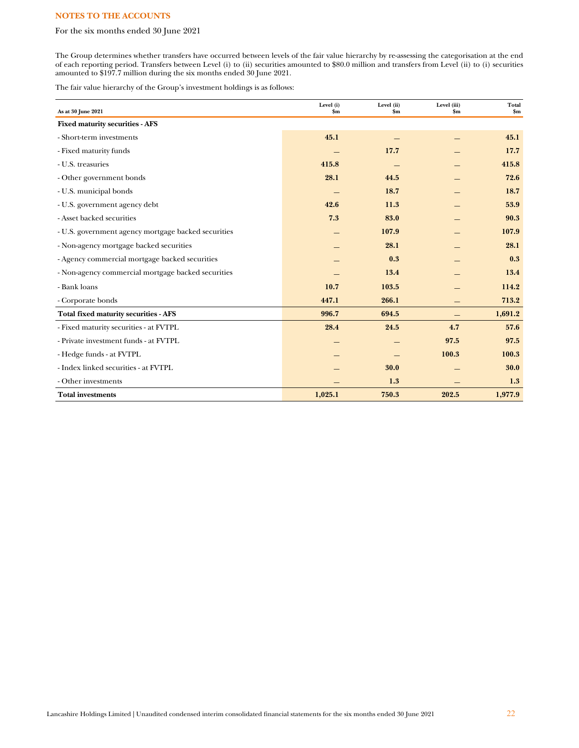**NOTES TO THE ACCOUNTS**

For the six months ended 30 June 2021

The Group determines whether transfers have occurred between levels of the fair value hierarchy by re-assessing the categorisation at the end of each reporting period. Transfers between Level (i) to (ii) securities amounted to $80.0 million and transfers from Level (ii) to (i) securities amounted to $197.7 million during the six months ended 30 June 2021.

The fair value hierarchy of the Group's investment holdings is as follows:

| As at 30 June 2021 | Level (i) $m | Level (ii) $m | Level (iii) $m | Total $m |
|---|---|---|---|---|
| **Fixed maturity securities - AFS** | | | | |
| - Short-term investments | 45.1 | — | — | 45.1 |
| - Fixed maturity funds | — | 17.7 | — | 17.7 |
| - U.S. treasuries | 415.8 | — | — | 415.8 |
| - Other government bonds | 28.1 | 44.5 | — | 72.6 |
| - U.S. municipal bonds | — | 18.7 | — | 18.7 |
| - U.S. government agency debt | 42.6 | 11.3 | — | 53.9 |
| - Asset backed securities | 7.3 | 83.0 | — | 90.3 |
| - U.S. government agency mortgage backed securities | — | 107.9 | — | 107.9 |
| - Non-agency mortgage backed securities | — | 28.1 | — | 28.1 |
| - Agency commercial mortgage backed securities | — | 0.3 | — | 0.3 |
| - Non-agency commercial mortgage backed securities | — | 13.4 | — | 13.4 |
| - Bank loans | 10.7 | 103.5 | — | 114.2 |
| - Corporate bonds | 447.1 | 266.1 | — | 713.2 |
| **Total fixed maturity securities - AFS** | **996.7** | **694.5** | **—** | **1,691.2** |
| - Fixed maturity securities - at FVTPL | 28.4 | 24.5 | 4.7 | 57.6 |
| - Private investment funds - at FVTPL | — | — | 97.5 | 97.5 |
| - Hedge funds - at FVTPL | — | — | 100.3 | 100.3 |
| - Index linked securities - at FVTPL | — | 30.0 | — | 30.0 |
| - Other investments | — | 1.3 | — | 1.3 |
| **Total investments** | **1,025.1** | **750.3** | **202.5** | **1,977.9** |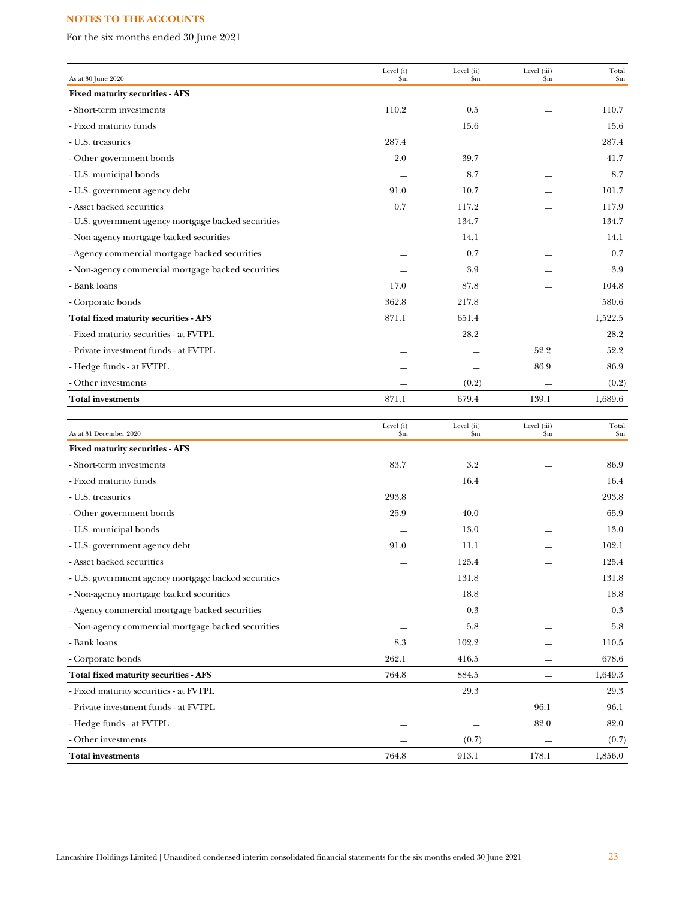**NOTES TO THE ACCOUNTS**

For the six months ended 30 June 2021

| As at 30 June 2020 | Level (i) $m | Level (ii) $m | Level (iii) $m | Total $m |
|---|---|---|---|---|
| **Fixed maturity securities - AFS** | | | | |
| - Short-term investments | 110.2 | 0.5 | — | 110.7 |
| - Fixed maturity funds | — | 15.6 | — | 15.6 |
| - U.S. treasuries | 287.4 | — | — | 287.4 |
| - Other government bonds | 2.0 | 39.7 | — | 41.7 |
| - U.S. municipal bonds | — | 8.7 | — | 8.7 |
| - U.S. government agency debt | 91.0 | 10.7 | — | 101.7 |
| - Asset backed securities | 0.7 | 117.2 | — | 117.9 |
| - U.S. government agency mortgage backed securities | — | 134.7 | — | 134.7 |
| - Non-agency mortgage backed securities | — | 14.1 | — | 14.1 |
| - Agency commercial mortgage backed securities | — | 0.7 | — | 0.7 |
| - Non-agency commercial mortgage backed securities | — | 3.9 | — | 3.9 |
| - Bank loans | 17.0 | 87.8 | — | 104.8 |
| - Corporate bonds | 362.8 | 217.8 | — | 580.6 |
| **Total fixed maturity securities - AFS** | 871.1 | 651.4 | — | 1,522.5 |
| - Fixed maturity securities - at FVTPL | — | 28.2 | — | 28.2 |
| - Private investment funds - at FVTPL | — | — | 52.2 | 52.2 |
| - Hedge funds - at FVTPL | — | — | 86.9 | 86.9 |
| - Other investments | — | (0.2) | — | (0.2) |
| **Total investments** | 871.1 | 679.4 | 139.1 | 1,689.6 |

| As at 31 December 2020 | Level (i) $m | Level (ii) $m | Level (iii) $m | Total $m |
|---|---|---|---|---|
| **Fixed maturity securities - AFS** | | | | |
| - Short-term investments | 83.7 | 3.2 | — | 86.9 |
| - Fixed maturity funds | — | 16.4 | — | 16.4 |
| - U.S. treasuries | 293.8 | — | — | 293.8 |
| - Other government bonds | 25.9 | 40.0 | — | 65.9 |
| - U.S. municipal bonds | — | 13.0 | — | 13.0 |
| - U.S. government agency debt | 91.0 | 11.1 | — | 102.1 |
| - Asset backed securities | — | 125.4 | — | 125.4 |
| - U.S. government agency mortgage backed securities | — | 131.8 | — | 131.8 |
| - Non-agency mortgage backed securities | — | 18.8 | — | 18.8 |
| - Agency commercial mortgage backed securities | — | 0.3 | — | 0.3 |
| - Non-agency commercial mortgage backed securities | — | 5.8 | — | 5.8 |
| - Bank loans | 8.3 | 102.2 | — | 110.5 |
| - Corporate bonds | 262.1 | 416.5 | — | 678.6 |
| **Total fixed maturity securities - AFS** | 764.8 | 884.5 | — | 1,649.3 |
| - Fixed maturity securities - at FVTPL | — | 29.3 | — | 29.3 |
| - Private investment funds - at FVTPL | — | — | 96.1 | 96.1 |
| - Hedge funds - at FVTPL | — | — | 82.0 | 82.0 |
| - Other investments | — | (0.7) | — | (0.7) |
| **Total investments** | 764.8 | 913.1 | 178.1 | 1,856.0 |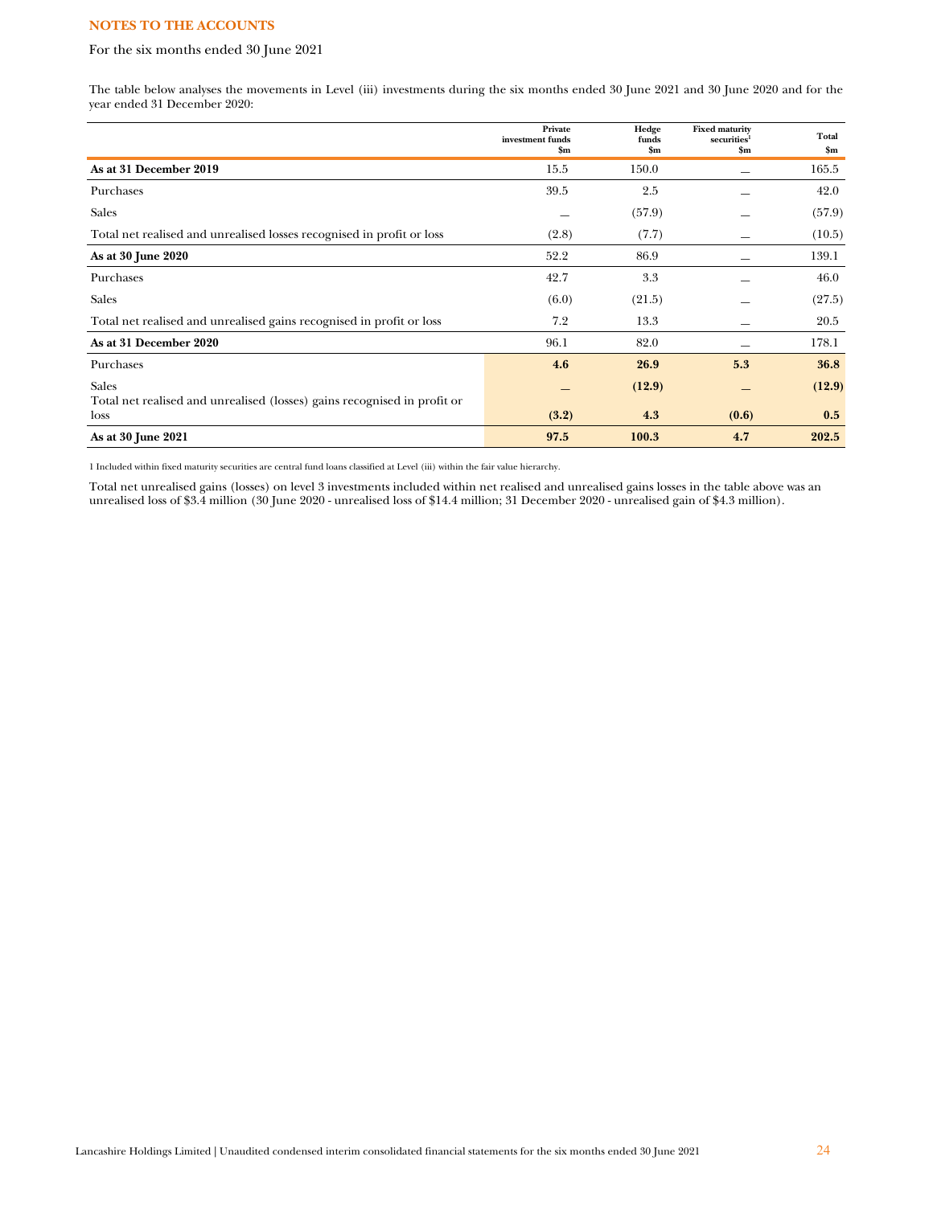## NOTES TO THE ACCOUNTS

For the six months ended 30 June 2021

The table below analyses the movements in Level (iii) investments during the six months ended 30 June 2021 and 30 June 2020 and for the year ended 31 December 2020:

| | Private investment funds $m | Hedge funds $m | Fixed maturity securities[1] $m | Total $m |
|---|---|---|---|---|
| **As at 31 December 2019** | 15.5 | 150.0 | — | 165.5 |
| Purchases | 39.5 | 2.5 | — | 42.0 |
| Sales | — | (57.9) | — | (57.9) |
| Total net realised and unrealised losses recognised in profit or loss | (2.8) | (7.7) | — | (10.5) |
| **As at 30 June 2020** | 52.2 | 86.9 | — | 139.1 |
| Purchases | 42.7 | 3.3 | — | 46.0 |
| Sales | (6.0) | (21.5) | — | (27.5) |
| Total net realised and unrealised gains recognised in profit or loss | 7.2 | 13.3 | — | 20.5 |
| **As at 31 December 2020** | 96.1 | 82.0 | — | 178.1 |
| Purchases | **4.6** | **26.9** | **5.3** | **36.8** |
| Sales | **—** | **(12.9)** | **—** | **(12.9)** |
| Total net realised and unrealised (losses) gains recognised in profit or loss | **(3.2)** | **4.3** | **(0.6)** | **0.5** |
| **As at 30 June 2021** | **97.5** | **100.3** | **4.7** | **202.5** |

1 Included within fixed maturity securities are central fund loans classified at Level (iii) within the fair value hierarchy.

Total net unrealised gains (losses) on level 3 investments included within net realised and unrealised gains losses in the table above was an unrealised loss of $3.4 million (30 June 2020 - unrealised loss of $14.4 million; 31 December 2020 - unrealised gain of $4.3 million).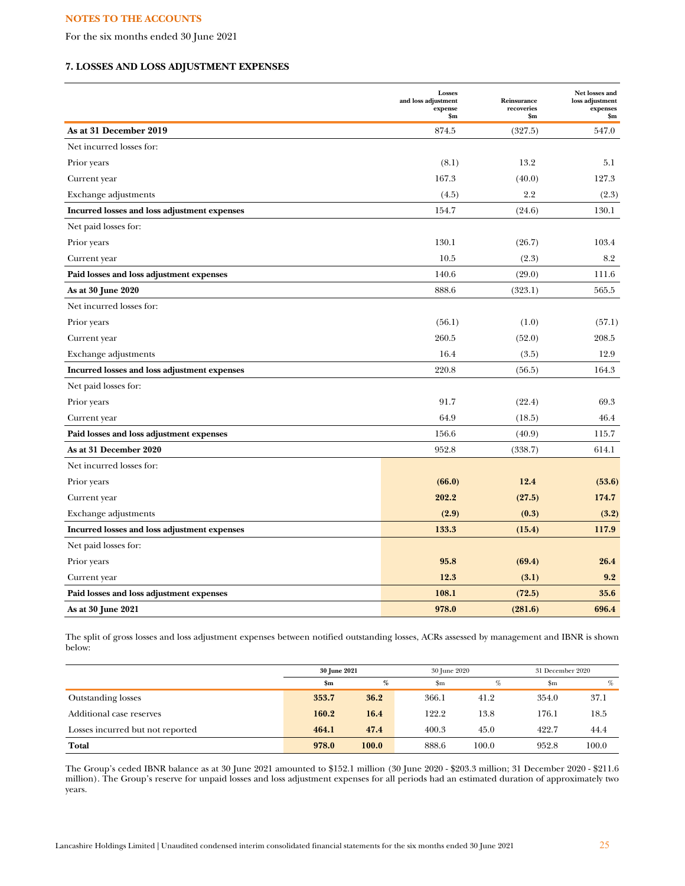NOTES TO THE ACCOUNTS

For the six months ended 30 June 2021

### 7. LOSSES AND LOSS ADJUSTMENT EXPENSES

| | Losses and loss adjustment expense $m | Reinsurance recoveries $m | Net losses and loss adjustment expenses $m |
|---|---|---|---|
| **As at 31 December 2019** | 874.5 | (327.5) | 547.0 |
| Net incurred losses for: | | | |
| Prior years | (8.1) | 13.2 | 5.1 |
| Current year | 167.3 | (40.0) | 127.3 |
| Exchange adjustments | (4.5) | 2.2 | (2.3) |
| **Incurred losses and loss adjustment expenses** | 154.7 | (24.6) | 130.1 |
| Net paid losses for: | | | |
| Prior years | 130.1 | (26.7) | 103.4 |
| Current year | 10.5 | (2.3) | 8.2 |
| **Paid losses and loss adjustment expenses** | 140.6 | (29.0) | 111.6 |
| **As at 30 June 2020** | 888.6 | (323.1) | 565.5 |
| Net incurred losses for: | | | |
| Prior years | (56.1) | (1.0) | (57.1) |
| Current year | 260.5 | (52.0) | 208.5 |
| Exchange adjustments | 16.4 | (3.5) | 12.9 |
| **Incurred losses and loss adjustment expenses** | 220.8 | (56.5) | 164.3 |
| Net paid losses for: | | | |
| Prior years | 91.7 | (22.4) | 69.3 |
| Current year | 64.9 | (18.5) | 46.4 |
| **Paid losses and loss adjustment expenses** | 156.6 | (40.9) | 115.7 |
| **As at 31 December 2020** | 952.8 | (338.7) | 614.1 |
| Net incurred losses for: | | | |
| Prior years | **(66.0)** | **12.4** | **(53.6)** |
| Current year | **202.2** | **(27.5)** | **174.7** |
| Exchange adjustments | **(2.9)** | **(0.3)** | **(3.2)** |
| **Incurred losses and loss adjustment expenses** | **133.3** | **(15.4)** | **117.9** |
| Net paid losses for: | | | |
| Prior years | **95.8** | **(69.4)** | **26.4** |
| Current year | **12.3** | **(3.1)** | **9.2** |
| **Paid losses and loss adjustment expenses** | **108.1** | **(72.5)** | **35.6** |
| **As at 30 June 2021** | **978.0** | **(281.6)** | **696.4** |

The split of gross losses and loss adjustment expenses between notified outstanding losses, ACRs assessed by management and IBNR is shown below:

| | 30 June 2021 | | 30 June 2020 | | 31 December 2020 | |
|---|---|---|---|---|---|---|
| | $m | % | $m | % | $m | % |
| Outstanding losses | **353.7** | **36.2** | 366.1 | 41.2 | 354.0 | 37.1 |
| Additional case reserves | **160.2** | **16.4** | 122.2 | 13.8 | 176.1 | 18.5 |
| Losses incurred but not reported | **464.1** | **47.4** | 400.3 | 45.0 | 422.7 | 44.4 |
| **Total** | **978.0** | **100.0** | 888.6 | 100.0 | 952.8 | 100.0 |

The Group's ceded IBNR balance as at 30 June 2021 amounted to $152.1 million (30 June 2020 - $203.3 million; 31 December 2020 - $211.6 million). The Group's reserve for unpaid losses and loss adjustment expenses for all periods had an estimated duration of approximately two years.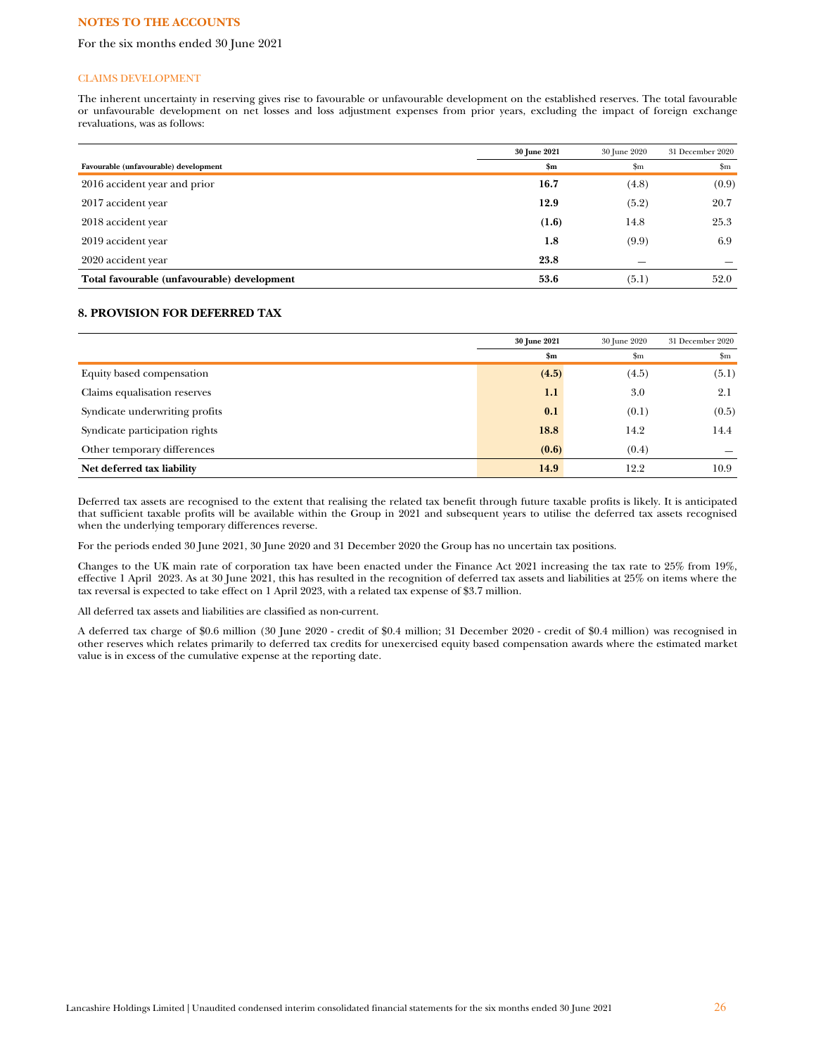## NOTES TO THE ACCOUNTS

For the six months ended 30 June 2021

### CLAIMS DEVELOPMENT

The inherent uncertainty in reserving gives rise to favourable or unfavourable development on the established reserves. The total favourable or unfavourable development on net losses and loss adjustment expenses from prior years, excluding the impact of foreign exchange revaluations, was as follows:

| Favourable (unfavourable) development | **30 June 2021** | 30 June 2020 | 31 December 2020 |
|---|---|---|---|
| | **$m** | $m | $m |
| 2016 accident year and prior | **16.7** | (4.8) | (0.9) |
| 2017 accident year | **12.9** | (5.2) | 20.7 |
| 2018 accident year | **(1.6)** | 14.8 | 25.3 |
| 2019 accident year | **1.8** | (9.9) | 6.9 |
| 2020 accident year | **23.8** | — | — |
| **Total favourable (unfavourable) development** | **53.6** | (5.1) | 52.0 |

## 8. PROVISION FOR DEFERRED TAX

| | **30 June 2021** | 30 June 2020 | 31 December 2020 |
|---|---|---|---|
| | **$m** | $m | $m |
| Equity based compensation | **(4.5)** | (4.5) | (5.1) |
| Claims equalisation reserves | **1.1** | 3.0 | 2.1 |
| Syndicate underwriting profits | **0.1** | (0.1) | (0.5) |
| Syndicate participation rights | **18.8** | 14.2 | 14.4 |
| Other temporary differences | **(0.6)** | (0.4) | — |
| **Net deferred tax liability** | **14.9** | 12.2 | 10.9 |

Deferred tax assets are recognised to the extent that realising the related tax benefit through future taxable profits is likely. It is anticipated that sufficient taxable profits will be available within the Group in 2021 and subsequent years to utilise the deferred tax assets recognised when the underlying temporary differences reverse.

For the periods ended 30 June 2021, 30 June 2020 and 31 December 2020 the Group has no uncertain tax positions.

Changes to the UK main rate of corporation tax have been enacted under the Finance Act 2021 increasing the tax rate to 25% from 19%, effective 1 April 2023. As at 30 June 2021, this has resulted in the recognition of deferred tax assets and liabilities at 25% on items where the tax reversal is expected to take effect on 1 April 2023, with a related tax expense of $3.7 million.

All deferred tax assets and liabilities are classified as non-current.

A deferred tax charge of $0.6 million (30 June 2020 - credit of $0.4 million; 31 December 2020 - credit of $0.4 million) was recognised in other reserves which relates primarily to deferred tax credits for unexercised equity based compensation awards where the estimated market value is in excess of the cumulative expense at the reporting date.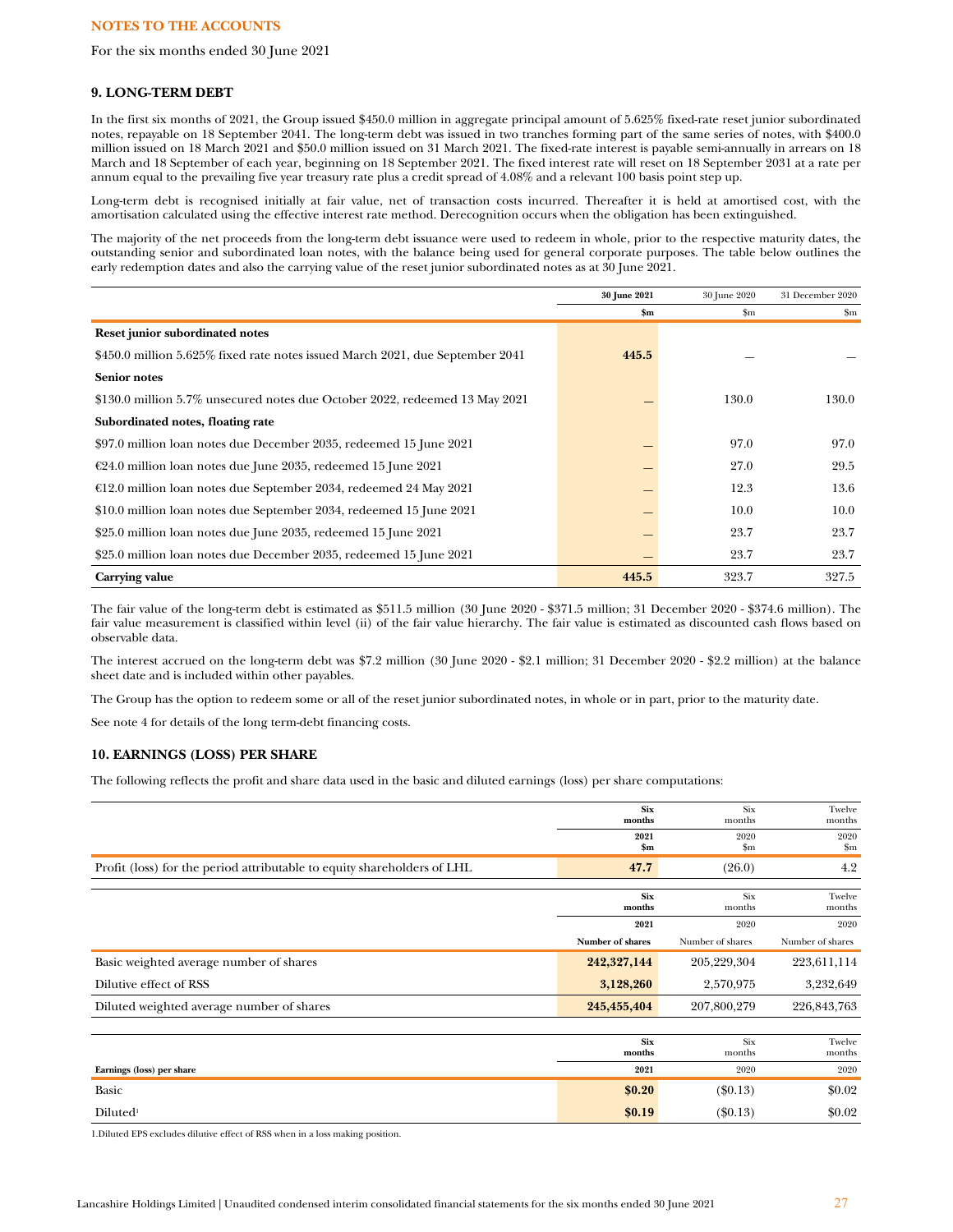**NOTES TO THE ACCOUNTS**

For the six months ended 30 June 2021

## 9. LONG-TERM DEBT

In the first six months of 2021, the Group issued $450.0 million in aggregate principal amount of 5.625% fixed-rate reset junior subordinated notes, repayable on 18 September 2041. The long-term debt was issued in two tranches forming part of the same series of notes, with $400.0 million issued on 18 March 2021 and $50.0 million issued on 31 March 2021. The fixed-rate interest is payable semi-annually in arrears on 18 March and 18 September of each year, beginning on 18 September 2021. The fixed interest rate will reset on 18 September 2031 at a rate per annum equal to the prevailing five year treasury rate plus a credit spread of 4.08% and a relevant 100 basis point step up.

Long-term debt is recognised initially at fair value, net of transaction costs incurred. Thereafter it is held at amortised cost, with the amortisation calculated using the effective interest rate method. Derecognition occurs when the obligation has been extinguished.

The majority of the net proceeds from the long-term debt issuance were used to redeem in whole, prior to the respective maturity dates, the outstanding senior and subordinated loan notes, with the balance being used for general corporate purposes. The table below outlines the early redemption dates and also the carrying value of the reset junior subordinated notes as at 30 June 2021.

| | **30 June 2021** | 30 June 2020 | 31 December 2020 |
|---|---|---|---|
| | **$m** | $m | $m |
| **Reset junior subordinated notes** | | | |
| $450.0 million 5.625% fixed rate notes issued March 2021, due September 2041 | **445.5** | — | — |
| **Senior notes** | | | |
| $130.0 million 5.7% unsecured notes due October 2022, redeemed 13 May 2021 | — | 130.0 | 130.0 |
| **Subordinated notes, floating rate** | | | |
| $97.0 million loan notes due December 2035, redeemed 15 June 2021 | — | 97.0 | 97.0 |
| €24.0 million loan notes due June 2035, redeemed 15 June 2021 | — | 27.0 | 29.5 |
| €12.0 million loan notes due September 2034, redeemed 24 May 2021 | — | 12.3 | 13.6 |
| $10.0 million loan notes due September 2034, redeemed 15 June 2021 | — | 10.0 | 10.0 |
| $25.0 million loan notes due June 2035, redeemed 15 June 2021 | — | 23.7 | 23.7 |
| $25.0 million loan notes due December 2035, redeemed 15 June 2021 | — | 23.7 | 23.7 |
| **Carrying value** | **445.5** | 323.7 | 327.5 |

The fair value of the long-term debt is estimated as $511.5 million (30 June 2020 - $371.5 million; 31 December 2020 - $374.6 million). The fair value measurement is classified within level (ii) of the fair value hierarchy. The fair value is estimated as discounted cash flows based on observable data.

The interest accrued on the long-term debt was $7.2 million (30 June 2020 - $2.1 million; 31 December 2020 - $2.2 million) at the balance sheet date and is included within other payables.

The Group has the option to redeem some or all of the reset junior subordinated notes, in whole or in part, prior to the maturity date.

See note 4 for details of the long term-debt financing costs.

## 10. EARNINGS (LOSS) PER SHARE

The following reflects the profit and share data used in the basic and diluted earnings (loss) per share computations:

| | **Six months** | Six months | Twelve months |
|---|---|---|---|
| | **2021 $m** | 2020 $m | 2020 $m |
| Profit (loss) for the period attributable to equity shareholders of LHL | **47.7** | (26.0) | 4.2 |

| | **Six months** | Six months | Twelve months |
|---|---|---|---|
| | **2021** | 2020 | 2020 |
| | **Number of shares** | Number of shares | Number of shares |
| Basic weighted average number of shares | **242,327,144** | 205,229,304 | 223,611,114 |
| Dilutive effect of RSS | **3,128,260** | 2,570,975 | 3,232,649 |
| Diluted weighted average number of shares | **245,455,404** | 207,800,279 | 226,843,763 |

| | **Six months** | Six months | Twelve months |
|---|---|---|---|
| **Earnings (loss) per share** | **2021** | 2020 | 2020 |
| Basic | **$0.20** | ($0.13) | $0.02 |
| Diluted[1] | **$0.19** | ($0.13) | $0.02 |

1.Diluted EPS excludes dilutive effect of RSS when in a loss making position.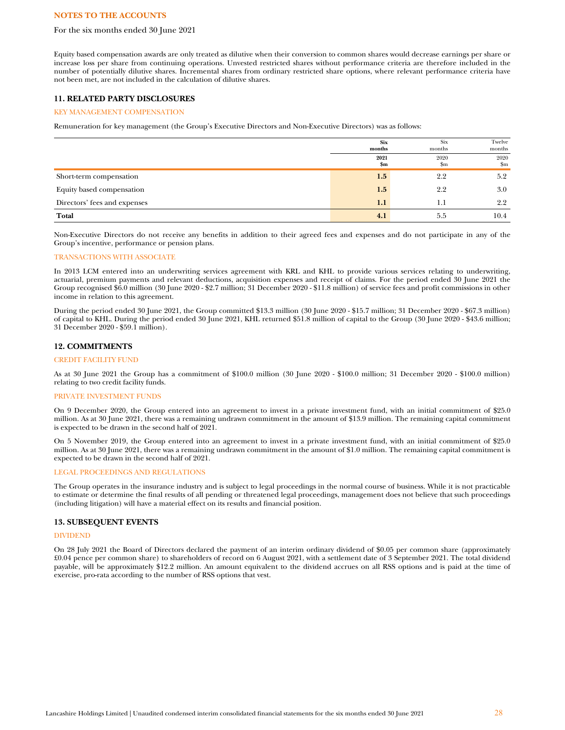# NOTES TO THE ACCOUNTS

For the six months ended 30 June 2021

Equity based compensation awards are only treated as dilutive when their conversion to common shares would decrease earnings per share or increase loss per share from continuing operations. Unvested restricted shares without performance criteria are therefore included in the number of potentially dilutive shares. Incremental shares from ordinary restricted share options, where relevant performance criteria have not been met, are not included in the calculation of dilutive shares.

## 11. RELATED PARTY DISCLOSURES

### KEY MANAGEMENT COMPENSATION

Remuneration for key management (the Group's Executive Directors and Non-Executive Directors) was as follows:

| | **Six months 2021 $m** | Six months 2020 $m | Twelve months 2020 $m |
|---|---|---|---|
| Short-term compensation | **1.5** | 2.2 | 5.2 |
| Equity based compensation | **1.5** | 2.2 | 3.0 |
| Directors' fees and expenses | **1.1** | 1.1 | 2.2 |
| **Total** | **4.1** | 5.5 | 10.4 |

Non-Executive Directors do not receive any benefits in addition to their agreed fees and expenses and do not participate in any of the Group's incentive, performance or pension plans.

### TRANSACTIONS WITH ASSOCIATE

In 2013 LCM entered into an underwriting services agreement with KRL and KHL to provide various services relating to underwriting, actuarial, premium payments and relevant deductions, acquisition expenses and receipt of claims. For the period ended 30 June 2021 the Group recognised $6.0 million (30 June 2020 - $2.7 million; 31 December 2020 - $11.8 million) of service fees and profit commissions in other income in relation to this agreement.

During the period ended 30 June 2021, the Group committed $13.3 million (30 June 2020 - $15.7 million; 31 December 2020 - $67.3 million) of capital to KHL. During the period ended 30 June 2021, KHL returned $51.8 million of capital to the Group (30 June 2020 - $43.6 million; 31 December 2020 - $59.1 million).

## 12. COMMITMENTS

### CREDIT FACILITY FUND

As at 30 June 2021 the Group has a commitment of $100.0 million (30 June 2020 - $100.0 million; 31 December 2020 - $100.0 million) relating to two credit facility funds.

### PRIVATE INVESTMENT FUNDS

On 9 December 2020, the Group entered into an agreement to invest in a private investment fund, with an initial commitment of $25.0 million. As at 30 June 2021, there was a remaining undrawn commitment in the amount of $13.9 million. The remaining capital commitment is expected to be drawn in the second half of 2021.

On 5 November 2019, the Group entered into an agreement to invest in a private investment fund, with an initial commitment of $25.0 million. As at 30 June 2021, there was a remaining undrawn commitment in the amount of $1.0 million. The remaining capital commitment is expected to be drawn in the second half of 2021.

### LEGAL PROCEEDINGS AND REGULATIONS

The Group operates in the insurance industry and is subject to legal proceedings in the normal course of business. While it is not practicable to estimate or determine the final results of all pending or threatened legal proceedings, management does not believe that such proceedings (including litigation) will have a material effect on its results and financial position.

## 13. SUBSEQUENT EVENTS

### DIVIDEND

On 28 July 2021 the Board of Directors declared the payment of an interim ordinary dividend of $0.05 per common share (approximately £0.04 pence per common share) to shareholders of record on 6 August 2021, with a settlement date of 3 September 2021. The total dividend payable, will be approximately $12.2 million. An amount equivalent to the dividend accrues on all RSS options and is paid at the time of exercise, pro-rata according to the number of RSS options that vest.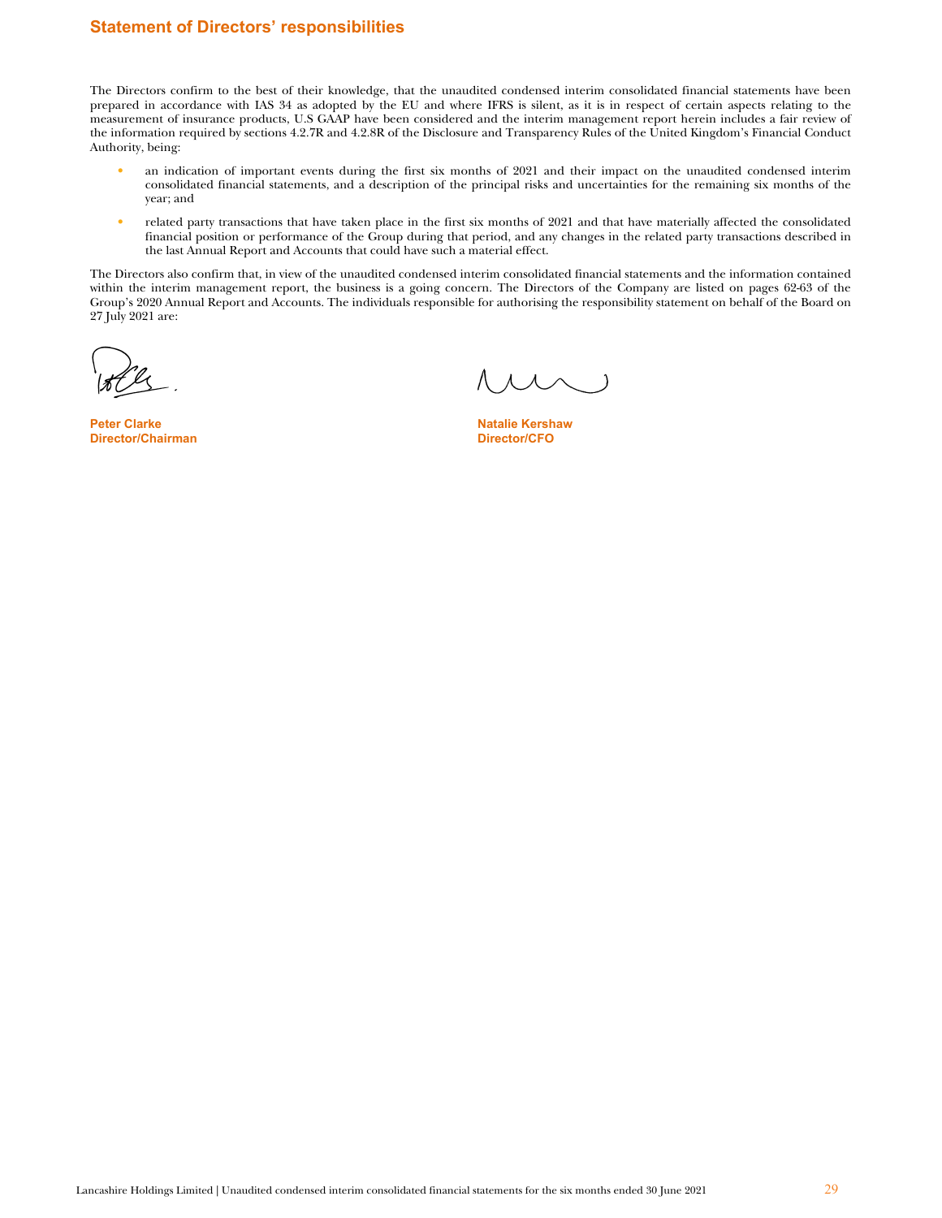## Statement of Directors' responsibilities

The Directors confirm to the best of their knowledge, that the unaudited condensed interim consolidated financial statements have been prepared in accordance with IAS 34 as adopted by the EU and where IFRS is silent, as it is in respect of certain aspects relating to the measurement of insurance products, U.S GAAP have been considered and the interim management report herein includes a fair review of the information required by sections 4.2.7R and 4.2.8R of the Disclosure and Transparency Rules of the United Kingdom's Financial Conduct Authority, being:

- an indication of important events during the first six months of 2021 and their impact on the unaudited condensed interim consolidated financial statements, and a description of the principal risks and uncertainties for the remaining six months of the year; and
- related party transactions that have taken place in the first six months of 2021 and that have materially affected the consolidated financial position or performance of the Group during that period, and any changes in the related party transactions described in the last Annual Report and Accounts that could have such a material effect.

The Directors also confirm that, in view of the unaudited condensed interim consolidated financial statements and the information contained within the interim management report, the business is a going concern. The Directors of the Company are listed on pages 62-63 of the Group's 2020 Annual Report and Accounts. The individuals responsible for authorising the responsibility statement on behalf of the Board on 27 July 2021 are:

**Peter Clarke**
**Director/Chairman**

**Natalie Kershaw**
**Director/CFO**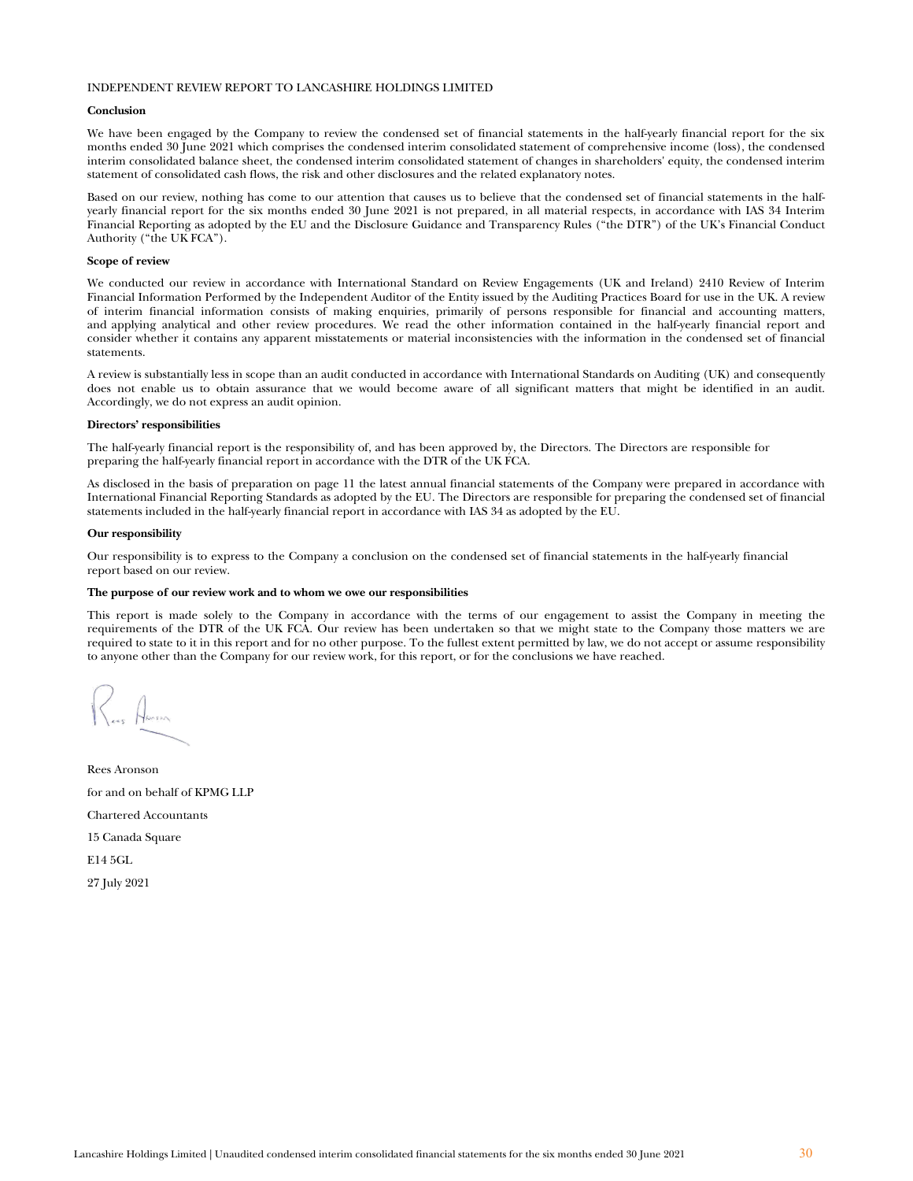INDEPENDENT REVIEW REPORT TO LANCASHIRE HOLDINGS LIMITED

**Conclusion**

We have been engaged by the Company to review the condensed set of financial statements in the half-yearly financial report for the six months ended 30 June 2021 which comprises the condensed interim consolidated statement of comprehensive income (loss), the condensed interim consolidated balance sheet, the condensed interim consolidated statement of changes in shareholders' equity, the condensed interim statement of consolidated cash flows, the risk and other disclosures and the related explanatory notes.

Based on our review, nothing has come to our attention that causes us to believe that the condensed set of financial statements in the half-yearly financial report for the six months ended 30 June 2021 is not prepared, in all material respects, in accordance with IAS 34 Interim Financial Reporting as adopted by the EU and the Disclosure Guidance and Transparency Rules ("the DTR") of the UK's Financial Conduct Authority ("the UK FCA").

**Scope of review**

We conducted our review in accordance with International Standard on Review Engagements (UK and Ireland) 2410 Review of Interim Financial Information Performed by the Independent Auditor of the Entity issued by the Auditing Practices Board for use in the UK. A review of interim financial information consists of making enquiries, primarily of persons responsible for financial and accounting matters, and applying analytical and other review procedures. We read the other information contained in the half-yearly financial report and consider whether it contains any apparent misstatements or material inconsistencies with the information in the condensed set of financial statements.

A review is substantially less in scope than an audit conducted in accordance with International Standards on Auditing (UK) and consequently does not enable us to obtain assurance that we would become aware of all significant matters that might be identified in an audit. Accordingly, we do not express an audit opinion.

**Directors' responsibilities**

The half-yearly financial report is the responsibility of, and has been approved by, the Directors. The Directors are responsible for preparing the half-yearly financial report in accordance with the DTR of the UK FCA.

As disclosed in the basis of preparation on page 11 the latest annual financial statements of the Company were prepared in accordance with International Financial Reporting Standards as adopted by the EU. The Directors are responsible for preparing the condensed set of financial statements included in the half-yearly financial report in accordance with IAS 34 as adopted by the EU.

**Our responsibility**

Our responsibility is to express to the Company a conclusion on the condensed set of financial statements in the half-yearly financial report based on our review.

**The purpose of our review work and to whom we owe our responsibilities**

This report is made solely to the Company in accordance with the terms of our engagement to assist the Company in meeting the requirements of the DTR of the UK FCA. Our review has been undertaken so that we might state to the Company those matters we are required to state to it in this report and for no other purpose. To the fullest extent permitted by law, we do not accept or assume responsibility to anyone other than the Company for our review work, for this report, or for the conclusions we have reached.

Rees Aronson

for and on behalf of KPMG LLP

Chartered Accountants

15 Canada Square

E14 5GL

27 July 2021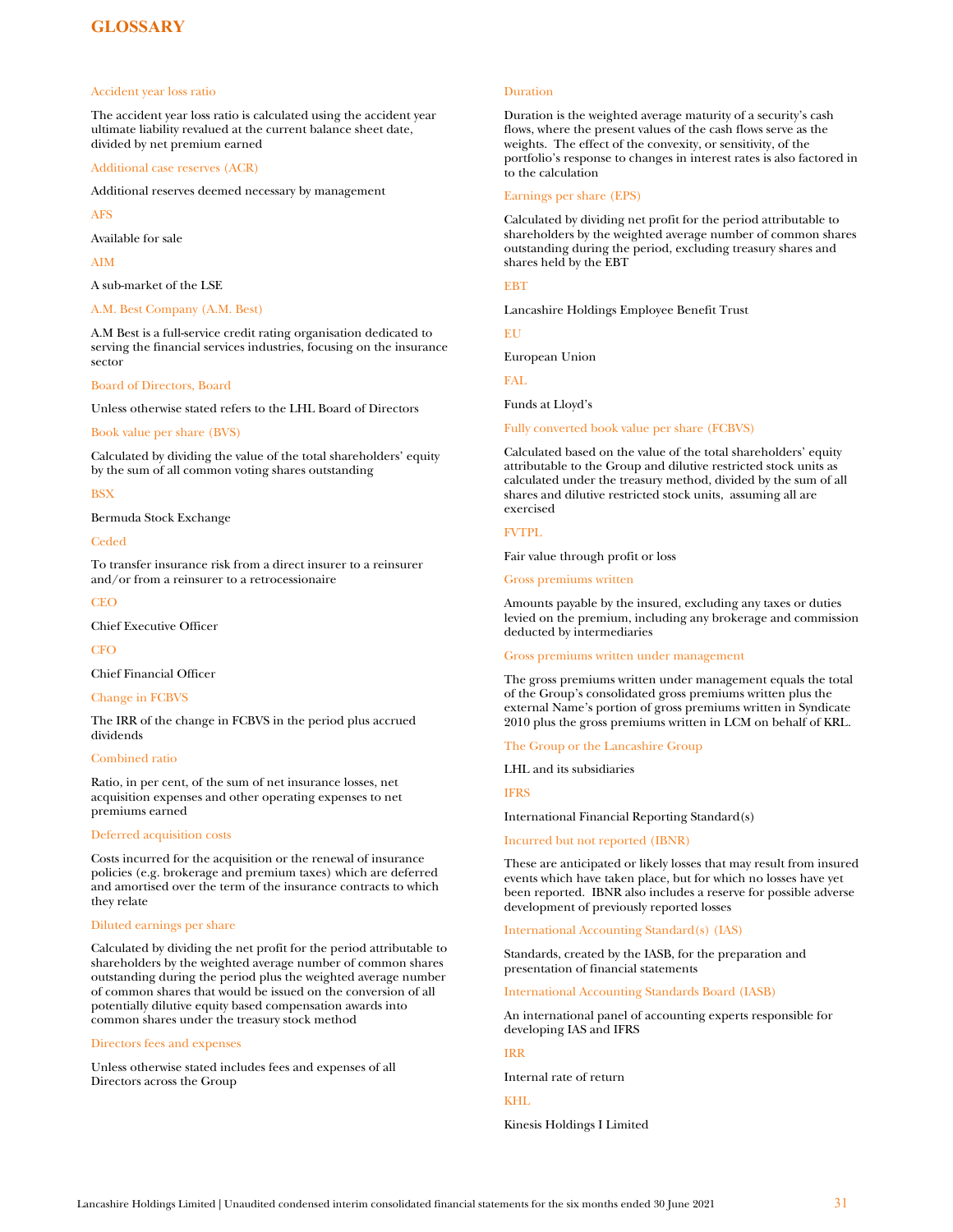# GLOSSARY

### Accident year loss ratio

The accident year loss ratio is calculated using the accident year ultimate liability revalued at the current balance sheet date, divided by net premium earned

### Additional case reserves (ACR)

Additional reserves deemed necessary by management

### AFS

Available for sale

### AIM

A sub-market of the LSE

### A.M. Best Company (A.M. Best)

A.M Best is a full-service credit rating organisation dedicated to serving the financial services industries, focusing on the insurance sector

### Board of Directors, Board

Unless otherwise stated refers to the LHL Board of Directors

### Book value per share (BVS)

Calculated by dividing the value of the total shareholders' equity by the sum of all common voting shares outstanding

### BSX

Bermuda Stock Exchange

### Ceded

To transfer insurance risk from a direct insurer to a reinsurer and/or from a reinsurer to a retrocessionaire

### CEO

Chief Executive Officer

### CFO

Chief Financial Officer

### Change in FCBVS

The IRR of the change in FCBVS in the period plus accrued dividends

### Combined ratio

Ratio, in per cent, of the sum of net insurance losses, net acquisition expenses and other operating expenses to net premiums earned

### Deferred acquisition costs

Costs incurred for the acquisition or the renewal of insurance policies (e.g. brokerage and premium taxes) which are deferred and amortised over the term of the insurance contracts to which they relate

### Diluted earnings per share

Calculated by dividing the net profit for the period attributable to shareholders by the weighted average number of common shares outstanding during the period plus the weighted average number of common shares that would be issued on the conversion of all potentially dilutive equity based compensation awards into common shares under the treasury stock method

### Directors fees and expenses

Unless otherwise stated includes fees and expenses of all Directors across the Group

### Duration

Duration is the weighted average maturity of a security's cash flows, where the present values of the cash flows serve as the weights. The effect of the convexity, or sensitivity, of the portfolio's response to changes in interest rates is also factored in to the calculation

### Earnings per share (EPS)

Calculated by dividing net profit for the period attributable to shareholders by the weighted average number of common shares outstanding during the period, excluding treasury shares and shares held by the EBT

### EBT

Lancashire Holdings Employee Benefit Trust

### EU

European Union

### FAL

Funds at Lloyd's

### Fully converted book value per share (FCBVS)

Calculated based on the value of the total shareholders' equity attributable to the Group and dilutive restricted stock units as calculated under the treasury method, divided by the sum of all shares and dilutive restricted stock units, assuming all are exercised

### FVTPL

Fair value through profit or loss

### Gross premiums written

Amounts payable by the insured, excluding any taxes or duties levied on the premium, including any brokerage and commission deducted by intermediaries

### Gross premiums written under management

The gross premiums written under management equals the total of the Group's consolidated gross premiums written plus the external Name's portion of gross premiums written in Syndicate 2010 plus the gross premiums written in LCM on behalf of KRL.

### The Group or the Lancashire Group

LHL and its subsidiaries

### IFRS

International Financial Reporting Standard(s)

### Incurred but not reported (IBNR)

These are anticipated or likely losses that may result from insured events which have taken place, but for which no losses have yet been reported. IBNR also includes a reserve for possible adverse development of previously reported losses

### International Accounting Standard(s) (IAS)

Standards, created by the IASB, for the preparation and presentation of financial statements

### International Accounting Standards Board (IASB)

An international panel of accounting experts responsible for developing IAS and IFRS

### IRR

Internal rate of return

### KHL

Kinesis Holdings I Limited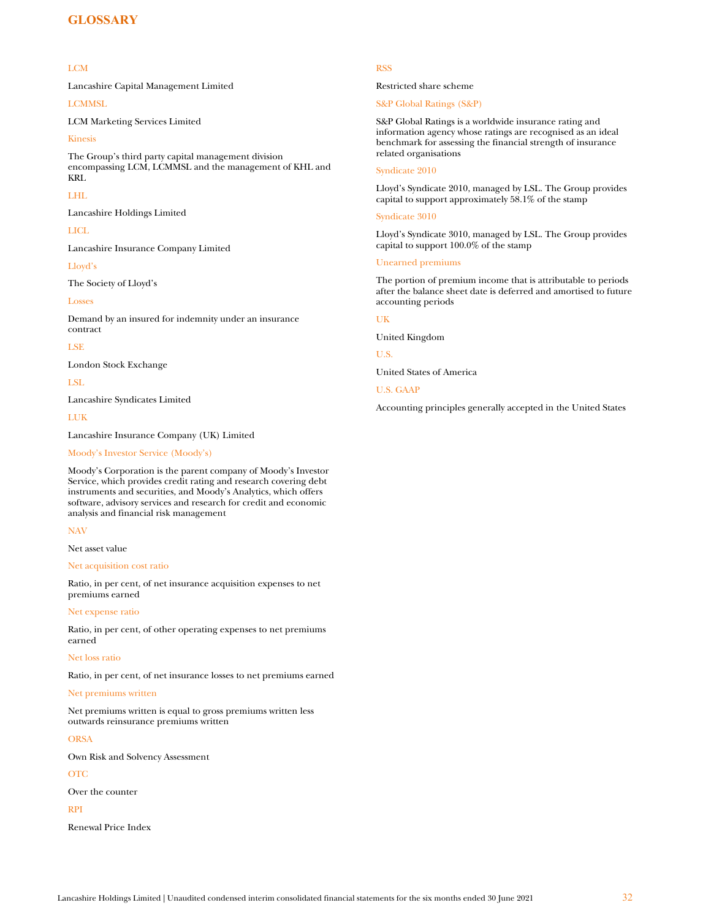# GLOSSARY

**LCM**

Lancashire Capital Management Limited

**LCMMSL**

LCM Marketing Services Limited

**Kinesis**

The Group's third party capital management division encompassing LCM, LCMMSL and the management of KHL and KRL

**LHL**

Lancashire Holdings Limited

**LICL**

Lancashire Insurance Company Limited

**Lloyd's**

The Society of Lloyd's

**Losses**

Demand by an insured for indemnity under an insurance contract

**LSE**

London Stock Exchange

**LSL**

Lancashire Syndicates Limited

**LUK**

Lancashire Insurance Company (UK) Limited

**Moody's Investor Service (Moody's)**

Moody's Corporation is the parent company of Moody's Investor Service, which provides credit rating and research covering debt instruments and securities, and Moody's Analytics, which offers software, advisory services and research for credit and economic analysis and financial risk management

**NAV**

Net asset value

**Net acquisition cost ratio**

Ratio, in per cent, of net insurance acquisition expenses to net premiums earned

**Net expense ratio**

Ratio, in per cent, of other operating expenses to net premiums earned

**Net loss ratio**

Ratio, in per cent, of net insurance losses to net premiums earned

**Net premiums written**

Net premiums written is equal to gross premiums written less outwards reinsurance premiums written

**ORSA**

Own Risk and Solvency Assessment

**OTC**

Over the counter

**RPI**

Renewal Price Index

**RSS**

Restricted share scheme

**S&P Global Ratings (S&P)**

S&P Global Ratings is a worldwide insurance rating and information agency whose ratings are recognised as an ideal benchmark for assessing the financial strength of insurance related organisations

**Syndicate 2010**

Lloyd's Syndicate 2010, managed by LSL. The Group provides capital to support approximately 58.1% of the stamp

**Syndicate 3010**

Lloyd's Syndicate 3010, managed by LSL. The Group provides capital to support 100.0% of the stamp

**Unearned premiums**

The portion of premium income that is attributable to periods after the balance sheet date is deferred and amortised to future accounting periods

**UK**

United Kingdom

**U.S.**

United States of America

**U.S. GAAP**

Accounting principles generally accepted in the United States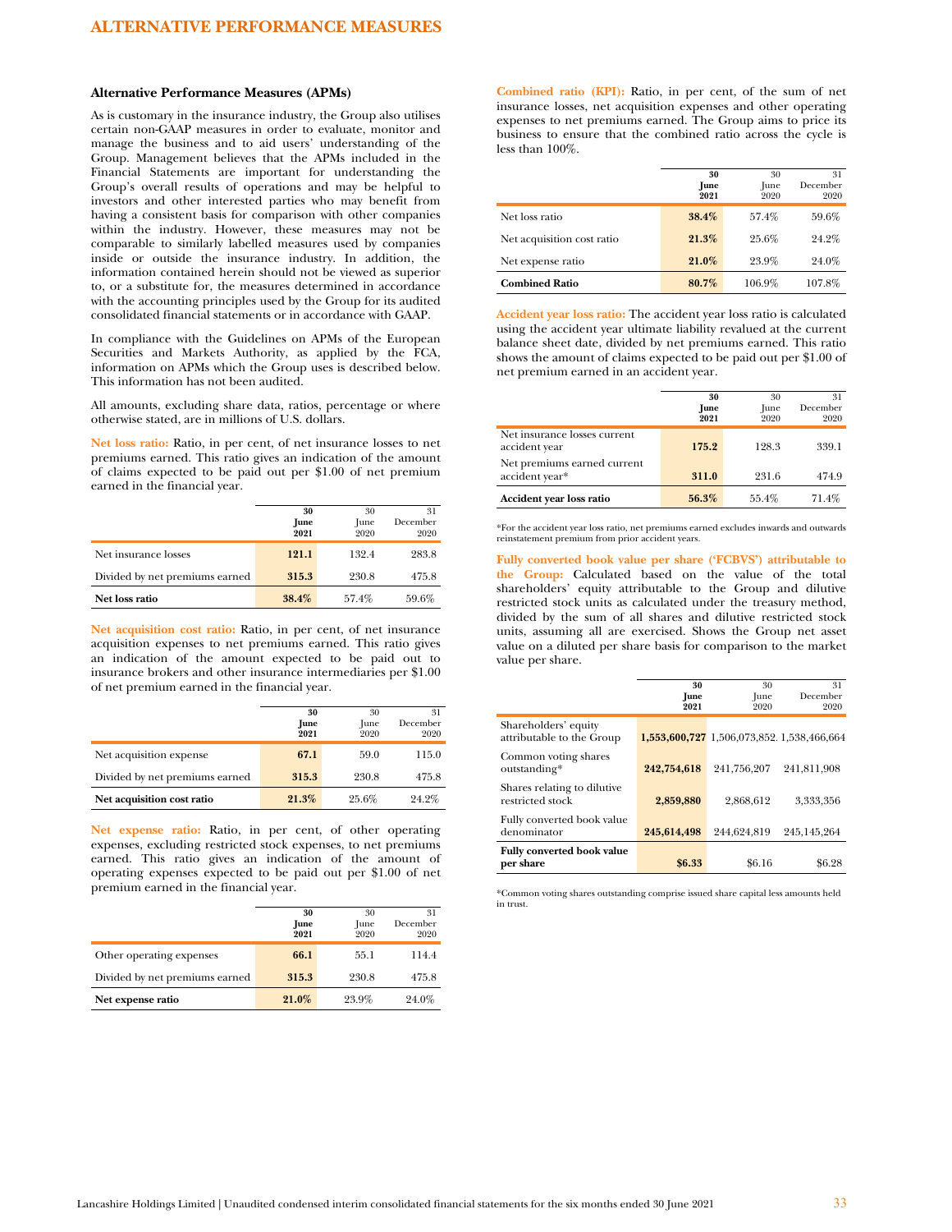# ALTERNATIVE PERFORMANCE MEASURES

### Alternative Performance Measures (APMs)

As is customary in the insurance industry, the Group also utilises certain non-GAAP measures in order to evaluate, monitor and manage the business and to aid users' understanding of the Group. Management believes that the APMs included in the Financial Statements are important for understanding the Group's overall results of operations and may be helpful to investors and other interested parties who may benefit from having a consistent basis for comparison with other companies within the industry. However, these measures may not be comparable to similarly labelled measures used by companies inside or outside the insurance industry. In addition, the information contained herein should not be viewed as superior to, or a substitute for, the measures determined in accordance with the accounting principles used by the Group for its audited consolidated financial statements or in accordance with GAAP.

In compliance with the Guidelines on APMs of the European Securities and Markets Authority, as applied by the FCA, information on APMs which the Group uses is described below. This information has not been audited.

All amounts, excluding share data, ratios, percentage or where otherwise stated, are in millions of U.S. dollars.

**Net loss ratio:** Ratio, in per cent, of net insurance losses to net premiums earned. This ratio gives an indication of the amount of claims expected to be paid out per $1.00 of net premium earned in the financial year.

| | **30 June 2021** | 30 June 2020 | 31 December 2020 |
|---|---|---|---|
| Net insurance losses | **121.1** | 132.4 | 283.8 |
| Divided by net premiums earned | **315.3** | 230.8 | 475.8 |
| **Net loss ratio** | **38.4%** | 57.4% | 59.6% |

**Net acquisition cost ratio:** Ratio, in per cent, of net insurance acquisition expenses to net premiums earned. This ratio gives an indication of the amount expected to be paid out to insurance brokers and other insurance intermediaries per $1.00 of net premium earned in the financial year.

| | **30 June 2021** | 30 June 2020 | 31 December 2020 |
|---|---|---|---|
| Net acquisition expense | **67.1** | 59.0 | 115.0 |
| Divided by net premiums earned | **315.3** | 230.8 | 475.8 |
| **Net acquisition cost ratio** | **21.3%** | 25.6% | 24.2% |

**Net expense ratio:** Ratio, in per cent, of other operating expenses, excluding restricted stock expenses, to net premiums earned. This ratio gives an indication of the amount of operating expenses expected to be paid out per $1.00 of net premium earned in the financial year.

| | **30 June 2021** | 30 June 2020 | 31 December 2020 |
|---|---|---|---|
| Other operating expenses | **66.1** | 55.1 | 114.4 |
| Divided by net premiums earned | **315.3** | 230.8 | 475.8 |
| **Net expense ratio** | **21.0%** | 23.9% | 24.0% |

**Combined ratio (KPI):** Ratio, in per cent, of the sum of net insurance losses, net acquisition expenses and other operating expenses to net premiums earned. The Group aims to price its business to ensure that the combined ratio across the cycle is less than 100%.

| | **30 June 2021** | 30 June 2020 | 31 December 2020 |
|---|---|---|---|
| Net loss ratio | **38.4%** | 57.4% | 59.6% |
| Net acquisition cost ratio | **21.3%** | 25.6% | 24.2% |
| Net expense ratio | **21.0%** | 23.9% | 24.0% |
| **Combined Ratio** | **80.7%** | 106.9% | 107.8% |

**Accident year loss ratio:** The accident year loss ratio is calculated using the accident year ultimate liability revalued at the current balance sheet date, divided by net premiums earned. This ratio shows the amount of claims expected to be paid out per $1.00 of net premium earned in an accident year.

| | **30 June 2021** | 30 June 2020 | 31 December 2020 |
|---|---|---|---|
| Net insurance losses current accident year | **175.2** | 128.3 | 339.1 |
| Net premiums earned current accident year* | **311.0** | 231.6 | 474.9 |
| **Accident year loss ratio** | **56.3%** | 55.4% | 71.4% |

*For the accident year loss ratio, net premiums earned excludes inwards and outwards reinstatement premium from prior accident years.

**Fully converted book value per share ('FCBVS') attributable to the Group:** Calculated based on the value of the total shareholders' equity attributable to the Group and dilutive restricted stock units as calculated under the treasury method, divided by the sum of all shares and dilutive restricted stock units, assuming all are exercised. Shows the Group net asset value on a diluted per share basis for comparison to the market value per share.

| | **30 June 2021** | 30 June 2020 | 31 December 2020 |
|---|---|---|---|
| Shareholders' equity attributable to the Group | **1,553,600,727** | 1,506,073,852. | 1,538,466,664 |
| Common voting shares outstanding* | **242,754,618** | 241,756,207 | 241,811,908 |
| Shares relating to dilutive restricted stock | **2,859,880** | 2,868,612 | 3,333,356 |
| Fully converted book value denominator | **245,614,498** | 244,624,819 | 245,145,264 |
| **Fully converted book value per share** | **$6.33** | $6.16 | $6.28 |

*Common voting shares outstanding comprise issued share capital less amounts held in trust.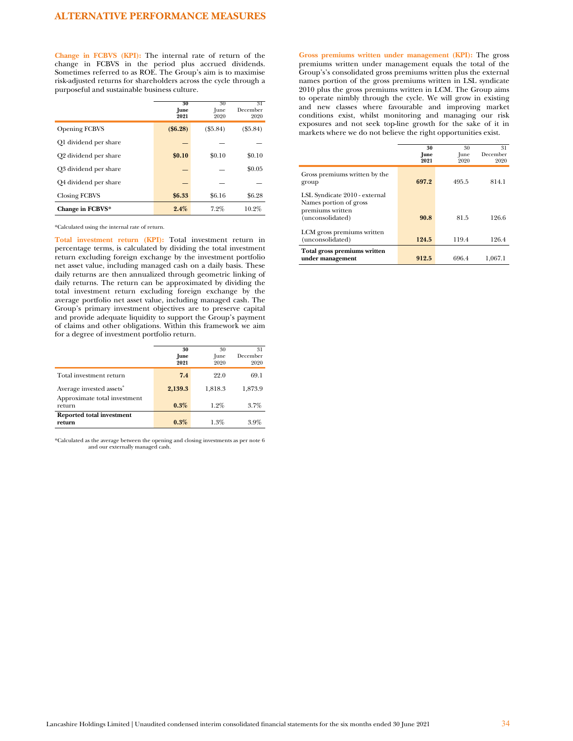# ALTERNATIVE PERFORMANCE MEASURES

**Change in FCBVS (KPI):** The internal rate of return of the change in FCBVS in the period plus accrued dividends. Sometimes referred to as ROE. The Group's aim is to maximise risk-adjusted returns for shareholders across the cycle through a purposeful and sustainable business culture.

| | **30 June 2021** | 30 June 2020 | 31 December 2020 |
|---|---|---|---|
| Opening FCBVS | **($6.28)** | ($5.84) | ($5.84) |
| Q1 dividend per share | **—** | — | — |
| Q2 dividend per share | **$0.10** | $0.10 | $0.10 |
| Q3 dividend per share | **—** | — | $0.05 |
| Q4 dividend per share | **—** | — | — |
| Closing FCBVS | **$6.33** | $6.16 | $6.28 |
| **Change in FCBVS*** | **2.4%** | 7.2% | 10.2% |

*Calculated using the internal rate of return.

**Total investment return (KPI):** Total investment return in percentage terms, is calculated by dividing the total investment return excluding foreign exchange by the investment portfolio net asset value, including managed cash on a daily basis. These daily returns are then annualized through geometric linking of daily returns. The return can be approximated by dividing the total investment return excluding foreign exchange by the average portfolio net asset value, including managed cash. The Group's primary investment objectives are to preserve capital and provide adequate liquidity to support the Group's payment of claims and other obligations. Within this framework we aim for a degree of investment portfolio return.

| | **30 June 2021** | 30 June 2020 | 31 December 2020 |
|---|---|---|---|
| Total investment return | **7.4** | 22.0 | 69.1 |
| Average invested assets* | **2,139.3** | 1,818.3 | 1,873.9 |
| Approximate total investment return | **0.3%** | 1.2% | 3.7% |
| **Reported total investment return** | **0.3%** | 1.3% | 3.9% |

*Calculated as the average between the opening and closing investments as per note 6 and our externally managed cash.

**Gross premiums written under management (KPI):** The gross premiums written under management equals the total of the Group's's consolidated gross premiums written plus the external names portion of the gross premiums written in LSL syndicate 2010 plus the gross premiums written in LCM. The Group aims to operate nimbly through the cycle. We will grow in existing and new classes where favourable and improving market conditions exist, whilst monitoring and managing our risk exposures and not seek top-line growth for the sake of it in markets where we do not believe the right opportunities exist.

| | **30 June 2021** | 30 June 2020 | 31 December 2020 |
|---|---|---|---|
| Gross premiums written by the group | **697.2** | 495.5 | 814.1 |
| LSL Syndicate 2010 - external Names portion of gross premiums written (unconsolidated) | **90.8** | 81.5 | 126.6 |
| LCM gross premiums written (unconsolidated) | **124.5** | 119.4 | 126.4 |
| **Total gross premiums written under management** | **912.5** | 696.4 | 1,067.1 |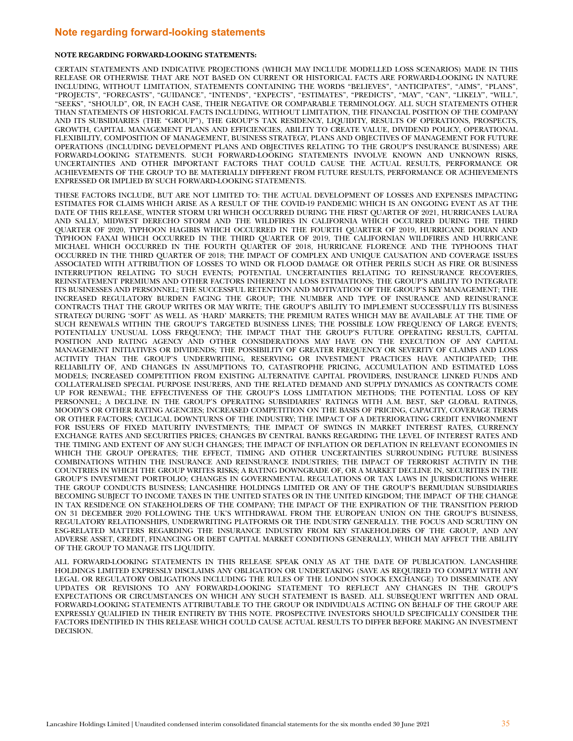## Note regarding forward-looking statements

**NOTE REGARDING FORWARD-LOOKING STATEMENTS:**

CERTAIN STATEMENTS AND INDICATIVE PROJECTIONS (WHICH MAY INCLUDE MODELLED LOSS SCENARIOS) MADE IN THIS RELEASE OR OTHERWISE THAT ARE NOT BASED ON CURRENT OR HISTORICAL FACTS ARE FORWARD-LOOKING IN NATURE INCLUDING, WITHOUT LIMITATION, STATEMENTS CONTAINING THE WORDS "BELIEVES", "ANTICIPATES", "AIMS", "PLANS", "PROJECTS", "FORECASTS", "GUIDANCE", "INTENDS", "EXPECTS", "ESTIMATES", "PREDICTS", "MAY", "CAN", "LIKELY", "WILL", "SEEKS", "SHOULD", OR, IN EACH CASE, THEIR NEGATIVE OR COMPARABLE TERMINOLOGY. ALL SUCH STATEMENTS OTHER THAN STATEMENTS OF HISTORICAL FACTS INCLUDING, WITHOUT LIMITATION, THE FINANCIAL POSITION OF THE COMPANY AND ITS SUBSIDIARIES (THE "GROUP"), THE GROUP'S TAX RESIDENCY, LIQUIDITY, RESULTS OF OPERATIONS, PROSPECTS, GROWTH, CAPITAL MANAGEMENT PLANS AND EFFICIENCIES, ABILITY TO CREATE VALUE, DIVIDEND POLICY, OPERATIONAL FLEXIBILITY, COMPOSITION OF MANAGEMENT, BUSINESS STRATEGY, PLANS AND OBJECTIVES OF MANAGEMENT FOR FUTURE OPERATIONS (INCLUDING DEVELOPMENT PLANS AND OBJECTIVES RELATING TO THE GROUP'S INSURANCE BUSINESS) ARE FORWARD-LOOKING STATEMENTS. SUCH FORWARD-LOOKING STATEMENTS INVOLVE KNOWN AND UNKNOWN RISKS, UNCERTAINTIES AND OTHER IMPORTANT FACTORS THAT COULD CAUSE THE ACTUAL RESULTS, PERFORMANCE OR ACHIEVEMENTS OF THE GROUP TO BE MATERIALLY DIFFERENT FROM FUTURE RESULTS, PERFORMANCE OR ACHIEVEMENTS EXPRESSED OR IMPLIED BY SUCH FORWARD-LOOKING STATEMENTS.

THESE FACTORS INCLUDE, BUT ARE NOT LIMITED TO: THE ACTUAL DEVELOPMENT OF LOSSES AND EXPENSES IMPACTING ESTIMATES FOR CLAIMS WHICH ARISE AS A RESULT OF THE COVID-19 PANDEMIC WHICH IS AN ONGOING EVENT AS AT THE DATE OF THIS RELEASE, WINTER STORM URI WHICH OCCURRED DURING THE FIRST QUARTER OF 2021, HURRICANES LAURA AND SALLY, MIDWEST DERECHO STORM AND THE WILDFIRES IN CALIFORNIA WHICH OCCURRED DURING THE THIRD QUARTER OF 2020, TYPHOON HAGIBIS WHICH OCCURRED IN THE FOURTH QUARTER OF 2019, HURRICANE DORIAN AND TYPHOON FAXAI WHICH OCCURRED IN THE THIRD QUARTER OF 2019, THE CALIFORNIAN WILDFIRES AND HURRICANE MICHAEL WHICH OCCURRED IN THE FOURTH QUARTER OF 2018, HURRICANE FLORENCE AND THE TYPHOONS THAT OCCURRED IN THE THIRD QUARTER OF 2018; THE IMPACT OF COMPLEX AND UNIQUE CAUSATION AND COVERAGE ISSUES ASSOCIATED WITH ATTRIBUTION OF LOSSES TO WIND OR FLOOD DAMAGE OR OTHER PERILS SUCH AS FIRE OR BUSINESS INTERRUPTION RELATING TO SUCH EVENTS; POTENTIAL UNCERTAINTIES RELATING TO REINSURANCE RECOVERIES, REINSTATEMENT PREMIUMS AND OTHER FACTORS INHERENT IN LOSS ESTIMATIONS; THE GROUP'S ABILITY TO INTEGRATE ITS BUSINESSES AND PERSONNEL; THE SUCCESSFUL RETENTION AND MOTIVATION OF THE GROUP'S KEY MANAGEMENT; THE INCREASED REGULATORY BURDEN FACING THE GROUP; THE NUMBER AND TYPE OF INSURANCE AND REINSURANCE CONTRACTS THAT THE GROUP WRITES OR MAY WRITE; THE GROUP'S ABILITY TO IMPLEMENT SUCCESSFULLY ITS BUSINESS STRATEGY DURING 'SOFT' AS WELL AS 'HARD' MARKETS; THE PREMIUM RATES WHICH MAY BE AVAILABLE AT THE TIME OF SUCH RENEWALS WITHIN THE GROUP'S TARGETED BUSINESS LINES; THE POSSIBLE LOW FREQUENCY OF LARGE EVENTS; POTENTIALLY UNUSUAL LOSS FREQUENCY; THE IMPACT THAT THE GROUP'S FUTURE OPERATING RESULTS, CAPITAL POSITION AND RATING AGENCY AND OTHER CONSIDERATIONS MAY HAVE ON THE EXECUTION OF ANY CAPITAL MANAGEMENT INITIATIVES OR DIVIDENDS; THE POSSIBILITY OF GREATER FREQUENCY OR SEVERITY OF CLAIMS AND LOSS ACTIVITY THAN THE GROUP'S UNDERWRITING, RESERVING OR INVESTMENT PRACTICES HAVE ANTICIPATED; THE RELIABILITY OF, AND CHANGES IN ASSUMPTIONS TO, CATASTROPHE PRICING, ACCUMULATION AND ESTIMATED LOSS MODELS; INCREASED COMPETITION FROM EXISTING ALTERNATIVE CAPITAL PROVIDERS, INSURANCE LINKED FUNDS AND COLLATERALISED SPECIAL PURPOSE INSURERS, AND THE RELATED DEMAND AND SUPPLY DYNAMICS AS CONTRACTS COME UP FOR RENEWAL; THE EFFECTIVENESS OF THE GROUP'S LOSS LIMITATION METHODS; THE POTENTIAL LOSS OF KEY PERSONNEL; A DECLINE IN THE GROUP'S OPERATING SUBSIDIARIES' RATINGS WITH A.M. BEST, S&P GLOBAL RATINGS, MOODY'S OR OTHER RATING AGENCIES; INCREASED COMPETITION ON THE BASIS OF PRICING, CAPACITY, COVERAGE TERMS OR OTHER FACTORS; CYCLICAL DOWNTURNS OF THE INDUSTRY; THE IMPACT OF A DETERIORATING CREDIT ENVIRONMENT FOR ISSUERS OF FIXED MATURITY INVESTMENTS; THE IMPACT OF SWINGS IN MARKET INTEREST RATES, CURRENCY EXCHANGE RATES AND SECURITIES PRICES; CHANGES BY CENTRAL BANKS REGARDING THE LEVEL OF INTEREST RATES AND THE TIMING AND EXTENT OF ANY SUCH CHANGES; THE IMPACT OF INFLATION OR DEFLATION IN RELEVANT ECONOMIES IN WHICH THE GROUP OPERATES; THE EFFECT, TIMING AND OTHER UNCERTAINTIES SURROUNDING FUTURE BUSINESS COMBINATIONS WITHIN THE INSURANCE AND REINSURANCE INDUSTRIES; THE IMPACT OF TERRORIST ACTIVITY IN THE COUNTRIES IN WHICH THE GROUP WRITES RISKS; A RATING DOWNGRADE OF, OR A MARKET DECLINE IN, SECURITIES IN THE GROUP'S INVESTMENT PORTFOLIO; CHANGES IN GOVERNMENTAL REGULATIONS OR TAX LAWS IN JURISDICTIONS WHERE THE GROUP CONDUCTS BUSINESS; LANCASHIRE HOLDINGS LIMITED OR ANY OF THE GROUP'S BERMUDIAN SUBSIDIARIES BECOMING SUBJECT TO INCOME TAXES IN THE UNITED STATES OR IN THE UNITED KINGDOM; THE IMPACT OF THE CHANGE IN TAX RESIDENCE ON STAKEHOLDERS OF THE COMPANY; THE IMPACT OF THE EXPIRATION OF THE TRANSITION PERIOD ON 31 DECEMBER 2020 FOLLOWING THE UK'S WITHDRAWAL FROM THE EUROPEAN UNION ON THE GROUP'S BUSINESS, REGULATORY RELATIONSHIPS, UNDERWRITING PLATFORMS OR THE INDUSTRY GENERALLY. THE FOCUS AND SCRUTINY ON ESG-RELATED MATTERS REGARDING THE INSURANCE INDUSTRY FROM KEY STAKEHOLDERS OF THE GROUP, AND ANY ADVERSE ASSET, CREDIT, FINANCING OR DEBT CAPITAL MARKET CONDITIONS GENERALLY, WHICH MAY AFFECT THE ABILITY OF THE GROUP TO MANAGE ITS LIQUIDITY.

ALL FORWARD-LOOKING STATEMENTS IN THIS RELEASE SPEAK ONLY AS AT THE DATE OF PUBLICATION. LANCASHIRE HOLDINGS LIMITED EXPRESSLY DISCLAIMS ANY OBLIGATION OR UNDERTAKING (SAVE AS REQUIRED TO COMPLY WITH ANY LEGAL OR REGULATORY OBLIGATIONS INCLUDING THE RULES OF THE LONDON STOCK EXCHANGE) TO DISSEMINATE ANY UPDATES OR REVISIONS TO ANY FORWARD-LOOKING STATEMENT TO REFLECT ANY CHANGES IN THE GROUP'S EXPECTATIONS OR CIRCUMSTANCES ON WHICH ANY SUCH STATEMENT IS BASED. ALL SUBSEQUENT WRITTEN AND ORAL FORWARD-LOOKING STATEMENTS ATTRIBUTABLE TO THE GROUP OR INDIVIDUALS ACTING ON BEHALF OF THE GROUP ARE EXPRESSLY QUALIFIED IN THEIR ENTIRETY BY THIS NOTE. PROSPECTIVE INVESTORS SHOULD SPECIFICALLY CONSIDER THE FACTORS IDENTIFIED IN THIS RELEASE WHICH COULD CAUSE ACTUAL RESULTS TO DIFFER BEFORE MAKING AN INVESTMENT DECISION.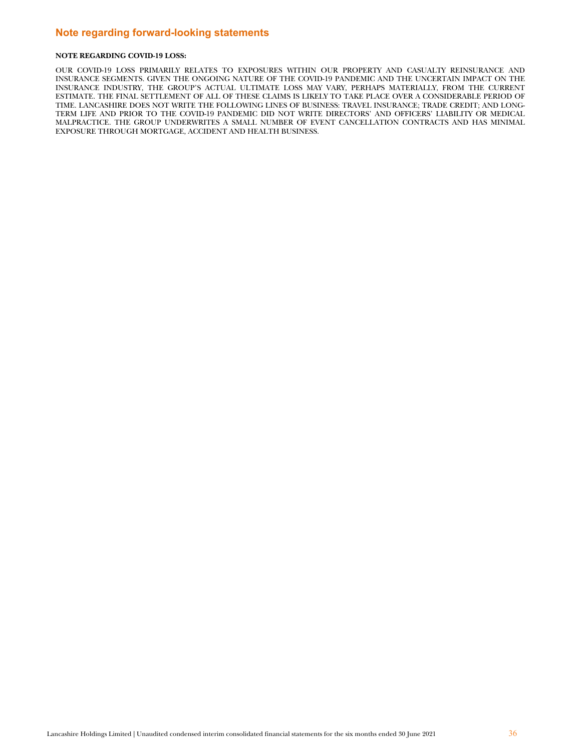## Note regarding forward-looking statements

**NOTE REGARDING COVID-19 LOSS:**

OUR COVID-19 LOSS PRIMARILY RELATES TO EXPOSURES WITHIN OUR PROPERTY AND CASUALTY REINSURANCE AND INSURANCE SEGMENTS. GIVEN THE ONGOING NATURE OF THE COVID-19 PANDEMIC AND THE UNCERTAIN IMPACT ON THE INSURANCE INDUSTRY, THE GROUP'S ACTUAL ULTIMATE LOSS MAY VARY, PERHAPS MATERIALLY, FROM THE CURRENT ESTIMATE. THE FINAL SETTLEMENT OF ALL OF THESE CLAIMS IS LIKELY TO TAKE PLACE OVER A CONSIDERABLE PERIOD OF TIME. LANCASHIRE DOES NOT WRITE THE FOLLOWING LINES OF BUSINESS: TRAVEL INSURANCE; TRADE CREDIT; AND LONG-TERM LIFE AND PRIOR TO THE COVID-19 PANDEMIC DID NOT WRITE DIRECTORS' AND OFFICERS' LIABILITY OR MEDICAL MALPRACTICE. THE GROUP UNDERWRITES A SMALL NUMBER OF EVENT CANCELLATION CONTRACTS AND HAS MINIMAL EXPOSURE THROUGH MORTGAGE, ACCIDENT AND HEALTH BUSINESS.